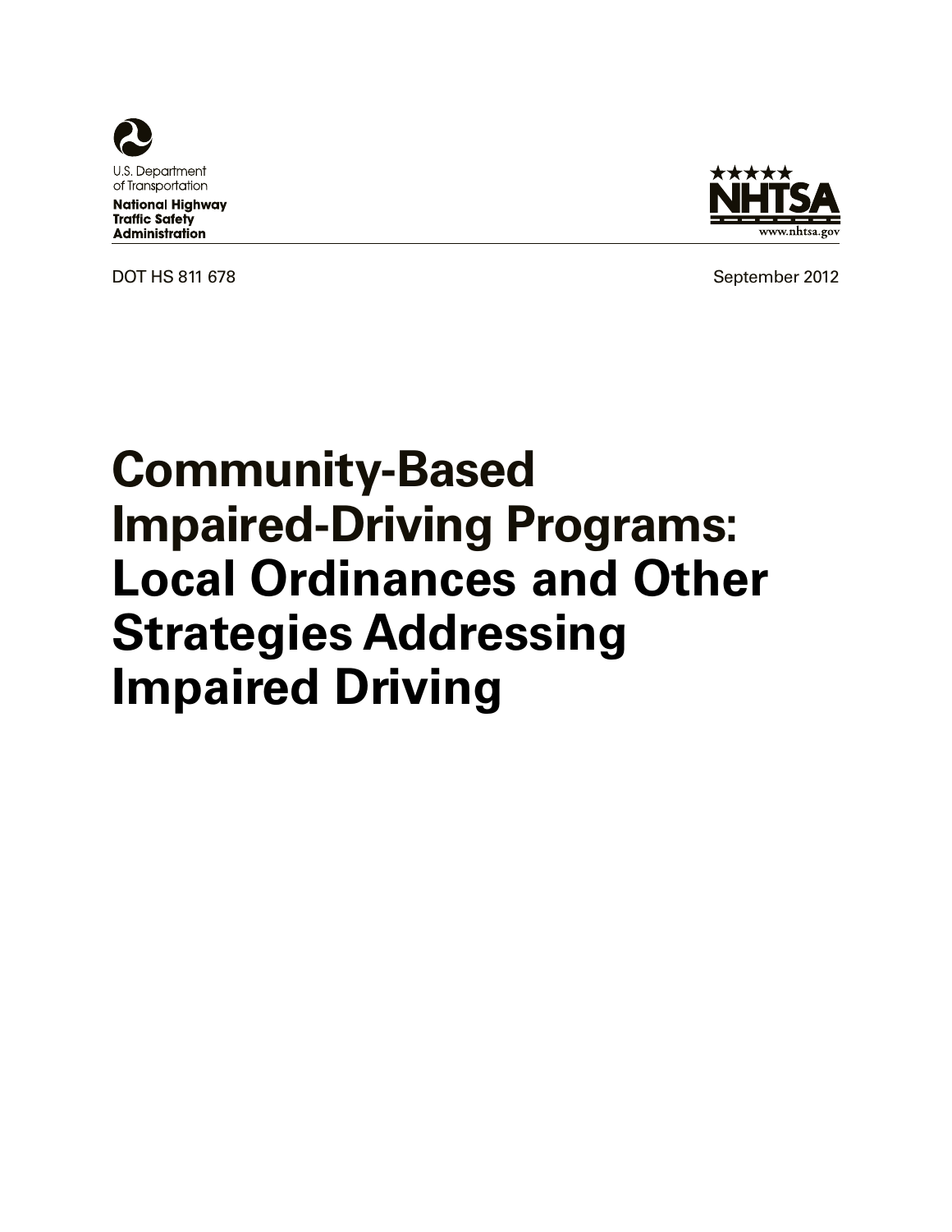U.S. Department of Transportation

**National Highway Traffic Safety Administration**

NHTSA

www.nhtsa.gov

DOT HS 811 678

September 2012

# Community-Based Impaired-Driving Programs: Local Ordinances and Other Strategies Addressing Impaired Driving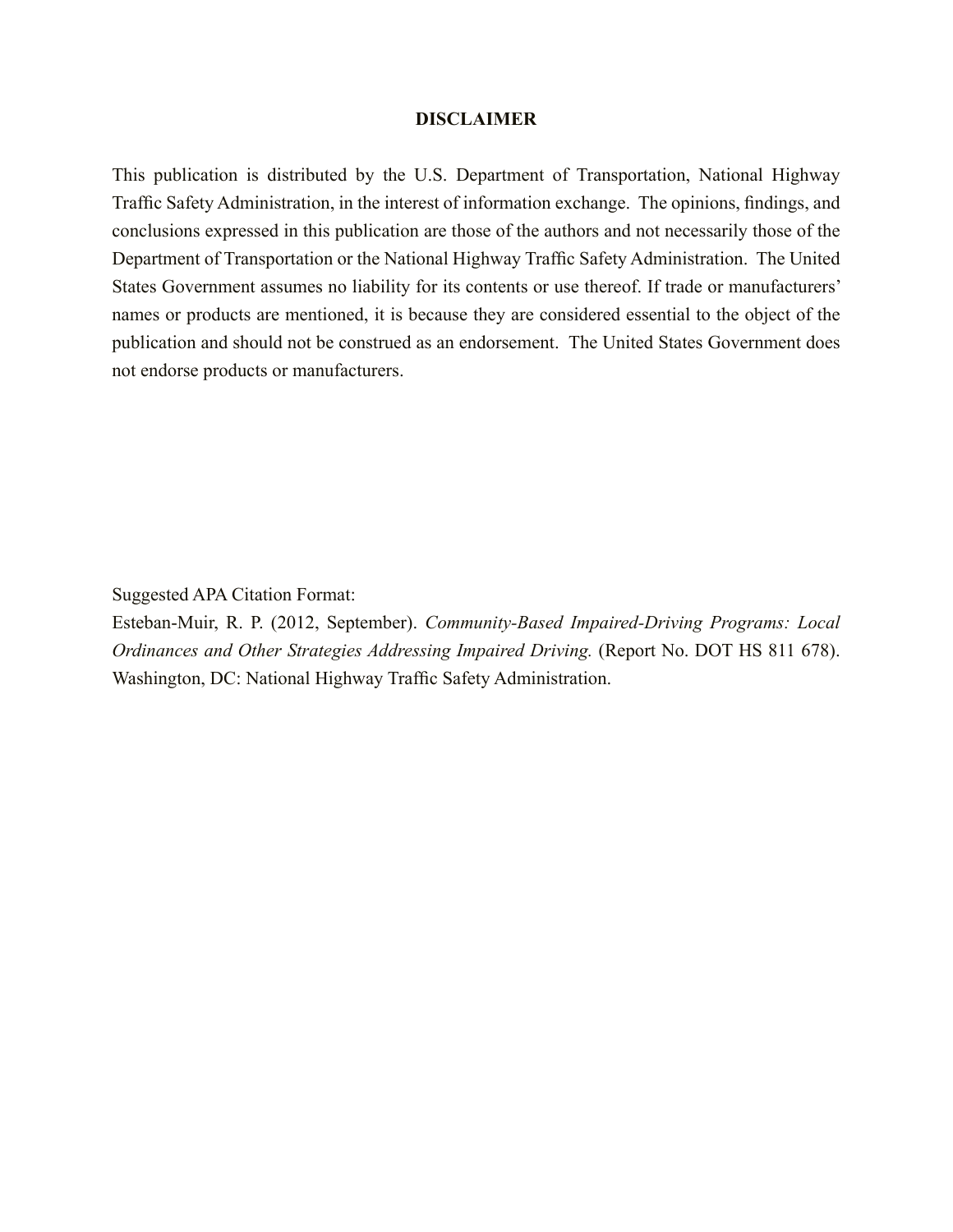## DISCLAIMER

This publication is distributed by the U.S. Department of Transportation, National Highway Traffic Safety Administration, in the interest of information exchange. The opinions, findings, and conclusions expressed in this publication are those of the authors and not necessarily those of the Department of Transportation or the National Highway Traffic Safety Administration. The United States Government assumes no liability for its contents or use thereof. If trade or manufacturers' names or products are mentioned, it is because they are considered essential to the object of the publication and should not be construed as an endorsement. The United States Government does not endorse products or manufacturers.

Suggested APA Citation Format:
Esteban-Muir, R. P. (2012, September). *Community-Based Impaired-Driving Programs: Local Ordinances and Other Strategies Addressing Impaired Driving.* (Report No. DOT HS 811 678). Washington, DC: National Highway Traffic Safety Administration.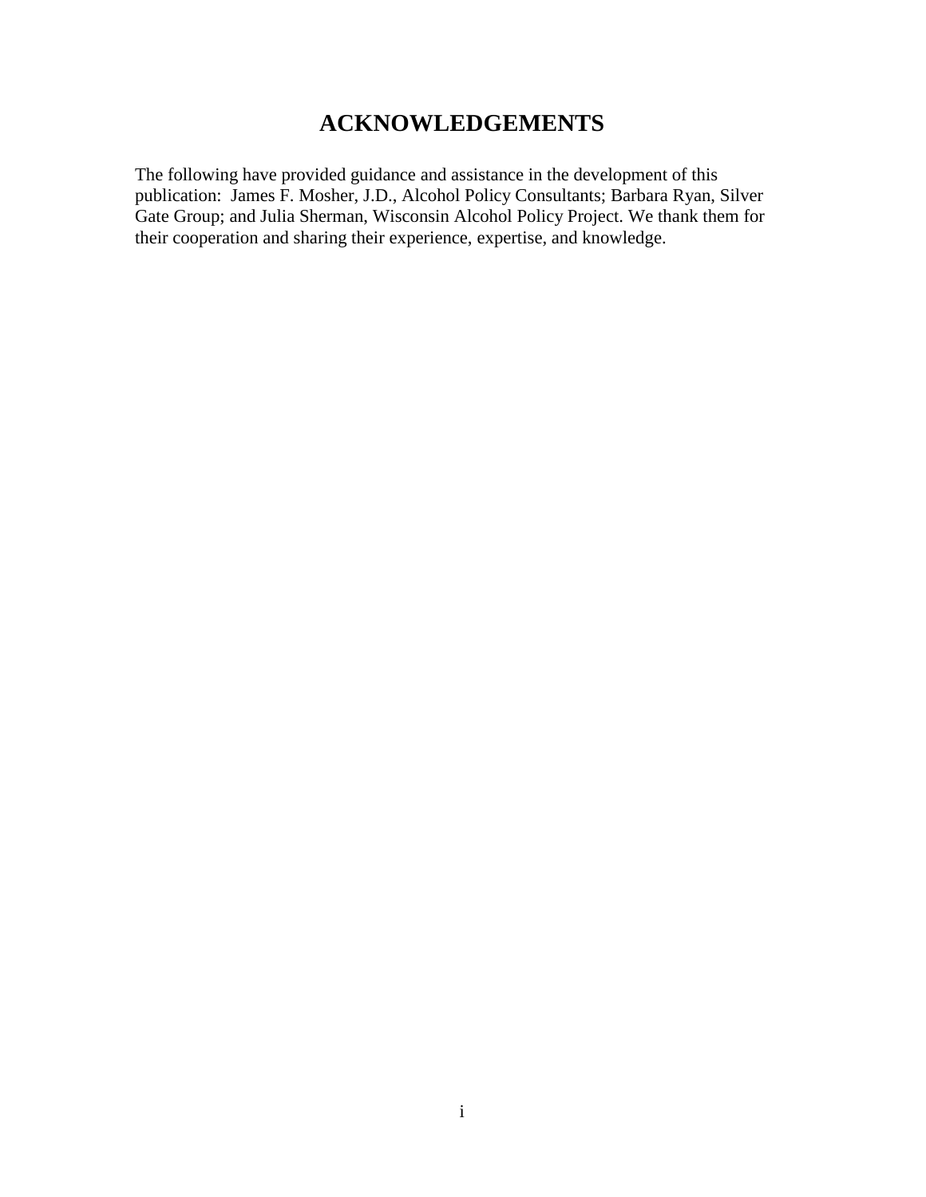# ACKNOWLEDGEMENTS

The following have provided guidance and assistance in the development of this publication: James F. Mosher, J.D., Alcohol Policy Consultants; Barbara Ryan, Silver Gate Group; and Julia Sherman, Wisconsin Alcohol Policy Project. We thank them for their cooperation and sharing their experience, expertise, and knowledge.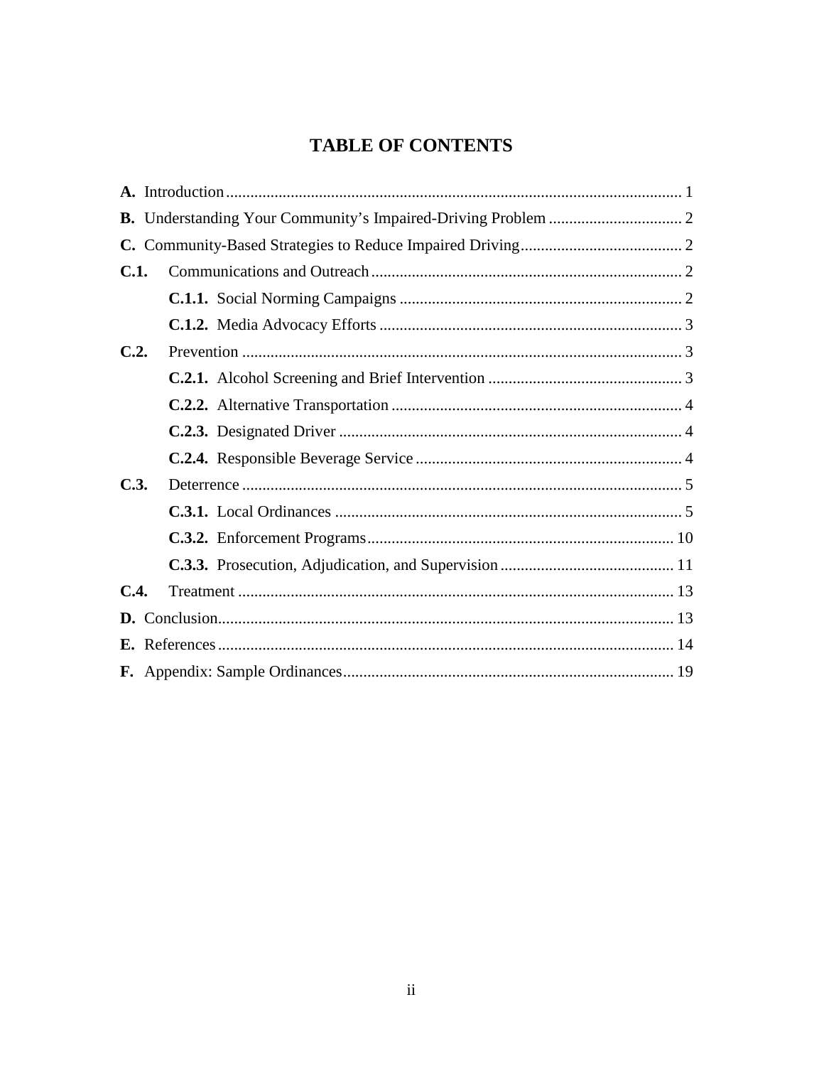# TABLE OF CONTENTS

**A.** Introduction ........ 1

**B.** Understanding Your Community's Impaired-Driving Problem ........ 2

**C.** Community-Based Strategies to Reduce Impaired Driving ........ 2

**C.1.** Communications and Outreach ........ 2

- **C.1.1.** Social Norming Campaigns ........ 2
- **C.1.2.** Media Advocacy Efforts ........ 3

**C.2.** Prevention ........ 3

- **C.2.1.** Alcohol Screening and Brief Intervention ........ 3
- **C.2.2.** Alternative Transportation ........ 4
- **C.2.3.** Designated Driver ........ 4
- **C.2.4.** Responsible Beverage Service ........ 4

**C.3.** Deterrence ........ 5

- **C.3.1.** Local Ordinances ........ 5
- **C.3.2.** Enforcement Programs ........ 10
- **C.3.3.** Prosecution, Adjudication, and Supervision ........ 11

**C.4.** Treatment ........ 13

**D.** Conclusion ........ 13

**E.** References ........ 14

**F.** Appendix: Sample Ordinances ........ 19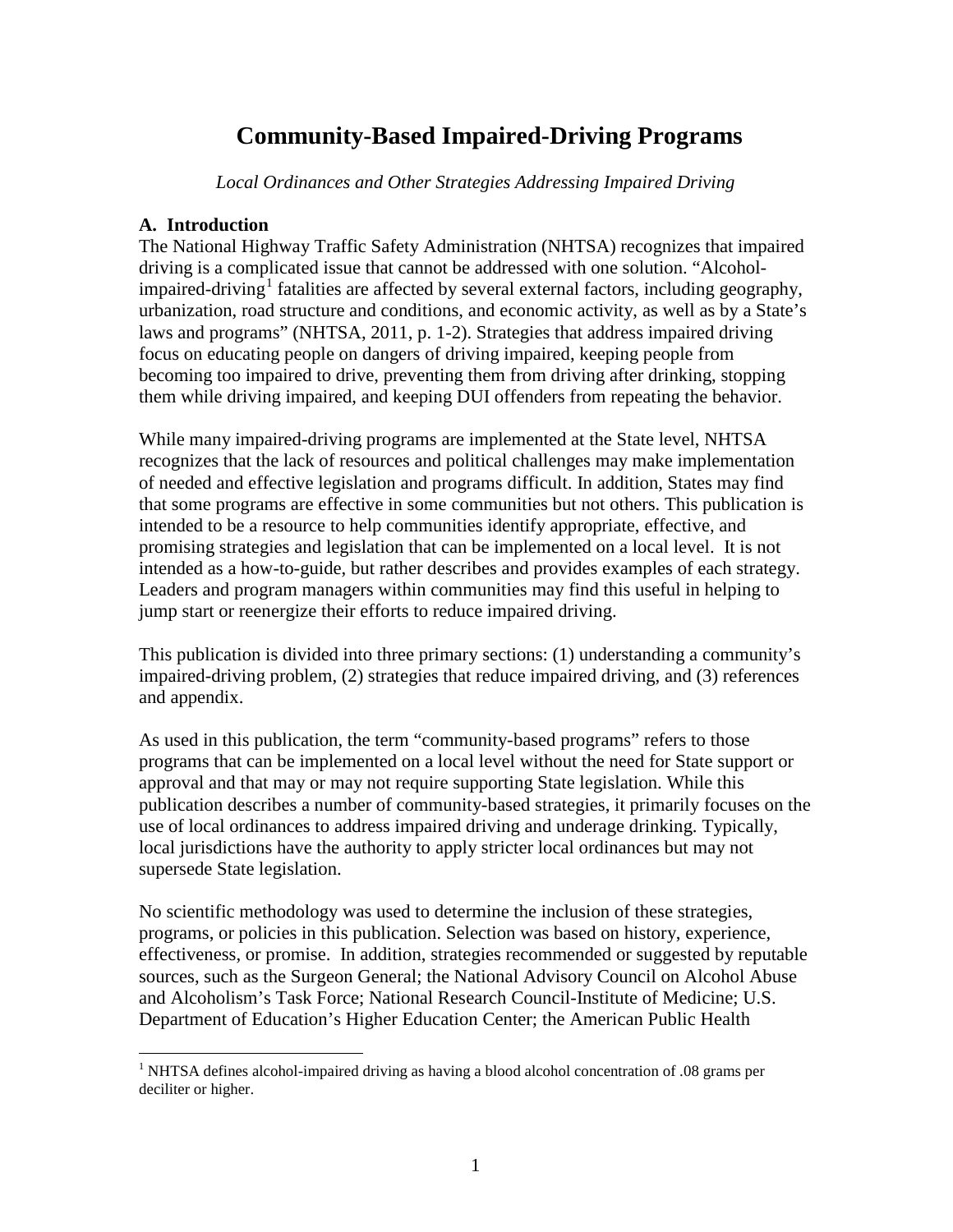# Community-Based Impaired-Driving Programs

*Local Ordinances and Other Strategies Addressing Impaired Driving*

## A. Introduction

The National Highway Traffic Safety Administration (NHTSA) recognizes that impaired driving is a complicated issue that cannot be addressed with one solution. "Alcohol-impaired-driving[1] fatalities are affected by several external factors, including geography, urbanization, road structure and conditions, and economic activity, as well as by a State's laws and programs" (NHTSA, 2011, p. 1-2). Strategies that address impaired driving focus on educating people on dangers of driving impaired, keeping people from becoming too impaired to drive, preventing them from driving after drinking, stopping them while driving impaired, and keeping DUI offenders from repeating the behavior.

While many impaired-driving programs are implemented at the State level, NHTSA recognizes that the lack of resources and political challenges may make implementation of needed and effective legislation and programs difficult. In addition, States may find that some programs are effective in some communities but not others. This publication is intended to be a resource to help communities identify appropriate, effective, and promising strategies and legislation that can be implemented on a local level. It is not intended as a how-to-guide, but rather describes and provides examples of each strategy. Leaders and program managers within communities may find this useful in helping to jump start or reenergize their efforts to reduce impaired driving.

This publication is divided into three primary sections: (1) understanding a community's impaired-driving problem, (2) strategies that reduce impaired driving, and (3) references and appendix.

As used in this publication, the term "community-based programs" refers to those programs that can be implemented on a local level without the need for State support or approval and that may or may not require supporting State legislation. While this publication describes a number of community-based strategies, it primarily focuses on the use of local ordinances to address impaired driving and underage drinking. Typically, local jurisdictions have the authority to apply stricter local ordinances but may not supersede State legislation.

No scientific methodology was used to determine the inclusion of these strategies, programs, or policies in this publication. Selection was based on history, experience, effectiveness, or promise. In addition, strategies recommended or suggested by reputable sources, such as the Surgeon General; the National Advisory Council on Alcohol Abuse and Alcoholism's Task Force; National Research Council-Institute of Medicine; U.S. Department of Education's Higher Education Center; the American Public Health

[1] NHTSA defines alcohol-impaired driving as having a blood alcohol concentration of .08 grams per deciliter or higher.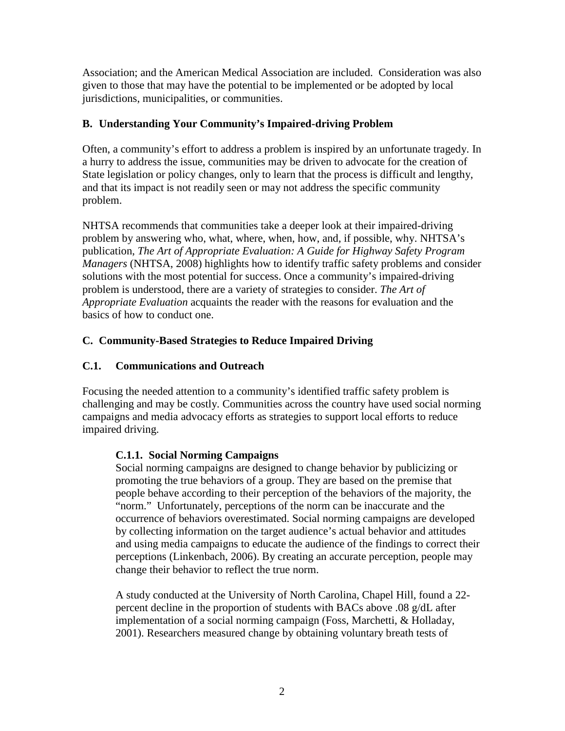Association; and the American Medical Association are included. Consideration was also given to those that may have the potential to be implemented or be adopted by local jurisdictions, municipalities, or communities.

## B. Understanding Your Community's Impaired-driving Problem

Often, a community's effort to address a problem is inspired by an unfortunate tragedy. In a hurry to address the issue, communities may be driven to advocate for the creation of State legislation or policy changes, only to learn that the process is difficult and lengthy, and that its impact is not readily seen or may not address the specific community problem.

NHTSA recommends that communities take a deeper look at their impaired-driving problem by answering who, what, where, when, how, and, if possible, why. NHTSA's publication, *The Art of Appropriate Evaluation: A Guide for Highway Safety Program Managers* (NHTSA, 2008) highlights how to identify traffic safety problems and consider solutions with the most potential for success. Once a community's impaired-driving problem is understood, there are a variety of strategies to consider. *The Art of Appropriate Evaluation* acquaints the reader with the reasons for evaluation and the basics of how to conduct one.

## C. Community-Based Strategies to Reduce Impaired Driving

### C.1. Communications and Outreach

Focusing the needed attention to a community's identified traffic safety problem is challenging and may be costly. Communities across the country have used social norming campaigns and media advocacy efforts as strategies to support local efforts to reduce impaired driving.

#### C.1.1. Social Norming Campaigns

Social norming campaigns are designed to change behavior by publicizing or promoting the true behaviors of a group. They are based on the premise that people behave according to their perception of the behaviors of the majority, the "norm." Unfortunately, perceptions of the norm can be inaccurate and the occurrence of behaviors overestimated. Social norming campaigns are developed by collecting information on the target audience's actual behavior and attitudes and using media campaigns to educate the audience of the findings to correct their perceptions (Linkenbach, 2006). By creating an accurate perception, people may change their behavior to reflect the true norm.

A study conducted at the University of North Carolina, Chapel Hill, found a 22-percent decline in the proportion of students with BACs above .08 g/dL after implementation of a social norming campaign (Foss, Marchetti, & Holladay, 2001). Researchers measured change by obtaining voluntary breath tests of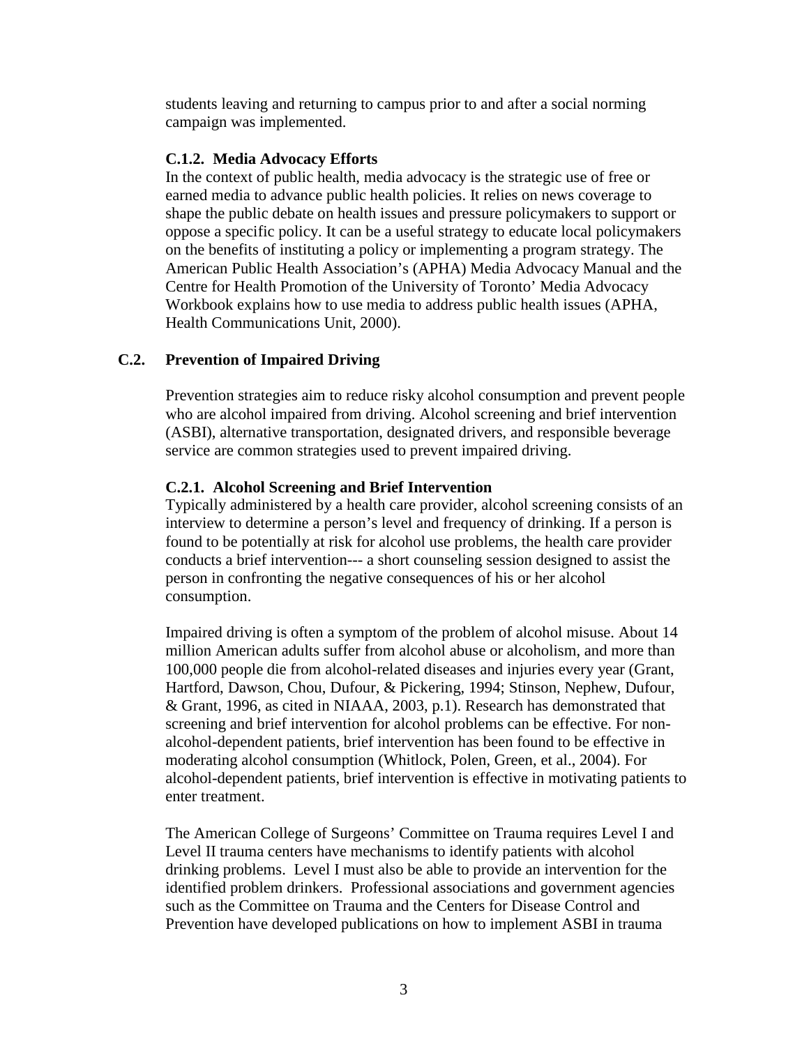students leaving and returning to campus prior to and after a social norming campaign was implemented.

#### C.1.2. Media Advocacy Efforts

In the context of public health, media advocacy is the strategic use of free or earned media to advance public health policies. It relies on news coverage to shape the public debate on health issues and pressure policymakers to support or oppose a specific policy. It can be a useful strategy to educate local policymakers on the benefits of instituting a policy or implementing a program strategy. The American Public Health Association's (APHA) Media Advocacy Manual and the Centre for Health Promotion of the University of Toronto' Media Advocacy Workbook explains how to use media to address public health issues (APHA, Health Communications Unit, 2000).

### C.2. Prevention of Impaired Driving

Prevention strategies aim to reduce risky alcohol consumption and prevent people who are alcohol impaired from driving. Alcohol screening and brief intervention (ASBI), alternative transportation, designated drivers, and responsible beverage service are common strategies used to prevent impaired driving.

#### C.2.1. Alcohol Screening and Brief Intervention

Typically administered by a health care provider, alcohol screening consists of an interview to determine a person's level and frequency of drinking. If a person is found to be potentially at risk for alcohol use problems, the health care provider conducts a brief intervention--- a short counseling session designed to assist the person in confronting the negative consequences of his or her alcohol consumption.

Impaired driving is often a symptom of the problem of alcohol misuse. About 14 million American adults suffer from alcohol abuse or alcoholism, and more than 100,000 people die from alcohol-related diseases and injuries every year (Grant, Hartford, Dawson, Chou, Dufour, & Pickering, 1994; Stinson, Nephew, Dufour, & Grant, 1996, as cited in NIAAA, 2003, p.1). Research has demonstrated that screening and brief intervention for alcohol problems can be effective. For non-alcohol-dependent patients, brief intervention has been found to be effective in moderating alcohol consumption (Whitlock, Polen, Green, et al., 2004). For alcohol-dependent patients, brief intervention is effective in motivating patients to enter treatment.

The American College of Surgeons' Committee on Trauma requires Level I and Level II trauma centers have mechanisms to identify patients with alcohol drinking problems. Level I must also be able to provide an intervention for the identified problem drinkers. Professional associations and government agencies such as the Committee on Trauma and the Centers for Disease Control and Prevention have developed publications on how to implement ASBI in trauma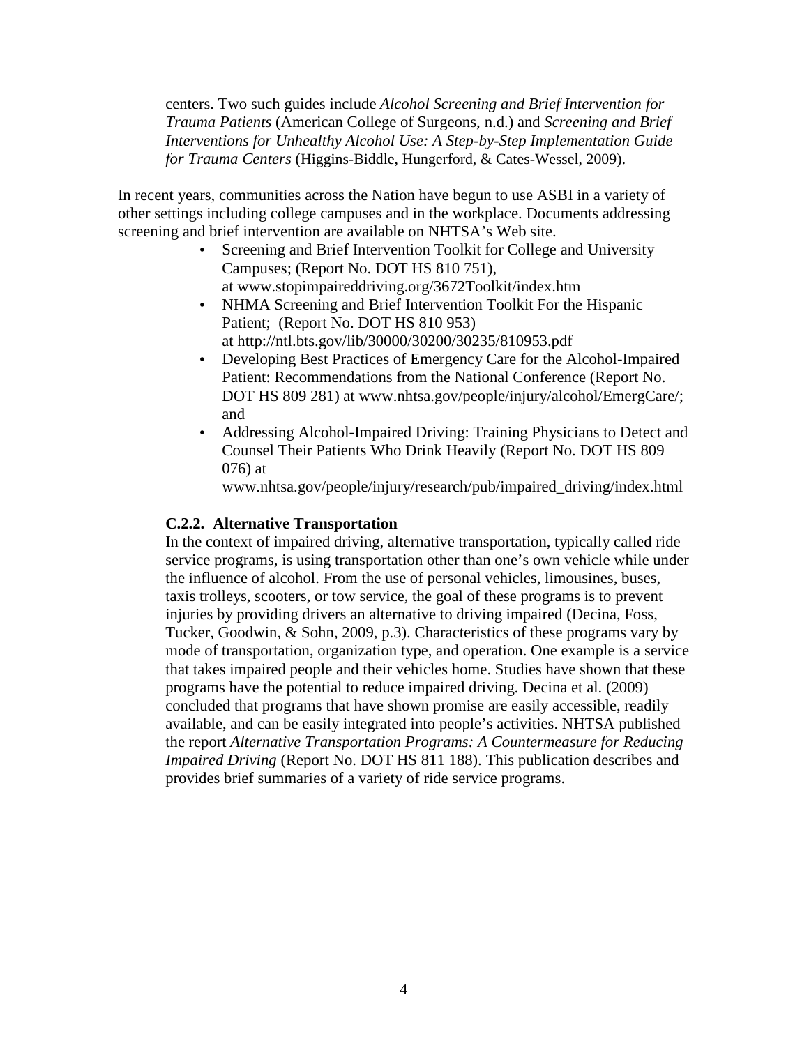centers. Two such guides include *Alcohol Screening and Brief Intervention for Trauma Patients* (American College of Surgeons, n.d.) and *Screening and Brief Interventions for Unhealthy Alcohol Use: A Step-by-Step Implementation Guide for Trauma Centers* (Higgins-Biddle, Hungerford, & Cates-Wessel, 2009).

In recent years, communities across the Nation have begun to use ASBI in a variety of other settings including college campuses and in the workplace. Documents addressing screening and brief intervention are available on NHTSA's Web site.

- Screening and Brief Intervention Toolkit for College and University Campuses; (Report No. DOT HS 810 751), at www.stopimpaireddriving.org/3672Toolkit/index.htm
- NHMA Screening and Brief Intervention Toolkit For the Hispanic Patient; (Report No. DOT HS 810 953) at http://ntl.bts.gov/lib/30000/30200/30235/810953.pdf
- Developing Best Practices of Emergency Care for the Alcohol-Impaired Patient: Recommendations from the National Conference (Report No. DOT HS 809 281) at www.nhtsa.gov/people/injury/alcohol/EmergCare/; and
- Addressing Alcohol-Impaired Driving: Training Physicians to Detect and Counsel Their Patients Who Drink Heavily (Report No. DOT HS 809 076) at www.nhtsa.gov/people/injury/research/pub/impaired_driving/index.html

### C.2.2. Alternative Transportation

In the context of impaired driving, alternative transportation, typically called ride service programs, is using transportation other than one's own vehicle while under the influence of alcohol. From the use of personal vehicles, limousines, buses, taxis trolleys, scooters, or tow service, the goal of these programs is to prevent injuries by providing drivers an alternative to driving impaired (Decina, Foss, Tucker, Goodwin, & Sohn, 2009, p.3). Characteristics of these programs vary by mode of transportation, organization type, and operation. One example is a service that takes impaired people and their vehicles home. Studies have shown that these programs have the potential to reduce impaired driving. Decina et al. (2009) concluded that programs that have shown promise are easily accessible, readily available, and can be easily integrated into people's activities. NHTSA published the report *Alternative Transportation Programs: A Countermeasure for Reducing Impaired Driving* (Report No. DOT HS 811 188). This publication describes and provides brief summaries of a variety of ride service programs.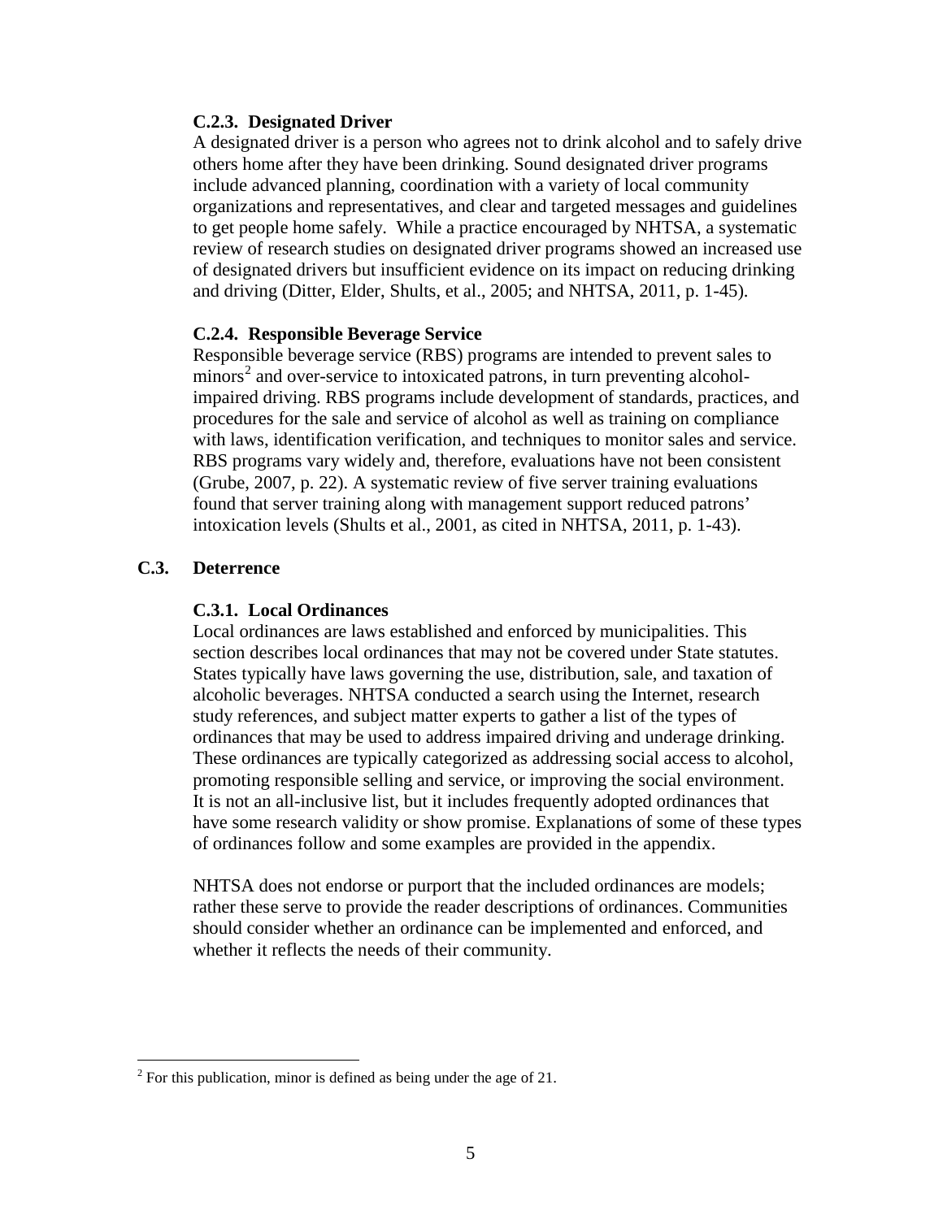#### C.2.3. Designated Driver

A designated driver is a person who agrees not to drink alcohol and to safely drive others home after they have been drinking. Sound designated driver programs include advanced planning, coordination with a variety of local community organizations and representatives, and clear and targeted messages and guidelines to get people home safely. While a practice encouraged by NHTSA, a systematic review of research studies on designated driver programs showed an increased use of designated drivers but insufficient evidence on its impact on reducing drinking and driving (Ditter, Elder, Shults, et al., 2005; and NHTSA, 2011, p. 1-45).

#### C.2.4. Responsible Beverage Service

Responsible beverage service (RBS) programs are intended to prevent sales to minors[2] and over-service to intoxicated patrons, in turn preventing alcohol-impaired driving. RBS programs include development of standards, practices, and procedures for the sale and service of alcohol as well as training on compliance with laws, identification verification, and techniques to monitor sales and service. RBS programs vary widely and, therefore, evaluations have not been consistent (Grube, 2007, p. 22). A systematic review of five server training evaluations found that server training along with management support reduced patrons' intoxication levels (Shults et al., 2001, as cited in NHTSA, 2011, p. 1-43).

### C.3. Deterrence

#### C.3.1. Local Ordinances

Local ordinances are laws established and enforced by municipalities. This section describes local ordinances that may not be covered under State statutes. States typically have laws governing the use, distribution, sale, and taxation of alcoholic beverages. NHTSA conducted a search using the Internet, research study references, and subject matter experts to gather a list of the types of ordinances that may be used to address impaired driving and underage drinking. These ordinances are typically categorized as addressing social access to alcohol, promoting responsible selling and service, or improving the social environment. It is not an all-inclusive list, but it includes frequently adopted ordinances that have some research validity or show promise. Explanations of some of these types of ordinances follow and some examples are provided in the appendix.

NHTSA does not endorse or purport that the included ordinances are models; rather these serve to provide the reader descriptions of ordinances. Communities should consider whether an ordinance can be implemented and enforced, and whether it reflects the needs of their community.

[2] For this publication, minor is defined as being under the age of 21.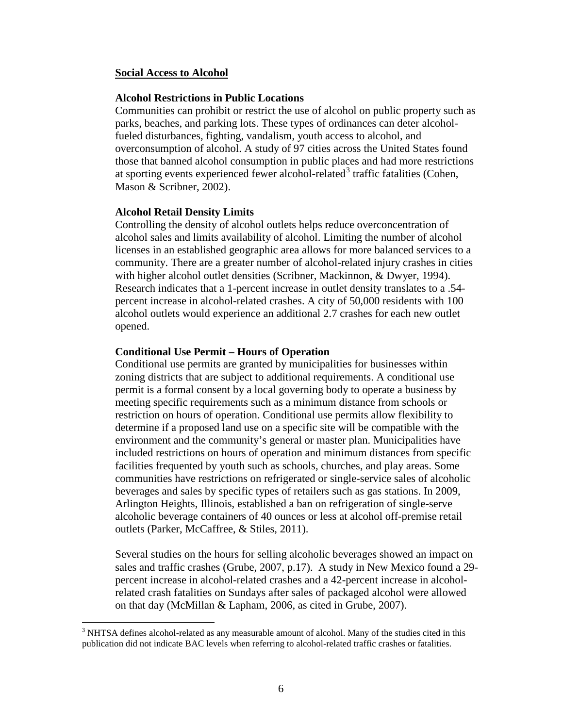## Social Access to Alcohol

### Alcohol Restrictions in Public Locations

Communities can prohibit or restrict the use of alcohol on public property such as parks, beaches, and parking lots. These types of ordinances can deter alcohol-fueled disturbances, fighting, vandalism, youth access to alcohol, and overconsumption of alcohol. A study of 97 cities across the United States found those that banned alcohol consumption in public places and had more restrictions at sporting events experienced fewer alcohol-related[3] traffic fatalities (Cohen, Mason & Scribner, 2002).

### Alcohol Retail Density Limits

Controlling the density of alcohol outlets helps reduce overconcentration of alcohol sales and limits availability of alcohol. Limiting the number of alcohol licenses in an established geographic area allows for more balanced services to a community. There are a greater number of alcohol-related injury crashes in cities with higher alcohol outlet densities (Scribner, Mackinnon, & Dwyer, 1994). Research indicates that a 1-percent increase in outlet density translates to a .54-percent increase in alcohol-related crashes. A city of 50,000 residents with 100 alcohol outlets would experience an additional 2.7 crashes for each new outlet opened.

### Conditional Use Permit – Hours of Operation

Conditional use permits are granted by municipalities for businesses within zoning districts that are subject to additional requirements. A conditional use permit is a formal consent by a local governing body to operate a business by meeting specific requirements such as a minimum distance from schools or restriction on hours of operation. Conditional use permits allow flexibility to determine if a proposed land use on a specific site will be compatible with the environment and the community's general or master plan. Municipalities have included restrictions on hours of operation and minimum distances from specific facilities frequented by youth such as schools, churches, and play areas. Some communities have restrictions on refrigerated or single-service sales of alcoholic beverages and sales by specific types of retailers such as gas stations. In 2009, Arlington Heights, Illinois, established a ban on refrigeration of single-serve alcoholic beverage containers of 40 ounces or less at alcohol off-premise retail outlets (Parker, McCaffree, & Stiles, 2011).

Several studies on the hours for selling alcoholic beverages showed an impact on sales and traffic crashes (Grube, 2007, p.17). A study in New Mexico found a 29-percent increase in alcohol-related crashes and a 42-percent increase in alcohol-related crash fatalities on Sundays after sales of packaged alcohol were allowed on that day (McMillan & Lapham, 2006, as cited in Grube, 2007).

---

[3] NHTSA defines alcohol-related as any measurable amount of alcohol. Many of the studies cited in this publication did not indicate BAC levels when referring to alcohol-related traffic crashes or fatalities.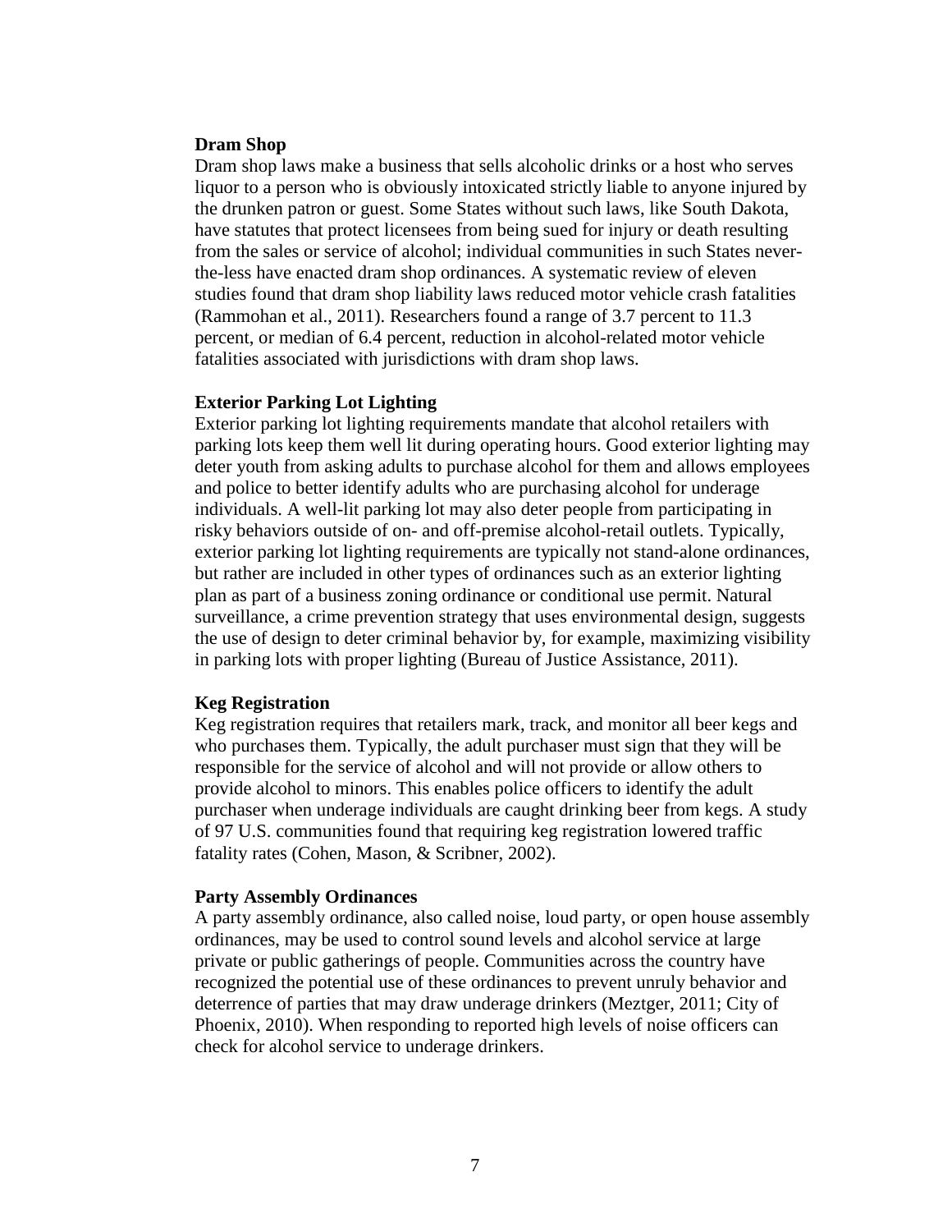**Dram Shop**

Dram shop laws make a business that sells alcoholic drinks or a host who serves liquor to a person who is obviously intoxicated strictly liable to anyone injured by the drunken patron or guest. Some States without such laws, like South Dakota, have statutes that protect licensees from being sued for injury or death resulting from the sales or service of alcohol; individual communities in such States never-the-less have enacted dram shop ordinances. A systematic review of eleven studies found that dram shop liability laws reduced motor vehicle crash fatalities (Rammohan et al., 2011). Researchers found a range of 3.7 percent to 11.3 percent, or median of 6.4 percent, reduction in alcohol-related motor vehicle fatalities associated with jurisdictions with dram shop laws.

**Exterior Parking Lot Lighting**

Exterior parking lot lighting requirements mandate that alcohol retailers with parking lots keep them well lit during operating hours. Good exterior lighting may deter youth from asking adults to purchase alcohol for them and allows employees and police to better identify adults who are purchasing alcohol for underage individuals. A well-lit parking lot may also deter people from participating in risky behaviors outside of on- and off-premise alcohol-retail outlets. Typically, exterior parking lot lighting requirements are typically not stand-alone ordinances, but rather are included in other types of ordinances such as an exterior lighting plan as part of a business zoning ordinance or conditional use permit. Natural surveillance, a crime prevention strategy that uses environmental design, suggests the use of design to deter criminal behavior by, for example, maximizing visibility in parking lots with proper lighting (Bureau of Justice Assistance, 2011).

**Keg Registration**

Keg registration requires that retailers mark, track, and monitor all beer kegs and who purchases them. Typically, the adult purchaser must sign that they will be responsible for the service of alcohol and will not provide or allow others to provide alcohol to minors. This enables police officers to identify the adult purchaser when underage individuals are caught drinking beer from kegs. A study of 97 U.S. communities found that requiring keg registration lowered traffic fatality rates (Cohen, Mason, & Scribner, 2002).

**Party Assembly Ordinances**

A party assembly ordinance, also called noise, loud party, or open house assembly ordinances, may be used to control sound levels and alcohol service at large private or public gatherings of people. Communities across the country have recognized the potential use of these ordinances to prevent unruly behavior and deterrence of parties that may draw underage drinkers (Meztger, 2011; City of Phoenix, 2010). When responding to reported high levels of noise officers can check for alcohol service to underage drinkers.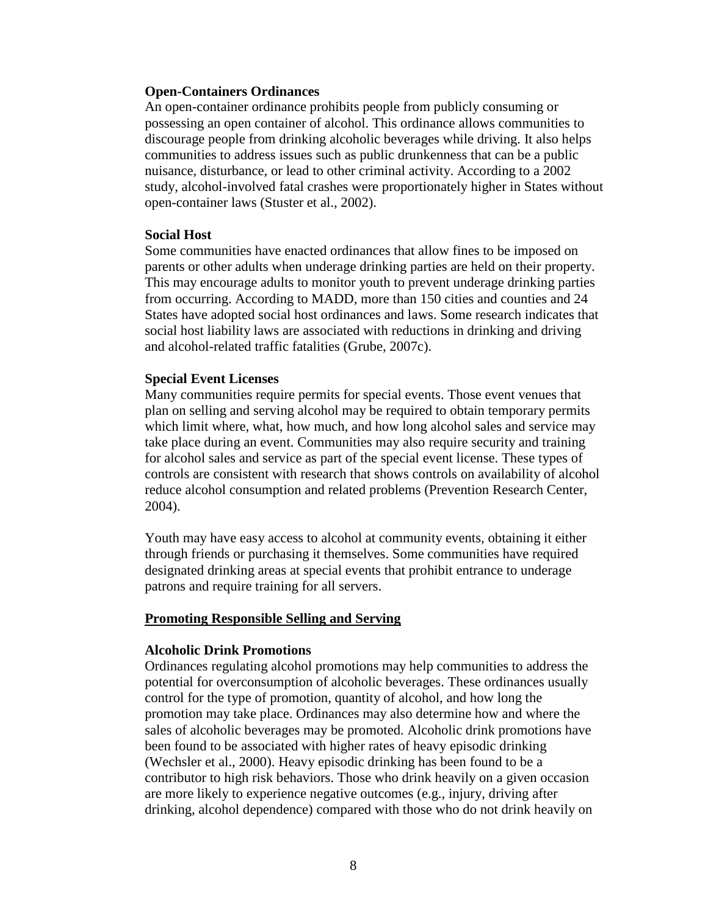**Open-Containers Ordinances**

An open-container ordinance prohibits people from publicly consuming or possessing an open container of alcohol. This ordinance allows communities to discourage people from drinking alcoholic beverages while driving. It also helps communities to address issues such as public drunkenness that can be a public nuisance, disturbance, or lead to other criminal activity. According to a 2002 study, alcohol-involved fatal crashes were proportionately higher in States without open-container laws (Stuster et al., 2002).

**Social Host**

Some communities have enacted ordinances that allow fines to be imposed on parents or other adults when underage drinking parties are held on their property. This may encourage adults to monitor youth to prevent underage drinking parties from occurring. According to MADD, more than 150 cities and counties and 24 States have adopted social host ordinances and laws. Some research indicates that social host liability laws are associated with reductions in drinking and driving and alcohol-related traffic fatalities (Grube, 2007c).

**Special Event Licenses**

Many communities require permits for special events. Those event venues that plan on selling and serving alcohol may be required to obtain temporary permits which limit where, what, how much, and how long alcohol sales and service may take place during an event. Communities may also require security and training for alcohol sales and service as part of the special event license. These types of controls are consistent with research that shows controls on availability of alcohol reduce alcohol consumption and related problems (Prevention Research Center, 2004).

Youth may have easy access to alcohol at community events, obtaining it either through friends or purchasing it themselves. Some communities have required designated drinking areas at special events that prohibit entrance to underage patrons and require training for all servers.

## <u>Promoting Responsible Selling and Serving</u>

**Alcoholic Drink Promotions**

Ordinances regulating alcohol promotions may help communities to address the potential for overconsumption of alcoholic beverages. These ordinances usually control for the type of promotion, quantity of alcohol, and how long the promotion may take place. Ordinances may also determine how and where the sales of alcoholic beverages may be promoted. Alcoholic drink promotions have been found to be associated with higher rates of heavy episodic drinking (Wechsler et al., 2000). Heavy episodic drinking has been found to be a contributor to high risk behaviors. Those who drink heavily on a given occasion are more likely to experience negative outcomes (e.g., injury, driving after drinking, alcohol dependence) compared with those who do not drink heavily on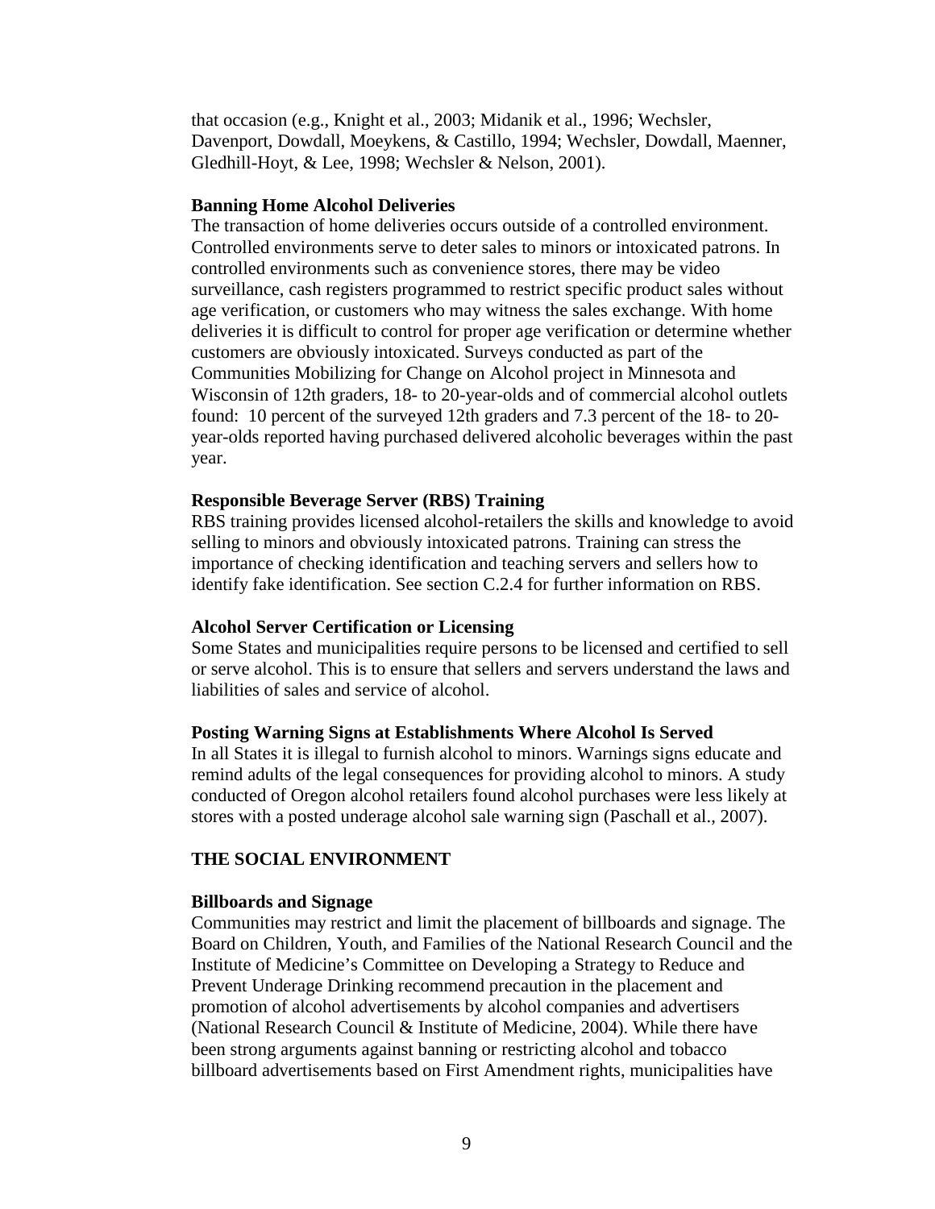that occasion (e.g., Knight et al., 2003; Midanik et al., 1996; Wechsler, Davenport, Dowdall, Moeykens, & Castillo, 1994; Wechsler, Dowdall, Maenner, Gledhill-Hoyt, & Lee, 1998; Wechsler & Nelson, 2001).

**Banning Home Alcohol Deliveries**

The transaction of home deliveries occurs outside of a controlled environment. Controlled environments serve to deter sales to minors or intoxicated patrons. In controlled environments such as convenience stores, there may be video surveillance, cash registers programmed to restrict specific product sales without age verification, or customers who may witness the sales exchange. With home deliveries it is difficult to control for proper age verification or determine whether customers are obviously intoxicated. Surveys conducted as part of the Communities Mobilizing for Change on Alcohol project in Minnesota and Wisconsin of 12th graders, 18- to 20-year-olds and of commercial alcohol outlets found: 10 percent of the surveyed 12th graders and 7.3 percent of the 18- to 20-year-olds reported having purchased delivered alcoholic beverages within the past year.

**Responsible Beverage Server (RBS) Training**

RBS training provides licensed alcohol-retailers the skills and knowledge to avoid selling to minors and obviously intoxicated patrons. Training can stress the importance of checking identification and teaching servers and sellers how to identify fake identification. See section C.2.4 for further information on RBS.

**Alcohol Server Certification or Licensing**

Some States and municipalities require persons to be licensed and certified to sell or serve alcohol. This is to ensure that sellers and servers understand the laws and liabilities of sales and service of alcohol.

**Posting Warning Signs at Establishments Where Alcohol Is Served**

In all States it is illegal to furnish alcohol to minors. Warnings signs educate and remind adults of the legal consequences for providing alcohol to minors. A study conducted of Oregon alcohol retailers found alcohol purchases were less likely at stores with a posted underage alcohol sale warning sign (Paschall et al., 2007).

## THE SOCIAL ENVIRONMENT

**Billboards and Signage**

Communities may restrict and limit the placement of billboards and signage. The Board on Children, Youth, and Families of the National Research Council and the Institute of Medicine's Committee on Developing a Strategy to Reduce and Prevent Underage Drinking recommend precaution in the placement and promotion of alcohol advertisements by alcohol companies and advertisers (National Research Council & Institute of Medicine, 2004). While there have been strong arguments against banning or restricting alcohol and tobacco billboard advertisements based on First Amendment rights, municipalities have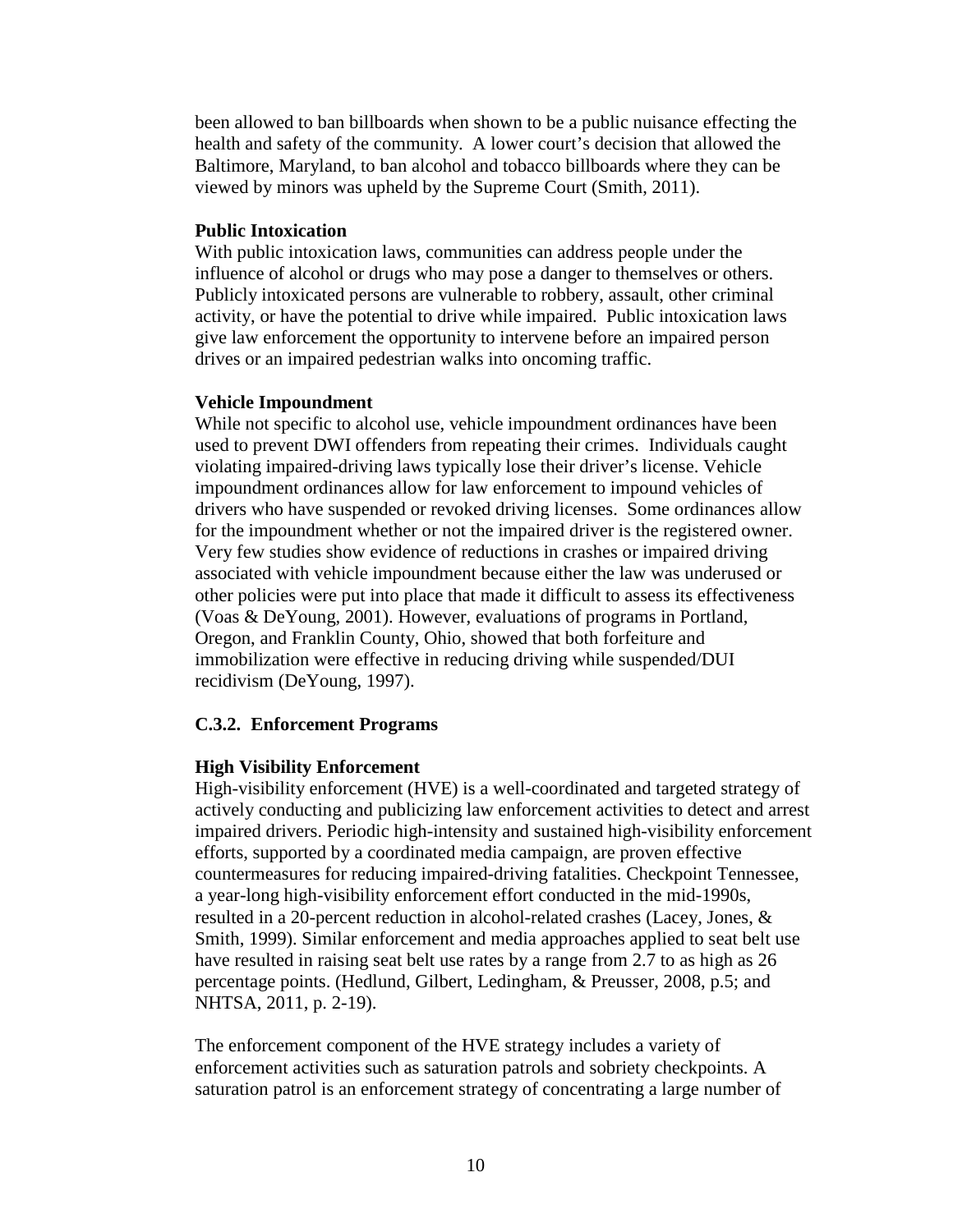been allowed to ban billboards when shown to be a public nuisance effecting the health and safety of the community. A lower court's decision that allowed the Baltimore, Maryland, to ban alcohol and tobacco billboards where they can be viewed by minors was upheld by the Supreme Court (Smith, 2011).

**Public Intoxication**

With public intoxication laws, communities can address people under the influence of alcohol or drugs who may pose a danger to themselves or others. Publicly intoxicated persons are vulnerable to robbery, assault, other criminal activity, or have the potential to drive while impaired. Public intoxication laws give law enforcement the opportunity to intervene before an impaired person drives or an impaired pedestrian walks into oncoming traffic.

**Vehicle Impoundment**

While not specific to alcohol use, vehicle impoundment ordinances have been used to prevent DWI offenders from repeating their crimes. Individuals caught violating impaired-driving laws typically lose their driver's license. Vehicle impoundment ordinances allow for law enforcement to impound vehicles of drivers who have suspended or revoked driving licenses. Some ordinances allow for the impoundment whether or not the impaired driver is the registered owner. Very few studies show evidence of reductions in crashes or impaired driving associated with vehicle impoundment because either the law was underused or other policies were put into place that made it difficult to assess its effectiveness (Voas & DeYoung, 2001). However, evaluations of programs in Portland, Oregon, and Franklin County, Ohio, showed that both forfeiture and immobilization were effective in reducing driving while suspended/DUI recidivism (DeYoung, 1997).

### C.3.2. Enforcement Programs

**High Visibility Enforcement**

High-visibility enforcement (HVE) is a well-coordinated and targeted strategy of actively conducting and publicizing law enforcement activities to detect and arrest impaired drivers. Periodic high-intensity and sustained high-visibility enforcement efforts, supported by a coordinated media campaign, are proven effective countermeasures for reducing impaired-driving fatalities. Checkpoint Tennessee, a year-long high-visibility enforcement effort conducted in the mid-1990s, resulted in a 20-percent reduction in alcohol-related crashes (Lacey, Jones, & Smith, 1999). Similar enforcement and media approaches applied to seat belt use have resulted in raising seat belt use rates by a range from 2.7 to as high as 26 percentage points. (Hedlund, Gilbert, Ledingham, & Preusser, 2008, p.5; and NHTSA, 2011, p. 2-19).

The enforcement component of the HVE strategy includes a variety of enforcement activities such as saturation patrols and sobriety checkpoints. A saturation patrol is an enforcement strategy of concentrating a large number of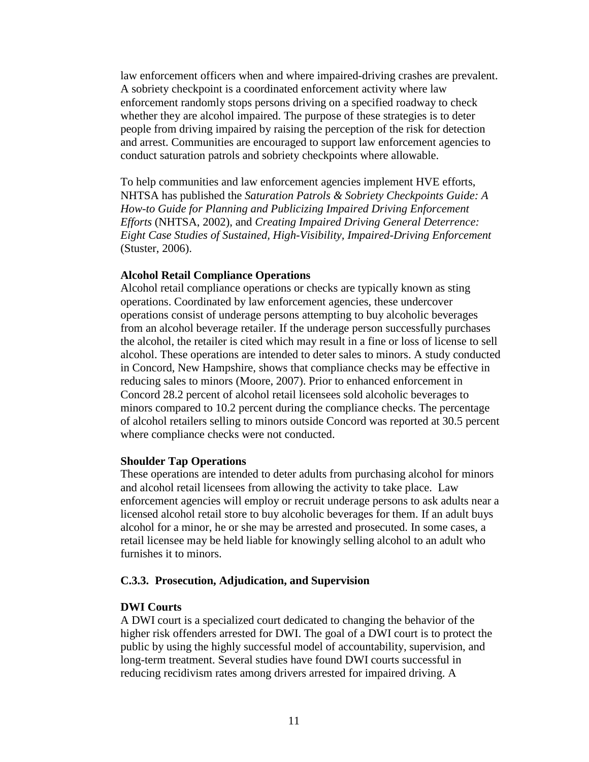law enforcement officers when and where impaired-driving crashes are prevalent. A sobriety checkpoint is a coordinated enforcement activity where law enforcement randomly stops persons driving on a specified roadway to check whether they are alcohol impaired. The purpose of these strategies is to deter people from driving impaired by raising the perception of the risk for detection and arrest. Communities are encouraged to support law enforcement agencies to conduct saturation patrols and sobriety checkpoints where allowable.

To help communities and law enforcement agencies implement HVE efforts, NHTSA has published the *Saturation Patrols & Sobriety Checkpoints Guide: A How-to Guide for Planning and Publicizing Impaired Driving Enforcement Efforts* (NHTSA, 2002), and *Creating Impaired Driving General Deterrence: Eight Case Studies of Sustained, High-Visibility, Impaired-Driving Enforcement* (Stuster, 2006).

**Alcohol Retail Compliance Operations**

Alcohol retail compliance operations or checks are typically known as sting operations. Coordinated by law enforcement agencies, these undercover operations consist of underage persons attempting to buy alcoholic beverages from an alcohol beverage retailer. If the underage person successfully purchases the alcohol, the retailer is cited which may result in a fine or loss of license to sell alcohol. These operations are intended to deter sales to minors. A study conducted in Concord, New Hampshire, shows that compliance checks may be effective in reducing sales to minors (Moore, 2007). Prior to enhanced enforcement in Concord 28.2 percent of alcohol retail licensees sold alcoholic beverages to minors compared to 10.2 percent during the compliance checks. The percentage of alcohol retailers selling to minors outside Concord was reported at 30.5 percent where compliance checks were not conducted.

**Shoulder Tap Operations**

These operations are intended to deter adults from purchasing alcohol for minors and alcohol retail licensees from allowing the activity to take place. Law enforcement agencies will employ or recruit underage persons to ask adults near a licensed alcohol retail store to buy alcoholic beverages for them. If an adult buys alcohol for a minor, he or she may be arrested and prosecuted. In some cases, a retail licensee may be held liable for knowingly selling alcohol to an adult who furnishes it to minors.

### C.3.3. Prosecution, Adjudication, and Supervision

**DWI Courts**

A DWI court is a specialized court dedicated to changing the behavior of the higher risk offenders arrested for DWI. The goal of a DWI court is to protect the public by using the highly successful model of accountability, supervision, and long-term treatment. Several studies have found DWI courts successful in reducing recidivism rates among drivers arrested for impaired driving. A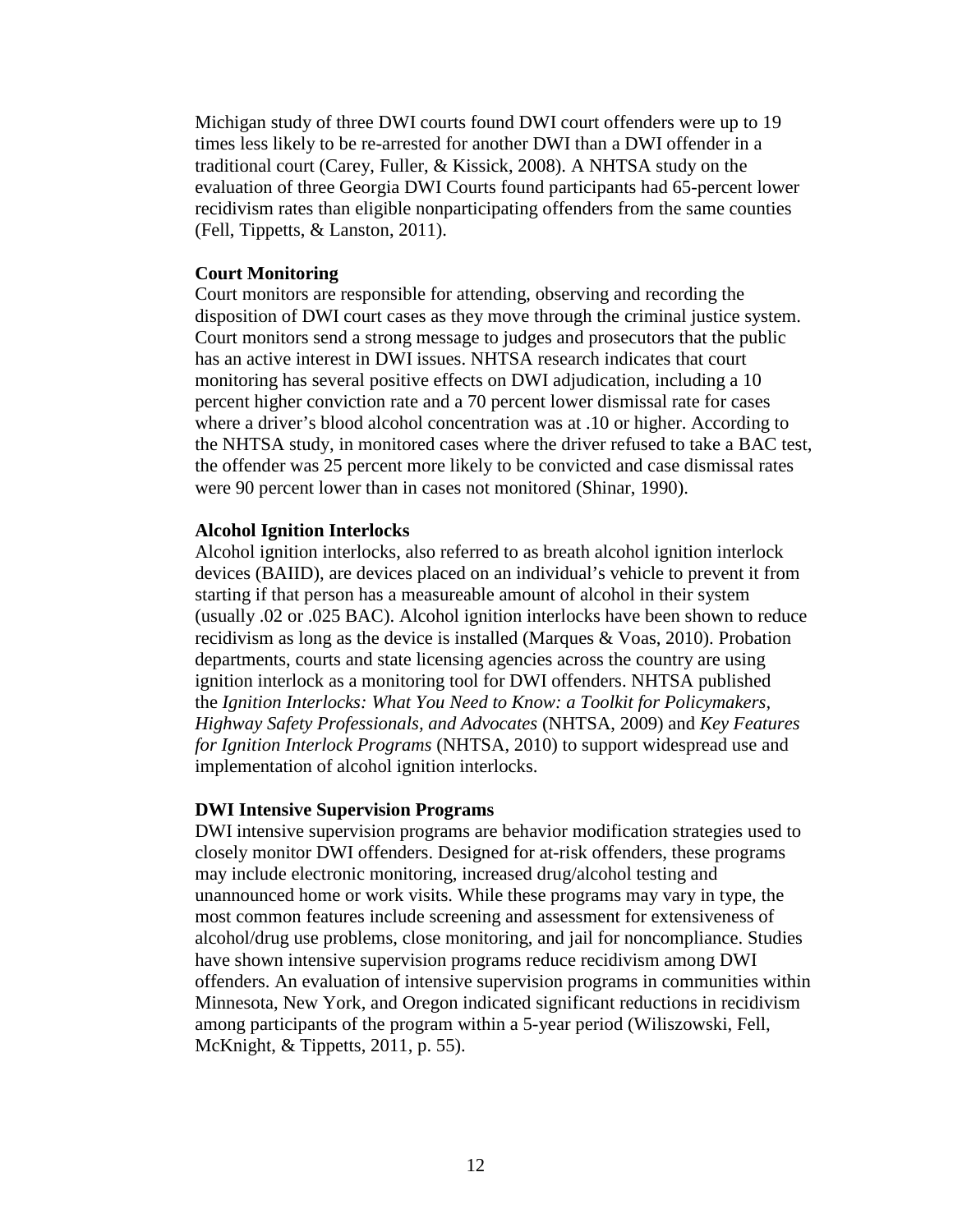Michigan study of three DWI courts found DWI court offenders were up to 19 times less likely to be re-arrested for another DWI than a DWI offender in a traditional court (Carey, Fuller, & Kissick, 2008). A NHTSA study on the evaluation of three Georgia DWI Courts found participants had 65-percent lower recidivism rates than eligible nonparticipating offenders from the same counties (Fell, Tippetts, & Lanston, 2011).

**Court Monitoring**

Court monitors are responsible for attending, observing and recording the disposition of DWI court cases as they move through the criminal justice system. Court monitors send a strong message to judges and prosecutors that the public has an active interest in DWI issues. NHTSA research indicates that court monitoring has several positive effects on DWI adjudication, including a 10 percent higher conviction rate and a 70 percent lower dismissal rate for cases where a driver's blood alcohol concentration was at .10 or higher. According to the NHTSA study, in monitored cases where the driver refused to take a BAC test, the offender was 25 percent more likely to be convicted and case dismissal rates were 90 percent lower than in cases not monitored (Shinar, 1990).

**Alcohol Ignition Interlocks**

Alcohol ignition interlocks, also referred to as breath alcohol ignition interlock devices (BAIID), are devices placed on an individual's vehicle to prevent it from starting if that person has a measureable amount of alcohol in their system (usually .02 or .025 BAC). Alcohol ignition interlocks have been shown to reduce recidivism as long as the device is installed (Marques & Voas, 2010). Probation departments, courts and state licensing agencies across the country are using ignition interlock as a monitoring tool for DWI offenders. NHTSA published the *Ignition Interlocks: What You Need to Know: a Toolkit for Policymakers, Highway Safety Professionals, and Advocates* (NHTSA, 2009) and *Key Features for Ignition Interlock Programs* (NHTSA, 2010) to support widespread use and implementation of alcohol ignition interlocks.

**DWI Intensive Supervision Programs**

DWI intensive supervision programs are behavior modification strategies used to closely monitor DWI offenders. Designed for at-risk offenders, these programs may include electronic monitoring, increased drug/alcohol testing and unannounced home or work visits. While these programs may vary in type, the most common features include screening and assessment for extensiveness of alcohol/drug use problems, close monitoring, and jail for noncompliance. Studies have shown intensive supervision programs reduce recidivism among DWI offenders. An evaluation of intensive supervision programs in communities within Minnesota, New York, and Oregon indicated significant reductions in recidivism among participants of the program within a 5-year period (Wiliszowski, Fell, McKnight, & Tippetts, 2011, p. 55).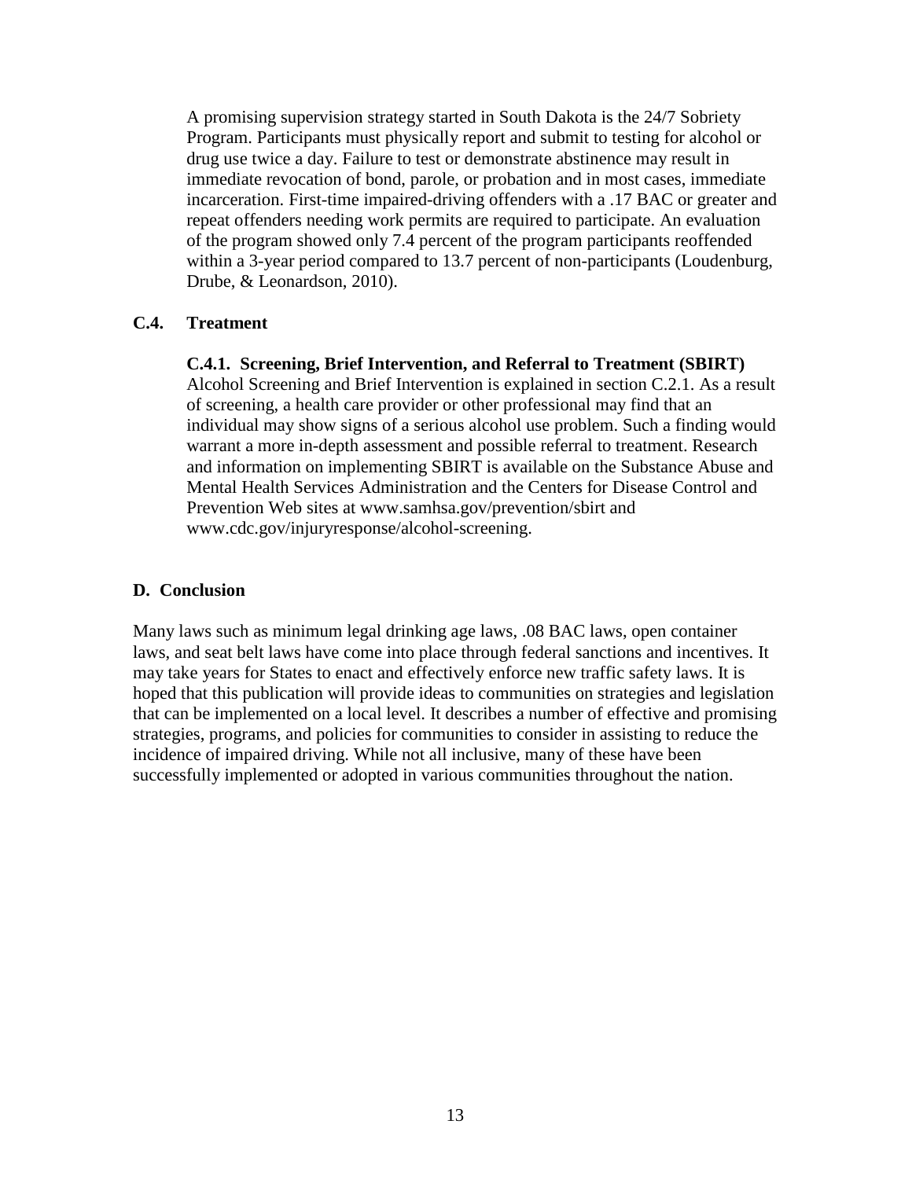A promising supervision strategy started in South Dakota is the 24/7 Sobriety Program. Participants must physically report and submit to testing for alcohol or drug use twice a day. Failure to test or demonstrate abstinence may result in immediate revocation of bond, parole, or probation and in most cases, immediate incarceration. First-time impaired-driving offenders with a .17 BAC or greater and repeat offenders needing work permits are required to participate. An evaluation of the program showed only 7.4 percent of the program participants reoffended within a 3-year period compared to 13.7 percent of non-participants (Loudenburg, Drube, & Leonardson, 2010).

### C.4. Treatment

#### C.4.1. Screening, Brief Intervention, and Referral to Treatment (SBIRT)

Alcohol Screening and Brief Intervention is explained in section C.2.1. As a result of screening, a health care provider or other professional may find that an individual may show signs of a serious alcohol use problem. Such a finding would warrant a more in-depth assessment and possible referral to treatment. Research and information on implementing SBIRT is available on the Substance Abuse and Mental Health Services Administration and the Centers for Disease Control and Prevention Web sites at www.samhsa.gov/prevention/sbirt and www.cdc.gov/injuryresponse/alcohol-screening.

## D. Conclusion

Many laws such as minimum legal drinking age laws, .08 BAC laws, open container laws, and seat belt laws have come into place through federal sanctions and incentives. It may take years for States to enact and effectively enforce new traffic safety laws. It is hoped that this publication will provide ideas to communities on strategies and legislation that can be implemented on a local level. It describes a number of effective and promising strategies, programs, and policies for communities to consider in assisting to reduce the incidence of impaired driving. While not all inclusive, many of these have been successfully implemented or adopted in various communities throughout the nation.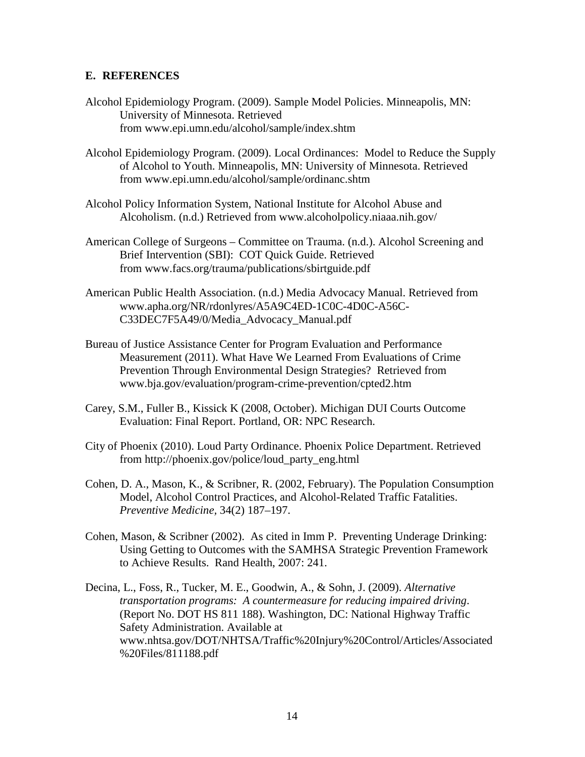## E. REFERENCES

Alcohol Epidemiology Program. (2009). Sample Model Policies. Minneapolis, MN: University of Minnesota. Retrieved from www.epi.umn.edu/alcohol/sample/index.shtm

Alcohol Epidemiology Program. (2009). Local Ordinances: Model to Reduce the Supply of Alcohol to Youth. Minneapolis, MN: University of Minnesota. Retrieved from www.epi.umn.edu/alcohol/sample/ordinanc.shtm

Alcohol Policy Information System, National Institute for Alcohol Abuse and Alcoholism. (n.d.) Retrieved from www.alcoholpolicy.niaaa.nih.gov/

American College of Surgeons – Committee on Trauma. (n.d.). Alcohol Screening and Brief Intervention (SBI): COT Quick Guide. Retrieved from www.facs.org/trauma/publications/sbirtguide.pdf

American Public Health Association. (n.d.) Media Advocacy Manual. Retrieved from www.apha.org/NR/rdonlyres/A5A9C4ED-1C0C-4D0C-A56C-C33DEC7F5A49/0/Media_Advocacy_Manual.pdf

Bureau of Justice Assistance Center for Program Evaluation and Performance Measurement (2011). What Have We Learned From Evaluations of Crime Prevention Through Environmental Design Strategies? Retrieved from www.bja.gov/evaluation/program-crime-prevention/cpted2.htm

Carey, S.M., Fuller B., Kissick K (2008, October). Michigan DUI Courts Outcome Evaluation: Final Report. Portland, OR: NPC Research.

City of Phoenix (2010). Loud Party Ordinance. Phoenix Police Department. Retrieved from http://phoenix.gov/police/loud_party_eng.html

Cohen, D. A., Mason, K., & Scribner, R. (2002, February). The Population Consumption Model, Alcohol Control Practices, and Alcohol-Related Traffic Fatalities. *Preventive Medicine*, 34(2) 187–197.

Cohen, Mason, & Scribner (2002). As cited in Imm P. Preventing Underage Drinking: Using Getting to Outcomes with the SAMHSA Strategic Prevention Framework to Achieve Results. Rand Health, 2007: 241.

Decina, L., Foss, R., Tucker, M. E., Goodwin, A., & Sohn, J. (2009). *Alternative transportation programs: A countermeasure for reducing impaired driving*. (Report No. DOT HS 811 188). Washington, DC: National Highway Traffic Safety Administration. Available at www.nhtsa.gov/DOT/NHTSA/Traffic%20Injury%20Control/Articles/Associated%20Files/811188.pdf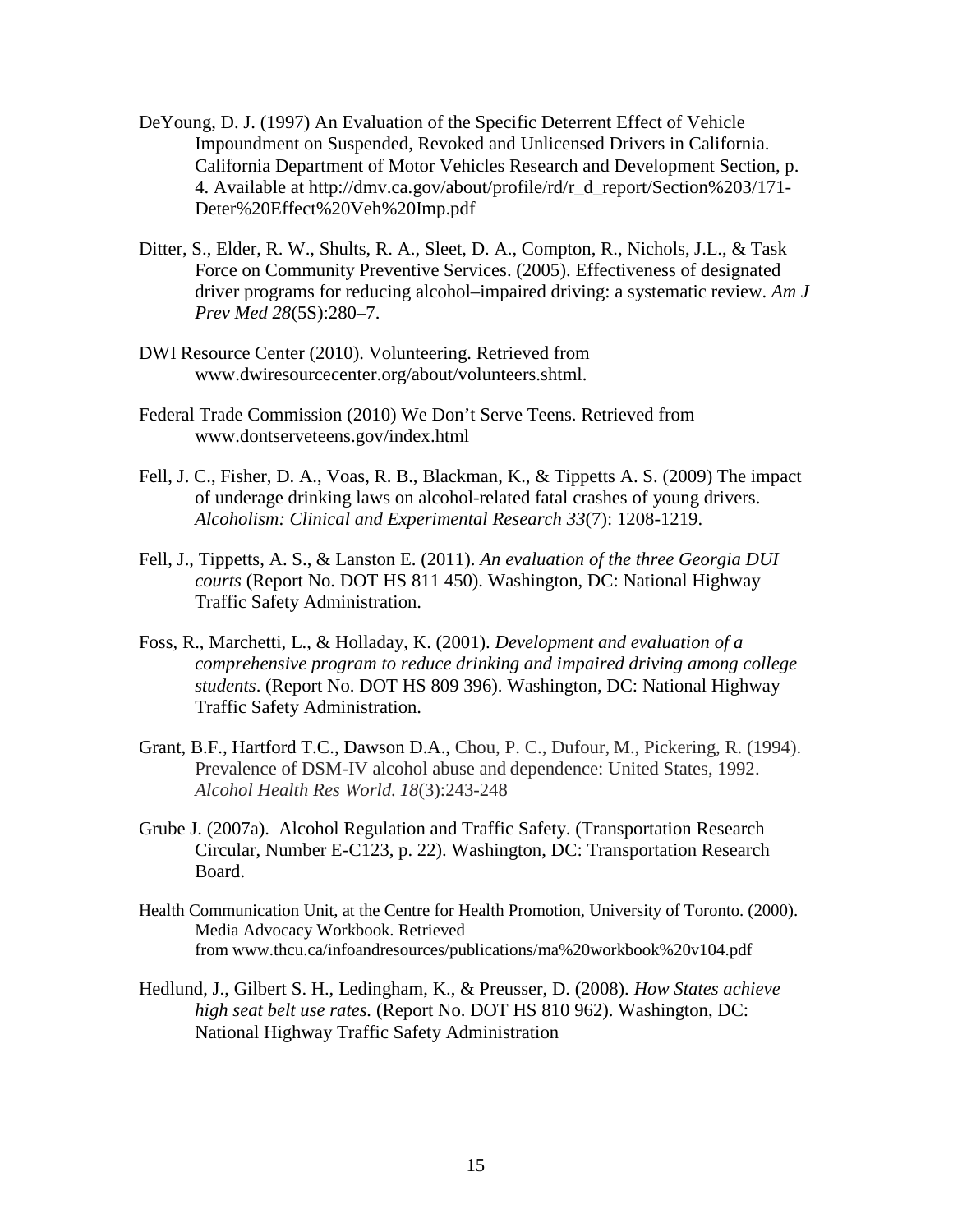DeYoung, D. J. (1997) An Evaluation of the Specific Deterrent Effect of Vehicle Impoundment on Suspended, Revoked and Unlicensed Drivers in California. California Department of Motor Vehicles Research and Development Section, p. 4. Available at http://dmv.ca.gov/about/profile/rd/r_d_report/Section%203/171-Deter%20Effect%20Veh%20Imp.pdf

Ditter, S., Elder, R. W., Shults, R. A., Sleet, D. A., Compton, R., Nichols, J.L., & Task Force on Community Preventive Services. (2005). Effectiveness of designated driver programs for reducing alcohol–impaired driving: a systematic review. *Am J Prev Med 28*(5S):280–7.

DWI Resource Center (2010). Volunteering. Retrieved from www.dwiresourcecenter.org/about/volunteers.shtml.

Federal Trade Commission (2010) We Don't Serve Teens. Retrieved from www.dontserveteens.gov/index.html

Fell, J. C., Fisher, D. A., Voas, R. B., Blackman, K., & Tippetts A. S. (2009) The impact of underage drinking laws on alcohol-related fatal crashes of young drivers. *Alcoholism: Clinical and Experimental Research 33*(7): 1208-1219.

Fell, J., Tippetts, A. S., & Lanston E. (2011). *An evaluation of the three Georgia DUI courts* (Report No. DOT HS 811 450). Washington, DC: National Highway Traffic Safety Administration.

Foss, R., Marchetti, L., & Holladay, K. (2001). *Development and evaluation of a comprehensive program to reduce drinking and impaired driving among college students*. (Report No. DOT HS 809 396). Washington, DC: National Highway Traffic Safety Administration.

Grant, B.F., Hartford T.C., Dawson D.A., Chou, P. C., Dufour, M., Pickering, R. (1994). Prevalence of DSM-IV alcohol abuse and dependence: United States, 1992. *Alcohol Health Res World. 18*(3):243-248

Grube J. (2007a). Alcohol Regulation and Traffic Safety. (Transportation Research Circular, Number E-C123, p. 22). Washington, DC: Transportation Research Board.

Health Communication Unit, at the Centre for Health Promotion, University of Toronto. (2000). Media Advocacy Workbook. Retrieved from www.thcu.ca/infoandresources/publications/ma%20workbook%20v104.pdf

Hedlund, J., Gilbert S. H., Ledingham, K., & Preusser, D. (2008). *How States achieve high seat belt use rates.* (Report No. DOT HS 810 962). Washington, DC: National Highway Traffic Safety Administration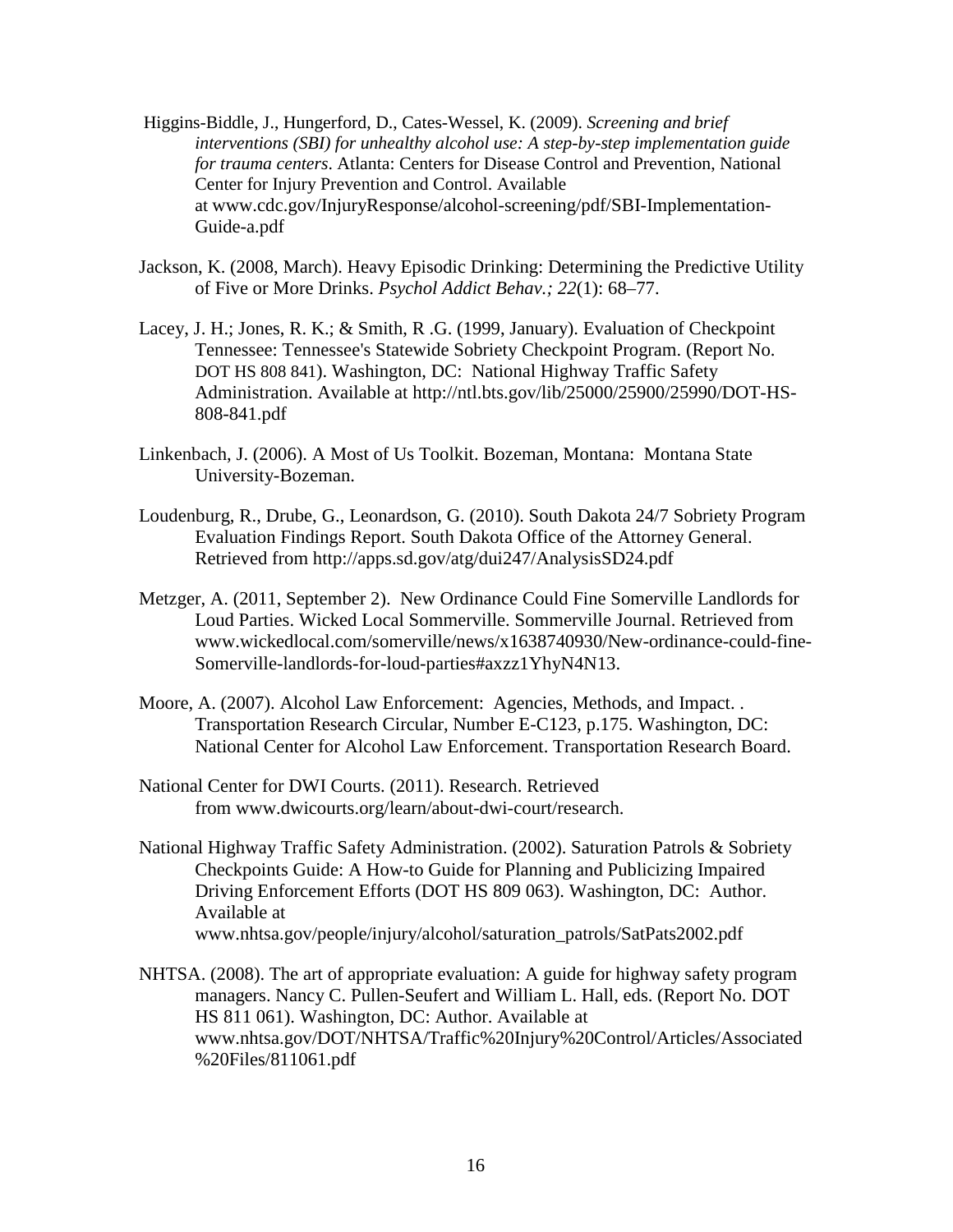Higgins-Biddle, J., Hungerford, D., Cates-Wessel, K. (2009). *Screening and brief interventions (SBI) for unhealthy alcohol use: A step-by-step implementation guide for trauma centers*. Atlanta: Centers for Disease Control and Prevention, National Center for Injury Prevention and Control. Available at www.cdc.gov/InjuryResponse/alcohol-screening/pdf/SBI-Implementation-Guide-a.pdf

Jackson, K. (2008, March). Heavy Episodic Drinking: Determining the Predictive Utility of Five or More Drinks. *Psychol Addict Behav.; 22*(1): 68–77.

Lacey, J. H.; Jones, R. K.; & Smith, R .G. (1999, January). Evaluation of Checkpoint Tennessee: Tennessee's Statewide Sobriety Checkpoint Program. (Report No. DOT HS 808 841). Washington, DC: National Highway Traffic Safety Administration. Available at http://ntl.bts.gov/lib/25000/25900/25990/DOT-HS-808-841.pdf

Linkenbach, J. (2006). A Most of Us Toolkit. Bozeman, Montana: Montana State University-Bozeman.

Loudenburg, R., Drube, G., Leonardson, G. (2010). South Dakota 24/7 Sobriety Program Evaluation Findings Report. South Dakota Office of the Attorney General. Retrieved from http://apps.sd.gov/atg/dui247/AnalysisSD24.pdf

Metzger, A. (2011, September 2). New Ordinance Could Fine Somerville Landlords for Loud Parties. Wicked Local Sommerville. Sommerville Journal. Retrieved from www.wickedlocal.com/somerville/news/x1638740930/New-ordinance-could-fine-Somerville-landlords-for-loud-parties#axzz1YhyN4N13.

Moore, A. (2007). Alcohol Law Enforcement: Agencies, Methods, and Impact. . Transportation Research Circular, Number E-C123, p.175. Washington, DC: National Center for Alcohol Law Enforcement. Transportation Research Board.

National Center for DWI Courts. (2011). Research. Retrieved from www.dwicourts.org/learn/about-dwi-court/research.

National Highway Traffic Safety Administration. (2002). Saturation Patrols & Sobriety Checkpoints Guide: A How-to Guide for Planning and Publicizing Impaired Driving Enforcement Efforts (DOT HS 809 063). Washington, DC: Author. Available at www.nhtsa.gov/people/injury/alcohol/saturation_patrols/SatPats2002.pdf

NHTSA. (2008). The art of appropriate evaluation: A guide for highway safety program managers. Nancy C. Pullen-Seufert and William L. Hall, eds. (Report No. DOT HS 811 061). Washington, DC: Author. Available at www.nhtsa.gov/DOT/NHTSA/Traffic%20Injury%20Control/Articles/Associated%20Files/811061.pdf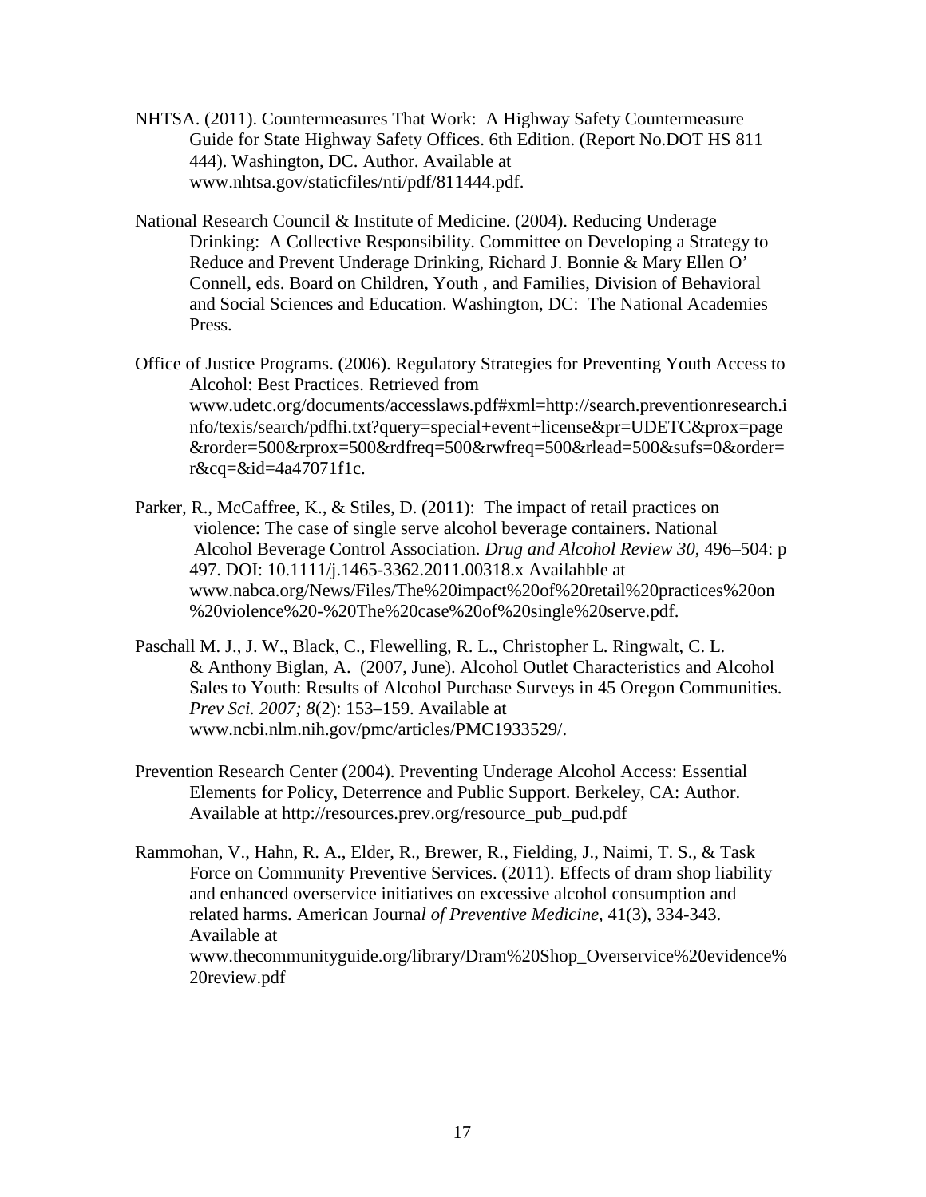NHTSA. (2011). Countermeasures That Work: A Highway Safety Countermeasure Guide for State Highway Safety Offices. 6th Edition. (Report No.DOT HS 811 444). Washington, DC. Author. Available at www.nhtsa.gov/staticfiles/nti/pdf/811444.pdf.

National Research Council & Institute of Medicine. (2004). Reducing Underage Drinking: A Collective Responsibility. Committee on Developing a Strategy to Reduce and Prevent Underage Drinking, Richard J. Bonnie & Mary Ellen O' Connell, eds. Board on Children, Youth , and Families, Division of Behavioral and Social Sciences and Education. Washington, DC: The National Academies Press.

Office of Justice Programs. (2006). Regulatory Strategies for Preventing Youth Access to Alcohol: Best Practices. Retrieved from www.udetc.org/documents/accesslaws.pdf#xml=http://search.preventionresearch.info/texis/search/pdfhi.txt?query=special+event+license&pr=UDETC&prox=page&rorder=500&rprox=500&rdfreq=500&rwfreq=500&rlead=500&sufs=0&order=r&cq=&id=4a47071f1c.

Parker, R., McCaffree, K., & Stiles, D. (2011): The impact of retail practices on violence: The case of single serve alcohol beverage containers. National Alcohol Beverage Control Association. *Drug and Alcohol Review 30*, 496–504: p 497. DOI: 10.1111/j.1465-3362.2011.00318.x Availahble at www.nabca.org/News/Files/The%20impact%20of%20retail%20practices%20on%20violence%20-%20The%20case%20of%20single%20serve.pdf.

Paschall M. J., J. W., Black, C., Flewelling, R. L., Christopher L. Ringwalt, C. L. & Anthony Biglan, A. (2007, June). Alcohol Outlet Characteristics and Alcohol Sales to Youth: Results of Alcohol Purchase Surveys in 45 Oregon Communities. *Prev Sci. 2007; 8*(2): 153–159. Available at www.ncbi.nlm.nih.gov/pmc/articles/PMC1933529/.

Prevention Research Center (2004). Preventing Underage Alcohol Access: Essential Elements for Policy, Deterrence and Public Support. Berkeley, CA: Author. Available at http://resources.prev.org/resource_pub_pud.pdf

Rammohan, V., Hahn, R. A., Elder, R., Brewer, R., Fielding, J., Naimi, T. S., & Task Force on Community Preventive Services. (2011). Effects of dram shop liability and enhanced overservice initiatives on excessive alcohol consumption and related harms. American Journa*l of Preventive Medicine*, 41(3), 334-343. Available at www.thecommunityguide.org/library/Dram%20Shop_Overservice%20evidence%20review.pdf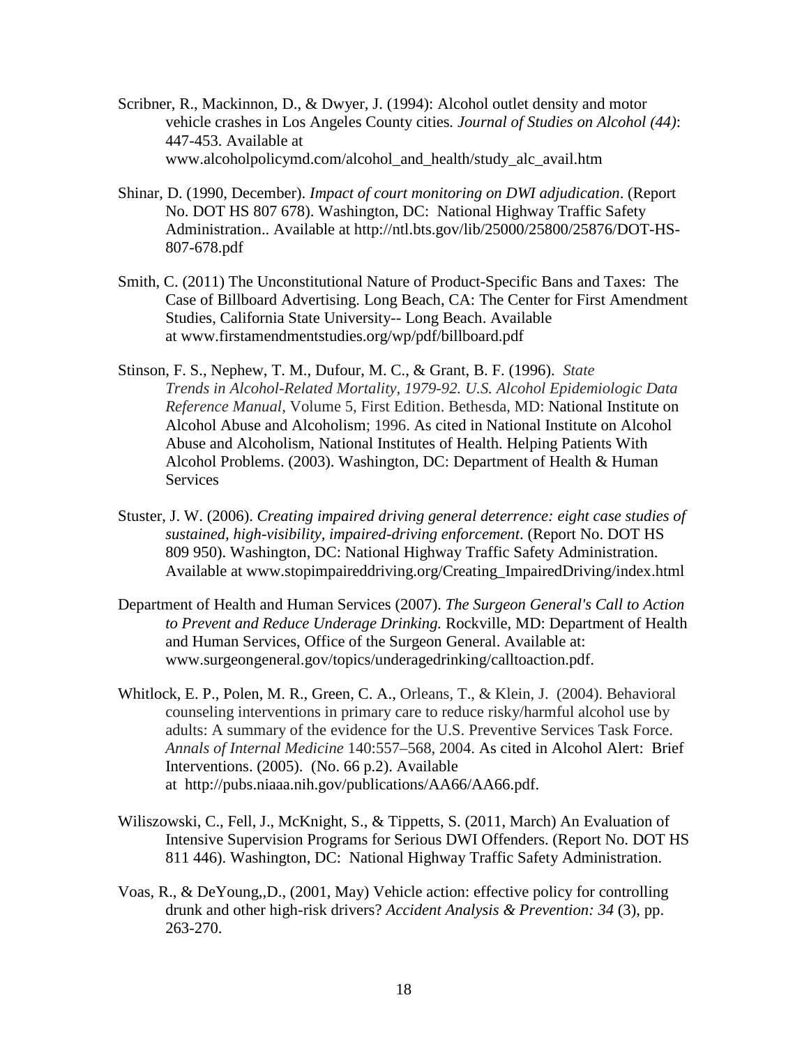Scribner, R., Mackinnon, D., & Dwyer, J. (1994): Alcohol outlet density and motor vehicle crashes in Los Angeles County cities. *Journal of Studies on Alcohol (44)*: 447-453. Available at www.alcoholpolicymd.com/alcohol_and_health/study_alc_avail.htm

Shinar, D. (1990, December). *Impact of court monitoring on DWI adjudication*. (Report No. DOT HS 807 678). Washington, DC: National Highway Traffic Safety Administration.. Available at http://ntl.bts.gov/lib/25000/25800/25876/DOT-HS-807-678.pdf

Smith, C. (2011) The Unconstitutional Nature of Product-Specific Bans and Taxes: The Case of Billboard Advertising. Long Beach, CA: The Center for First Amendment Studies, California State University-- Long Beach. Available at www.firstamendmentstudies.org/wp/pdf/billboard.pdf

Stinson, F. S., Nephew, T. M., Dufour, M. C., & Grant, B. F. (1996). *State Trends in Alcohol-Related Mortality, 1979-92. U.S. Alcohol Epidemiologic Data Reference Manual*, Volume 5, First Edition. Bethesda, MD: National Institute on Alcohol Abuse and Alcoholism; 1996. As cited in National Institute on Alcohol Abuse and Alcoholism, National Institutes of Health. Helping Patients With Alcohol Problems. (2003). Washington, DC: Department of Health & Human Services

Stuster, J. W. (2006). *Creating impaired driving general deterrence: eight case studies of sustained, high-visibility, impaired-driving enforcement*. (Report No. DOT HS 809 950). Washington, DC: National Highway Traffic Safety Administration. Available at www.stopimpaireddriving.org/Creating_ImpairedDriving/index.html

Department of Health and Human Services (2007). *The Surgeon General's Call to Action to Prevent and Reduce Underage Drinking.* Rockville, MD: Department of Health and Human Services, Office of the Surgeon General. Available at: www.surgeongeneral.gov/topics/underagedrinking/calltoaction.pdf.

Whitlock, E. P., Polen, M. R., Green, C. A., Orleans, T., & Klein, J. (2004). Behavioral counseling interventions in primary care to reduce risky/harmful alcohol use by adults: A summary of the evidence for the U.S. Preventive Services Task Force. *Annals of Internal Medicine* 140:557–568, 2004. As cited in Alcohol Alert: Brief Interventions. (2005). (No. 66 p.2). Available at http://pubs.niaaa.nih.gov/publications/AA66/AA66.pdf.

Wiliszowski, C., Fell, J., McKnight, S., & Tippetts, S. (2011, March) An Evaluation of Intensive Supervision Programs for Serious DWI Offenders. (Report No. DOT HS 811 446). Washington, DC: National Highway Traffic Safety Administration.

Voas, R., & DeYoung,,D., (2001, May) Vehicle action: effective policy for controlling drunk and other high-risk drivers? *Accident Analysis & Prevention: 34* (3), pp. 263-270.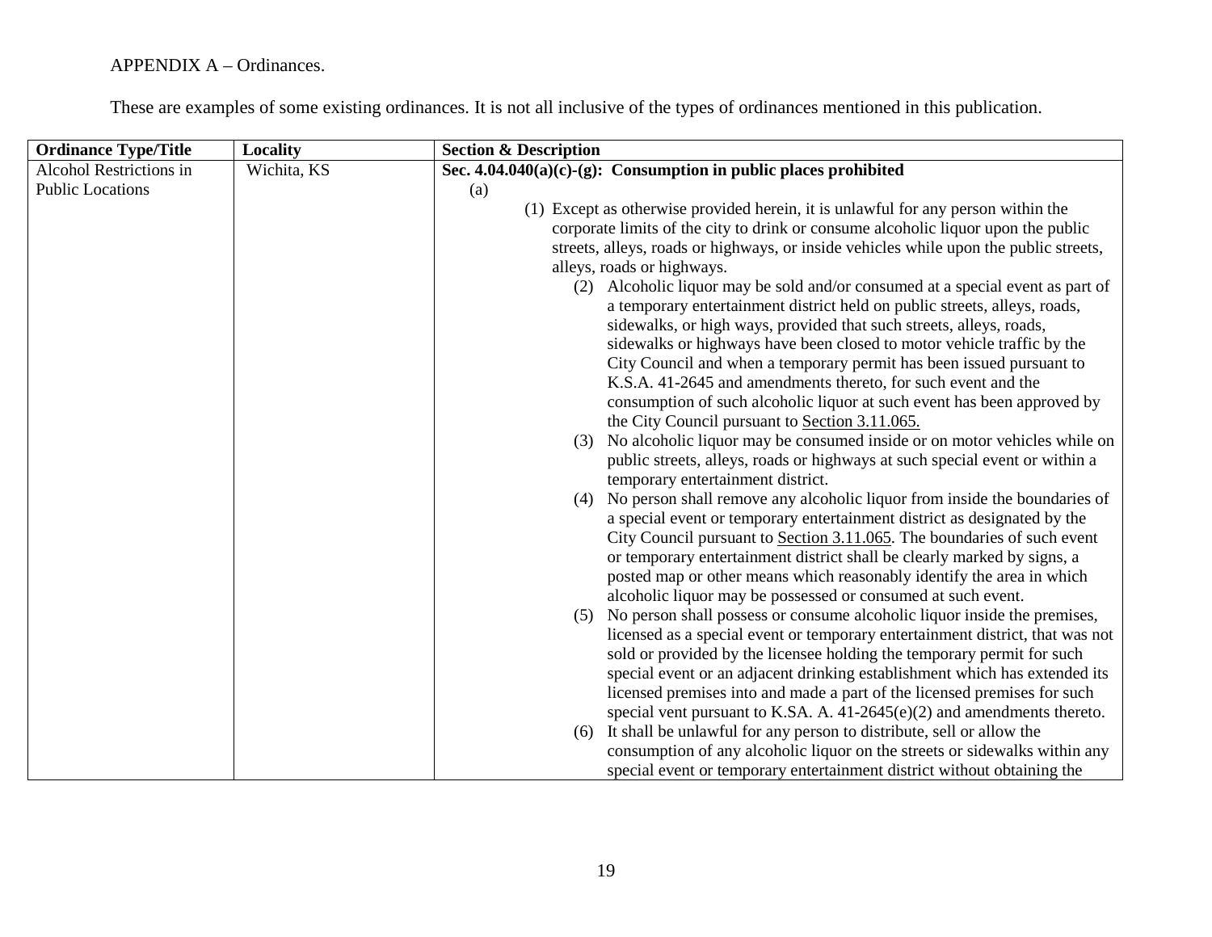APPENDIX A – Ordinances.

These are examples of some existing ordinances. It is not all inclusive of the types of ordinances mentioned in this publication.

| Ordinance Type/Title | Locality | Section & Description |
|---|---|---|
| Alcohol Restrictions in Public Locations | Wichita, KS | **Sec. 4.04.040(a)(c)-(g): Consumption in public places prohibited**<br>(a)<br>(1) Except as otherwise provided herein, it is unlawful for any person within the corporate limits of the city to drink or consume alcoholic liquor upon the public streets, alleys, roads or highways, or inside vehicles while upon the public streets, alleys, roads or highways.<br>(2) Alcoholic liquor may be sold and/or consumed at a special event as part of a temporary entertainment district held on public streets, alleys, roads, sidewalks, or high ways, provided that such streets, alleys, roads, sidewalks or highways have been closed to motor vehicle traffic by the City Council and when a temporary permit has been issued pursuant to K.S.A. 41-2645 and amendments thereto, for such event and the consumption of such alcoholic liquor at such event has been approved by the City Council pursuant to Section 3.11.065.<br>(3) No alcoholic liquor may be consumed inside or on motor vehicles while on public streets, alleys, roads or highways at such special event or within a temporary entertainment district.<br>(4) No person shall remove any alcoholic liquor from inside the boundaries of a special event or temporary entertainment district as designated by the City Council pursuant to Section 3.11.065. The boundaries of such event or temporary entertainment district shall be clearly marked by signs, a posted map or other means which reasonably identify the area in which alcoholic liquor may be possessed or consumed at such event.<br>(5) No person shall possess or consume alcoholic liquor inside the premises, licensed as a special event or temporary entertainment district, that was not sold or provided by the licensee holding the temporary permit for such special event or an adjacent drinking establishment which has extended its licensed premises into and made a part of the licensed premises for such special vent pursuant to K.SA. A. 41-2645(e)(2) and amendments thereto.<br>(6) It shall be unlawful for any person to distribute, sell or allow the consumption of any alcoholic liquor on the streets or sidewalks within any special event or temporary entertainment district without obtaining the |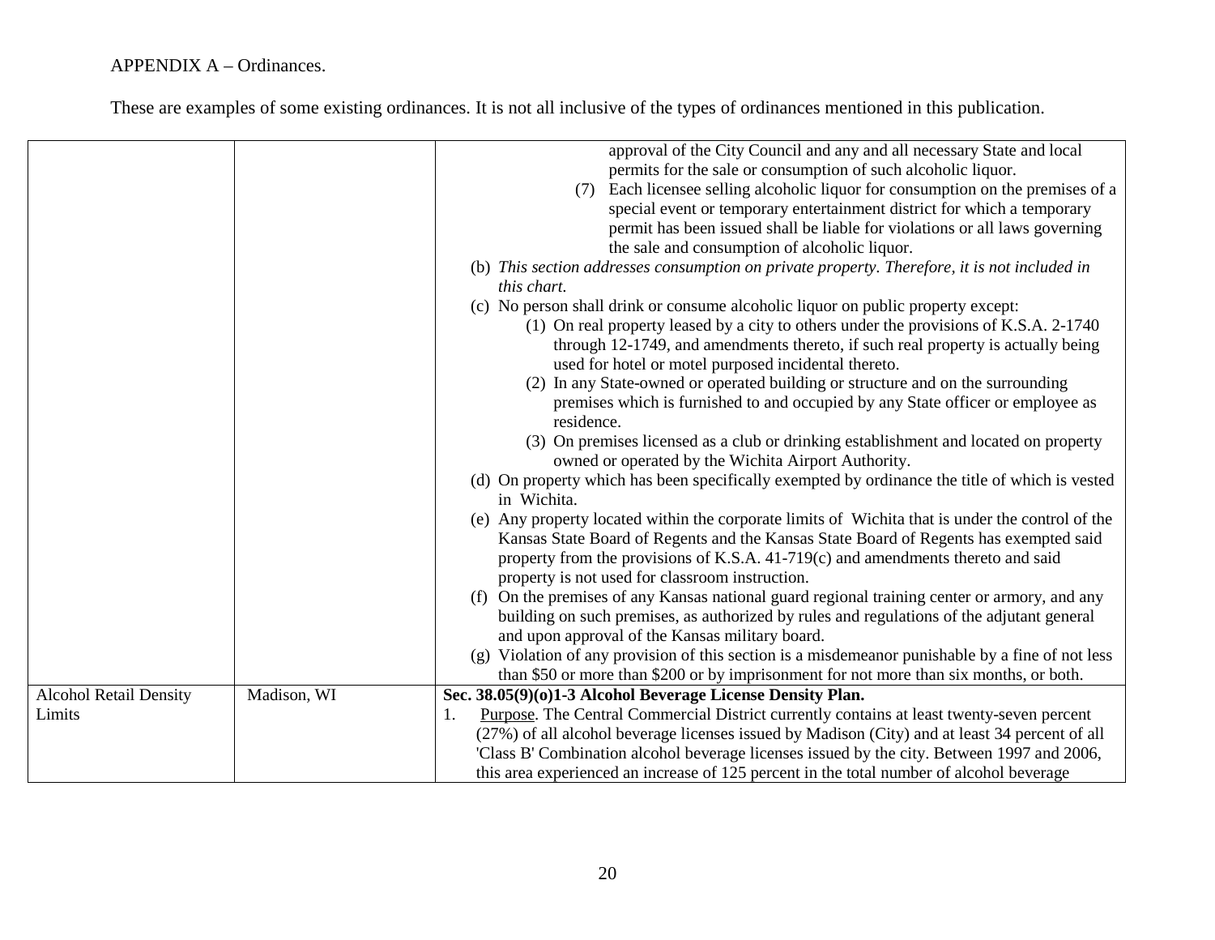APPENDIX A – Ordinances.

These are examples of some existing ordinances. It is not all inclusive of the types of ordinances mentioned in this publication.

| | | |
|---|---|---|
| | | approval of the City Council and any and all necessary State and local permits for the sale or consumption of such alcoholic liquor.<br>(7) Each licensee selling alcoholic liquor for consumption on the premises of a special event or temporary entertainment district for which a temporary permit has been issued shall be liable for violations or all laws governing the sale and consumption of alcoholic liquor.<br>(b) *This section addresses consumption on private property. Therefore, it is not included in this chart.*<br>(c) No person shall drink or consume alcoholic liquor on public property except:<br>(1) On real property leased by a city to others under the provisions of K.S.A. 2-1740 through 12-1749, and amendments thereto, if such real property is actually being used for hotel or motel purposed incidental thereto.<br>(2) In any State-owned or operated building or structure and on the surrounding premises which is furnished to and occupied by any State officer or employee as residence.<br>(3) On premises licensed as a club or drinking establishment and located on property owned or operated by the Wichita Airport Authority.<br>(d) On property which has been specifically exempted by ordinance the title of which is vested in Wichita.<br>(e) Any property located within the corporate limits of Wichita that is under the control of the Kansas State Board of Regents and the Kansas State Board of Regents has exempted said property from the provisions of K.S.A. 41-719(c) and amendments thereto and said property is not used for classroom instruction.<br>(f) On the premises of any Kansas national guard regional training center or armory, and any building on such premises, as authorized by rules and regulations of the adjutant general and upon approval of the Kansas military board.<br>(g) Violation of any provision of this section is a misdemeanor punishable by a fine of not less than $50 or more than $200 or by imprisonment for not more than six months, or both. |
| Alcohol Retail Density Limits | Madison, WI | **Sec. 38.05(9)(o)1-3 Alcohol Beverage License Density Plan.**<br>1. Purpose. The Central Commercial District currently contains at least twenty-seven percent (27%) of all alcohol beverage licenses issued by Madison (City) and at least 34 percent of all 'Class B' Combination alcohol beverage licenses issued by the city. Between 1997 and 2006, this area experienced an increase of 125 percent in the total number of alcohol beverage |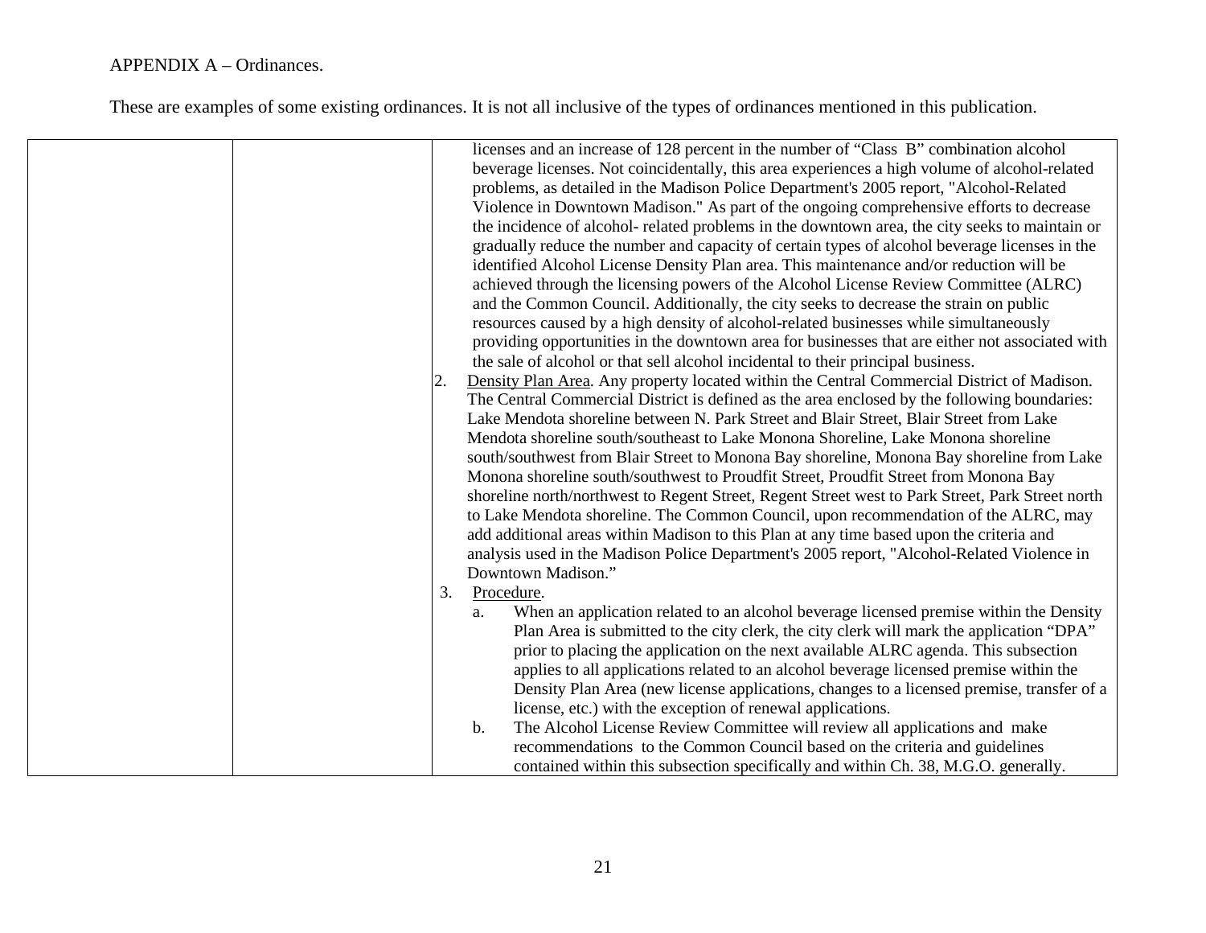APPENDIX A – Ordinances.

These are examples of some existing ordinances. It is not all inclusive of the types of ordinances mentioned in this publication.

| | | |
|---|---|---|
| | | licenses and an increase of 128 percent in the number of "Class B" combination alcohol beverage licenses. Not coincidentally, this area experiences a high volume of alcohol-related problems, as detailed in the Madison Police Department's 2005 report, "Alcohol-Related Violence in Downtown Madison." As part of the ongoing comprehensive efforts to decrease the incidence of alcohol- related problems in the downtown area, the city seeks to maintain or gradually reduce the number and capacity of certain types of alcohol beverage licenses in the identified Alcohol License Density Plan area. This maintenance and/or reduction will be achieved through the licensing powers of the Alcohol License Review Committee (ALRC) and the Common Council. Additionally, the city seeks to decrease the strain on public resources caused by a high density of alcohol-related businesses while simultaneously providing opportunities in the downtown area for businesses that are either not associated with the sale of alcohol or that sell alcohol incidental to their principal business.<br>2. Density Plan Area. Any property located within the Central Commercial District of Madison. The Central Commercial District is defined as the area enclosed by the following boundaries: Lake Mendota shoreline between N. Park Street and Blair Street, Blair Street from Lake Mendota shoreline south/southeast to Lake Monona Shoreline, Lake Monona shoreline south/southwest from Blair Street to Monona Bay shoreline, Monona Bay shoreline from Lake Monona shoreline south/southwest to Proudfit Street, Proudfit Street from Monona Bay shoreline north/northwest to Regent Street, Regent Street west to Park Street, Park Street north to Lake Mendota shoreline. The Common Council, upon recommendation of the ALRC, may add additional areas within Madison to this Plan at any time based upon the criteria and analysis used in the Madison Police Department's 2005 report, "Alcohol-Related Violence in Downtown Madison."<br>3. Procedure.<br>a. When an application related to an alcohol beverage licensed premise within the Density Plan Area is submitted to the city clerk, the city clerk will mark the application "DPA" prior to placing the application on the next available ALRC agenda. This subsection applies to all applications related to an alcohol beverage licensed premise within the Density Plan Area (new license applications, changes to a licensed premise, transfer of a license, etc.) with the exception of renewal applications.<br>b. The Alcohol License Review Committee will review all applications and make recommendations to the Common Council based on the criteria and guidelines contained within this subsection specifically and within Ch. 38, M.G.O. generally. |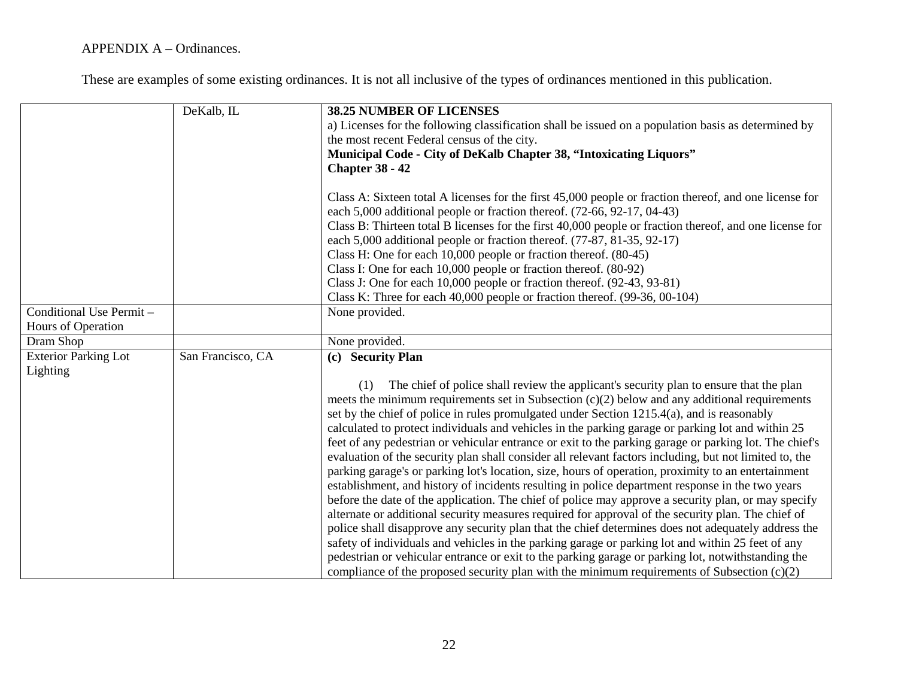APPENDIX A – Ordinances.

These are examples of some existing ordinances. It is not all inclusive of the types of ordinances mentioned in this publication.

| | | |
|---|---|---|
| | DeKalb, IL | **38.25 NUMBER OF LICENSES**<br>a) Licenses for the following classification shall be issued on a population basis as determined by the most recent Federal census of the city.<br>**Municipal Code - City of DeKalb Chapter 38, "Intoxicating Liquors"**<br>**Chapter 38 - 42**<br><br>Class A: Sixteen total A licenses for the first 45,000 people or fraction thereof, and one license for each 5,000 additional people or fraction thereof. (72-66, 92-17, 04-43)<br>Class B: Thirteen total B licenses for the first 40,000 people or fraction thereof, and one license for each 5,000 additional people or fraction thereof. (77-87, 81-35, 92-17)<br>Class H: One for each 10,000 people or fraction thereof. (80-45)<br>Class I: One for each 10,000 people or fraction thereof. (80-92)<br>Class J: One for each 10,000 people or fraction thereof. (92-43, 93-81)<br>Class K: Three for each 40,000 people or fraction thereof. (99-36, 00-104) |
| Conditional Use Permit – Hours of Operation | | None provided. |
| Dram Shop | | None provided. |
| Exterior Parking Lot Lighting | San Francisco, CA | **(c) Security Plan**<br><br>(1) The chief of police shall review the applicant's security plan to ensure that the plan meets the minimum requirements set in Subsection (c)(2) below and any additional requirements set by the chief of police in rules promulgated under Section 1215.4(a), and is reasonably calculated to protect individuals and vehicles in the parking garage or parking lot and within 25 feet of any pedestrian or vehicular entrance or exit to the parking garage or parking lot. The chief's evaluation of the security plan shall consider all relevant factors including, but not limited to, the parking garage's or parking lot's location, size, hours of operation, proximity to an entertainment establishment, and history of incidents resulting in police department response in the two years before the date of the application. The chief of police may approve a security plan, or may specify alternate or additional security measures required for approval of the security plan. The chief of police shall disapprove any security plan that the chief determines does not adequately address the safety of individuals and vehicles in the parking garage or parking lot and within 25 feet of any pedestrian or vehicular entrance or exit to the parking garage or parking lot, notwithstanding the compliance of the proposed security plan with the minimum requirements of Subsection (c)(2) |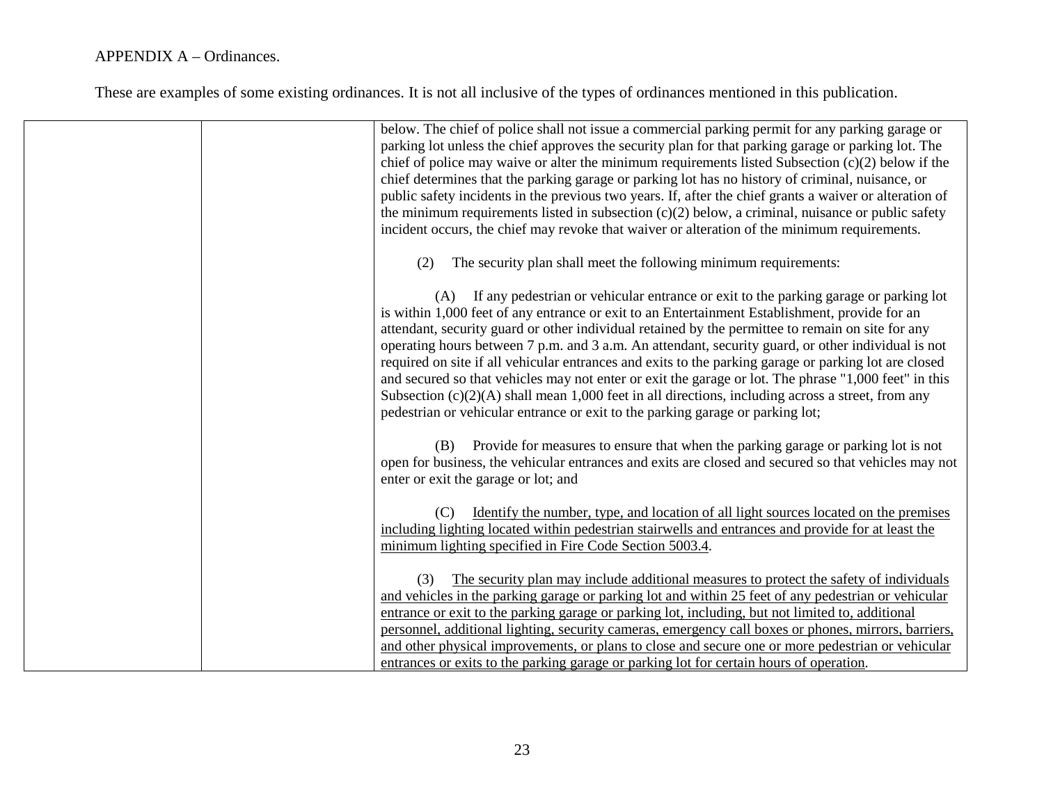APPENDIX A – Ordinances.

These are examples of some existing ordinances. It is not all inclusive of the types of ordinances mentioned in this publication.

| | | |
|---|---|---|
| | | below. The chief of police shall not issue a commercial parking permit for any parking garage or parking lot unless the chief approves the security plan for that parking garage or parking lot. The chief of police may waive or alter the minimum requirements listed Subsection (c)(2) below if the chief determines that the parking garage or parking lot has no history of criminal, nuisance, or public safety incidents in the previous two years. If, after the chief grants a waiver or alteration of the minimum requirements listed in subsection (c)(2) below, a criminal, nuisance or public safety incident occurs, the chief may revoke that waiver or alteration of the minimum requirements.<br><br>(2) The security plan shall meet the following minimum requirements:<br><br>(A) If any pedestrian or vehicular entrance or exit to the parking garage or parking lot is within 1,000 feet of any entrance or exit to an Entertainment Establishment, provide for an attendant, security guard or other individual retained by the permittee to remain on site for any operating hours between 7 p.m. and 3 a.m. An attendant, security guard, or other individual is not required on site if all vehicular entrances and exits to the parking garage or parking lot are closed and secured so that vehicles may not enter or exit the garage or lot. The phrase "1,000 feet" in this Subsection (c)(2)(A) shall mean 1,000 feet in all directions, including across a street, from any pedestrian or vehicular entrance or exit to the parking garage or parking lot;<br><br>(B) Provide for measures to ensure that when the parking garage or parking lot is not open for business, the vehicular entrances and exits are closed and secured so that vehicles may not enter or exit the garage or lot; and<br><br>(C) <u>Identify the number, type, and location of all light sources located on the premises including lighting located within pedestrian stairwells and entrances and provide for at least the minimum lighting specified in Fire Code Section 5003.4</u>.<br><br>(3) <u>The security plan may include additional measures to protect the safety of individuals and vehicles in the parking garage or parking lot and within 25 feet of any pedestrian or vehicular entrance or exit to the parking garage or parking lot, including, but not limited to, additional personnel, additional lighting, security cameras, emergency call boxes or phones, mirrors, barriers, and other physical improvements, or plans to close and secure one or more pedestrian or vehicular entrances or exits to the parking garage or parking lot for certain hours of operation</u>. |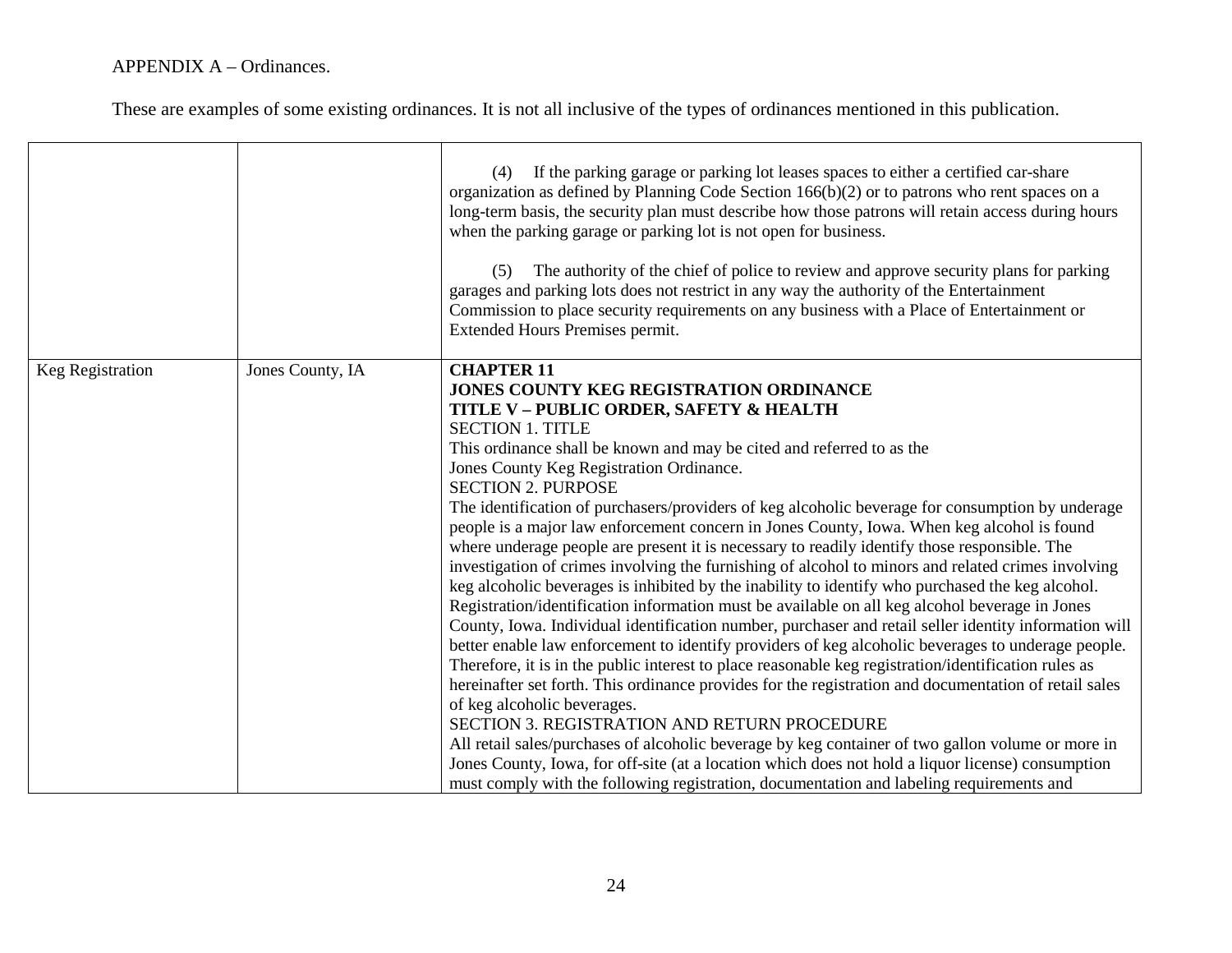APPENDIX A – Ordinances.

These are examples of some existing ordinances. It is not all inclusive of the types of ordinances mentioned in this publication.

| | | |
|---|---|---|
| | | (4) If the parking garage or parking lot leases spaces to either a certified car-share organization as defined by Planning Code Section 166(b)(2) or to patrons who rent spaces on a long-term basis, the security plan must describe how those patrons will retain access during hours when the parking garage or parking lot is not open for business.<br><br>(5) The authority of the chief of police to review and approve security plans for parking garages and parking lots does not restrict in any way the authority of the Entertainment Commission to place security requirements on any business with a Place of Entertainment or Extended Hours Premises permit. |
| Keg Registration | Jones County, IA | **CHAPTER 11**<br>**JONES COUNTY KEG REGISTRATION ORDINANCE**<br>**TITLE V – PUBLIC ORDER, SAFETY & HEALTH**<br>SECTION 1. TITLE<br>This ordinance shall be known and may be cited and referred to as the Jones County Keg Registration Ordinance.<br>SECTION 2. PURPOSE<br>The identification of purchasers/providers of keg alcoholic beverage for consumption by underage people is a major law enforcement concern in Jones County, Iowa. When keg alcohol is found where underage people are present it is necessary to readily identify those responsible. The investigation of crimes involving the furnishing of alcohol to minors and related crimes involving keg alcoholic beverages is inhibited by the inability to identify who purchased the keg alcohol. Registration/identification information must be available on all keg alcohol beverage in Jones County, Iowa. Individual identification number, purchaser and retail seller identity information will better enable law enforcement to identify providers of keg alcoholic beverages to underage people. Therefore, it is in the public interest to place reasonable keg registration/identification rules as hereinafter set forth. This ordinance provides for the registration and documentation of retail sales of keg alcoholic beverages.<br>SECTION 3. REGISTRATION AND RETURN PROCEDURE<br>All retail sales/purchases of alcoholic beverage by keg container of two gallon volume or more in Jones County, Iowa, for off-site (at a location which does not hold a liquor license) consumption must comply with the following registration, documentation and labeling requirements and |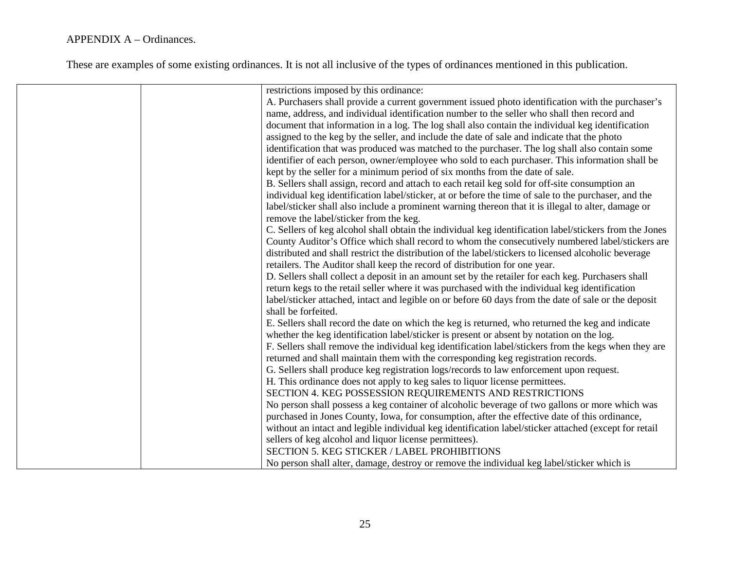APPENDIX A – Ordinances.

These are examples of some existing ordinances. It is not all inclusive of the types of ordinances mentioned in this publication.

| | | |
|---|---|---|
| | | restrictions imposed by this ordinance:<br>A. Purchasers shall provide a current government issued photo identification with the purchaser's name, address, and individual identification number to the seller who shall then record and document that information in a log. The log shall also contain the individual keg identification assigned to the keg by the seller, and include the date of sale and indicate that the photo identification that was produced was matched to the purchaser. The log shall also contain some identifier of each person, owner/employee who sold to each purchaser. This information shall be kept by the seller for a minimum period of six months from the date of sale.<br>B. Sellers shall assign, record and attach to each retail keg sold for off-site consumption an individual keg identification label/sticker, at or before the time of sale to the purchaser, and the label/sticker shall also include a prominent warning thereon that it is illegal to alter, damage or remove the label/sticker from the keg.<br>C. Sellers of keg alcohol shall obtain the individual keg identification label/stickers from the Jones County Auditor's Office which shall record to whom the consecutively numbered label/stickers are distributed and shall restrict the distribution of the label/stickers to licensed alcoholic beverage retailers. The Auditor shall keep the record of distribution for one year.<br>D. Sellers shall collect a deposit in an amount set by the retailer for each keg. Purchasers shall return kegs to the retail seller where it was purchased with the individual keg identification label/sticker attached, intact and legible on or before 60 days from the date of sale or the deposit shall be forfeited.<br>E. Sellers shall record the date on which the keg is returned, who returned the keg and indicate whether the keg identification label/sticker is present or absent by notation on the log.<br>F. Sellers shall remove the individual keg identification label/stickers from the kegs when they are returned and shall maintain them with the corresponding keg registration records.<br>G. Sellers shall produce keg registration logs/records to law enforcement upon request.<br>H. This ordinance does not apply to keg sales to liquor license permittees.<br>SECTION 4. KEG POSSESSION REQUIREMENTS AND RESTRICTIONS<br>No person shall possess a keg container of alcoholic beverage of two gallons or more which was purchased in Jones County, Iowa, for consumption, after the effective date of this ordinance, without an intact and legible individual keg identification label/sticker attached (except for retail sellers of keg alcohol and liquor license permittees).<br>SECTION 5. KEG STICKER / LABEL PROHIBITIONS<br>No person shall alter, damage, destroy or remove the individual keg label/sticker which is |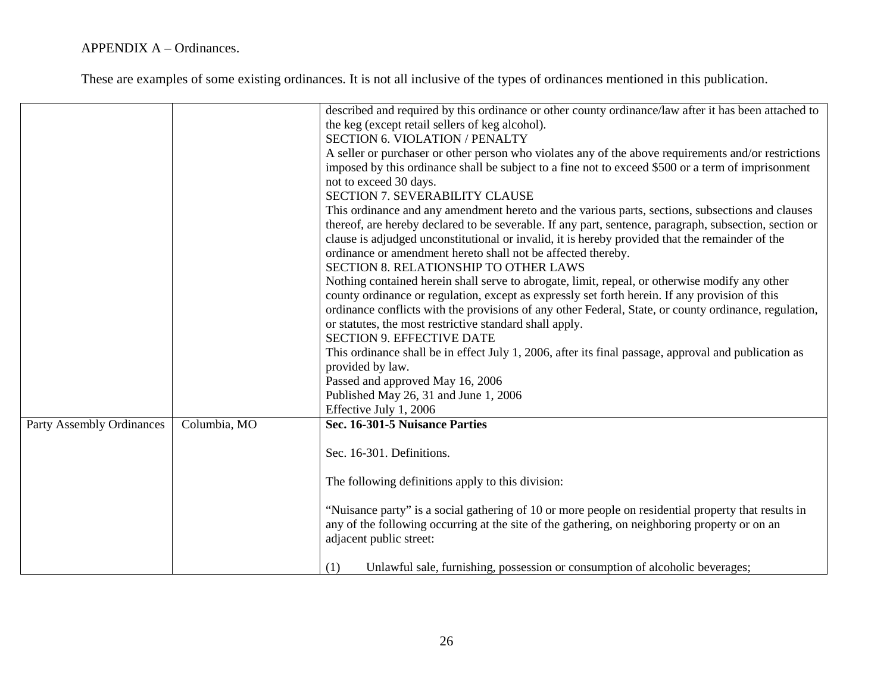APPENDIX A – Ordinances.

These are examples of some existing ordinances. It is not all inclusive of the types of ordinances mentioned in this publication.

| | | |
|---|---|---|
| | | described and required by this ordinance or other county ordinance/law after it has been attached to the keg (except retail sellers of keg alcohol).<br>SECTION 6. VIOLATION / PENALTY<br>A seller or purchaser or other person who violates any of the above requirements and/or restrictions imposed by this ordinance shall be subject to a fine not to exceed $500 or a term of imprisonment not to exceed 30 days.<br>SECTION 7. SEVERABILITY CLAUSE<br>This ordinance and any amendment hereto and the various parts, sections, subsections and clauses thereof, are hereby declared to be severable. If any part, sentence, paragraph, subsection, section or clause is adjudged unconstitutional or invalid, it is hereby provided that the remainder of the ordinance or amendment hereto shall not be affected thereby.<br>SECTION 8. RELATIONSHIP TO OTHER LAWS<br>Nothing contained herein shall serve to abrogate, limit, repeal, or otherwise modify any other county ordinance or regulation, except as expressly set forth herein. If any provision of this ordinance conflicts with the provisions of any other Federal, State, or county ordinance, regulation, or statutes, the most restrictive standard shall apply.<br>SECTION 9. EFFECTIVE DATE<br>This ordinance shall be in effect July 1, 2006, after its final passage, approval and publication as provided by law.<br>Passed and approved May 16, 2006<br>Published May 26, 31 and June 1, 2006<br>Effective July 1, 2006 |
| Party Assembly Ordinances | Columbia, MO | **Sec. 16-301-5 Nuisance Parties**<br><br>Sec. 16-301. Definitions.<br><br>The following definitions apply to this division:<br><br>"Nuisance party" is a social gathering of 10 or more people on residential property that results in any of the following occurring at the site of the gathering, on neighboring property or on an adjacent public street:<br><br>(1) Unlawful sale, furnishing, possession or consumption of alcoholic beverages; |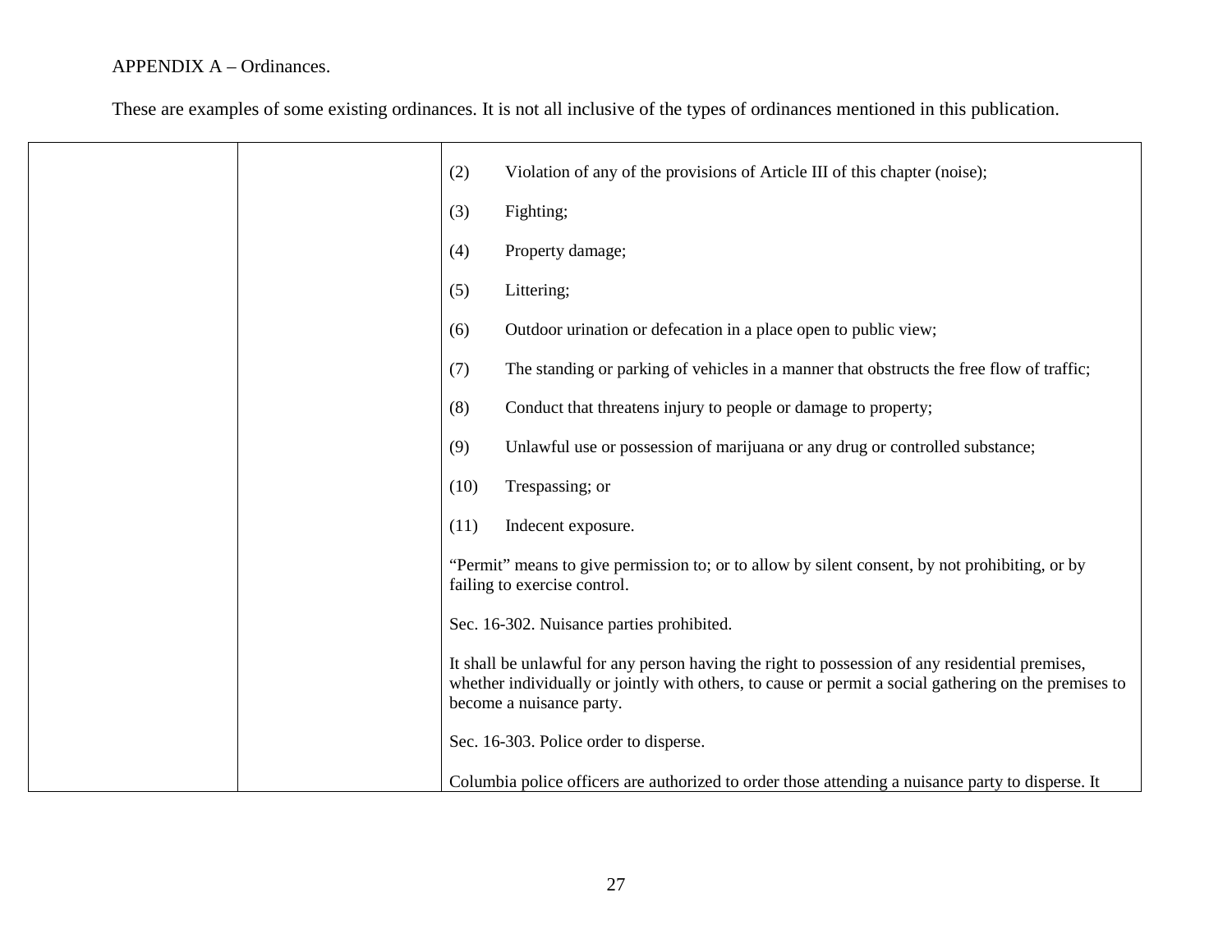APPENDIX A – Ordinances.

These are examples of some existing ordinances. It is not all inclusive of the types of ordinances mentioned in this publication.

| | | |
|---|---|---|
| | | (2) Violation of any of the provisions of Article III of this chapter (noise);<br><br>(3) Fighting;<br><br>(4) Property damage;<br><br>(5) Littering;<br><br>(6) Outdoor urination or defecation in a place open to public view;<br><br>(7) The standing or parking of vehicles in a manner that obstructs the free flow of traffic;<br><br>(8) Conduct that threatens injury to people or damage to property;<br><br>(9) Unlawful use or possession of marijuana or any drug or controlled substance;<br><br>(10) Trespassing; or<br><br>(11) Indecent exposure.<br><br>"Permit" means to give permission to; or to allow by silent consent, by not prohibiting, or by failing to exercise control.<br><br>Sec. 16-302. Nuisance parties prohibited.<br><br>It shall be unlawful for any person having the right to possession of any residential premises, whether individually or jointly with others, to cause or permit a social gathering on the premises to become a nuisance party.<br><br>Sec. 16-303. Police order to disperse.<br><br>Columbia police officers are authorized to order those attending a nuisance party to disperse. It |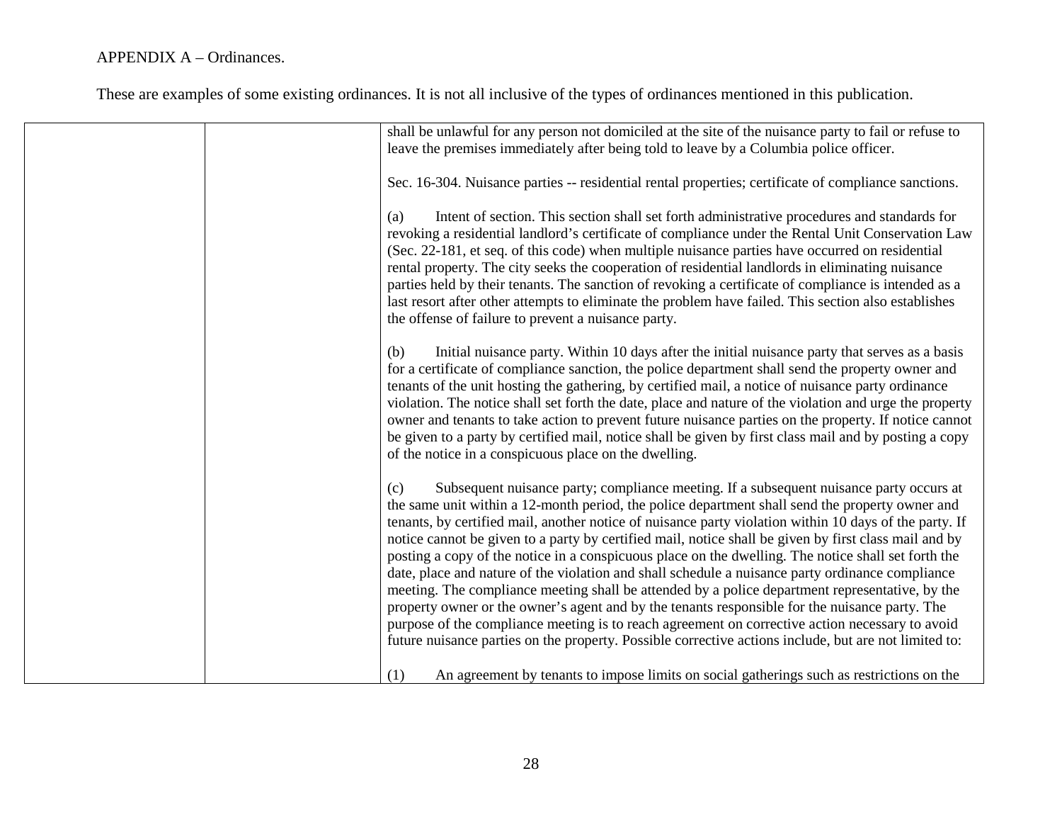APPENDIX A – Ordinances.

These are examples of some existing ordinances. It is not all inclusive of the types of ordinances mentioned in this publication.

| | | |
|---|---|---|
| | | shall be unlawful for any person not domiciled at the site of the nuisance party to fail or refuse to leave the premises immediately after being told to leave by a Columbia police officer.<br><br>Sec. 16-304. Nuisance parties -- residential rental properties; certificate of compliance sanctions.<br><br>(a) Intent of section. This section shall set forth administrative procedures and standards for revoking a residential landlord's certificate of compliance under the Rental Unit Conservation Law (Sec. 22-181, et seq. of this code) when multiple nuisance parties have occurred on residential rental property. The city seeks the cooperation of residential landlords in eliminating nuisance parties held by their tenants. The sanction of revoking a certificate of compliance is intended as a last resort after other attempts to eliminate the problem have failed. This section also establishes the offense of failure to prevent a nuisance party.<br><br>(b) Initial nuisance party. Within 10 days after the initial nuisance party that serves as a basis for a certificate of compliance sanction, the police department shall send the property owner and tenants of the unit hosting the gathering, by certified mail, a notice of nuisance party ordinance violation. The notice shall set forth the date, place and nature of the violation and urge the property owner and tenants to take action to prevent future nuisance parties on the property. If notice cannot be given to a party by certified mail, notice shall be given by first class mail and by posting a copy of the notice in a conspicuous place on the dwelling.<br><br>(c) Subsequent nuisance party; compliance meeting. If a subsequent nuisance party occurs at the same unit within a 12-month period, the police department shall send the property owner and tenants, by certified mail, another notice of nuisance party violation within 10 days of the party. If notice cannot be given to a party by certified mail, notice shall be given by first class mail and by posting a copy of the notice in a conspicuous place on the dwelling. The notice shall set forth the date, place and nature of the violation and shall schedule a nuisance party ordinance compliance meeting. The compliance meeting shall be attended by a police department representative, by the property owner or the owner's agent and by the tenants responsible for the nuisance party. The purpose of the compliance meeting is to reach agreement on corrective action necessary to avoid future nuisance parties on the property. Possible corrective actions include, but are not limited to:<br><br>(1) An agreement by tenants to impose limits on social gatherings such as restrictions on the |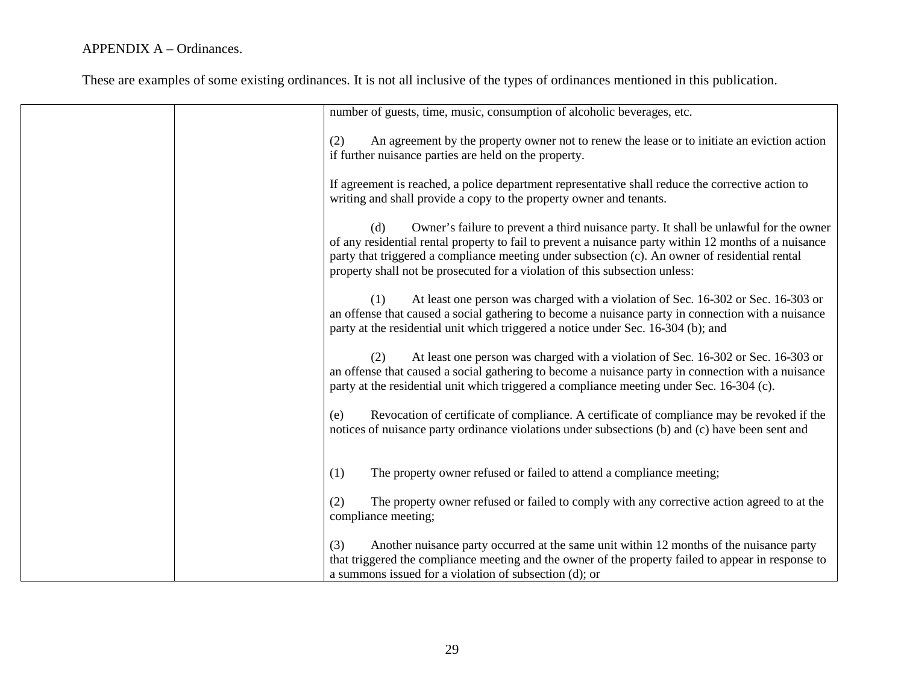APPENDIX A – Ordinances.

These are examples of some existing ordinances. It is not all inclusive of the types of ordinances mentioned in this publication.

| | | |
|---|---|---|
| | | number of guests, time, music, consumption of alcoholic beverages, etc.<br><br>(2) An agreement by the property owner not to renew the lease or to initiate an eviction action if further nuisance parties are held on the property.<br><br>If agreement is reached, a police department representative shall reduce the corrective action to writing and shall provide a copy to the property owner and tenants.<br><br>(d) Owner's failure to prevent a third nuisance party. It shall be unlawful for the owner of any residential rental property to fail to prevent a nuisance party within 12 months of a nuisance party that triggered a compliance meeting under subsection (c). An owner of residential rental property shall not be prosecuted for a violation of this subsection unless:<br><br>(1) At least one person was charged with a violation of Sec. 16-302 or Sec. 16-303 or an offense that caused a social gathering to become a nuisance party in connection with a nuisance party at the residential unit which triggered a notice under Sec. 16-304 (b); and<br><br>(2) At least one person was charged with a violation of Sec. 16-302 or Sec. 16-303 or an offense that caused a social gathering to become a nuisance party in connection with a nuisance party at the residential unit which triggered a compliance meeting under Sec. 16-304 (c).<br><br>(e) Revocation of certificate of compliance. A certificate of compliance may be revoked if the notices of nuisance party ordinance violations under subsections (b) and (c) have been sent and<br><br>(1) The property owner refused or failed to attend a compliance meeting;<br><br>(2) The property owner refused or failed to comply with any corrective action agreed to at the compliance meeting;<br><br>(3) Another nuisance party occurred at the same unit within 12 months of the nuisance party that triggered the compliance meeting and the owner of the property failed to appear in response to a summons issued for a violation of subsection (d); or |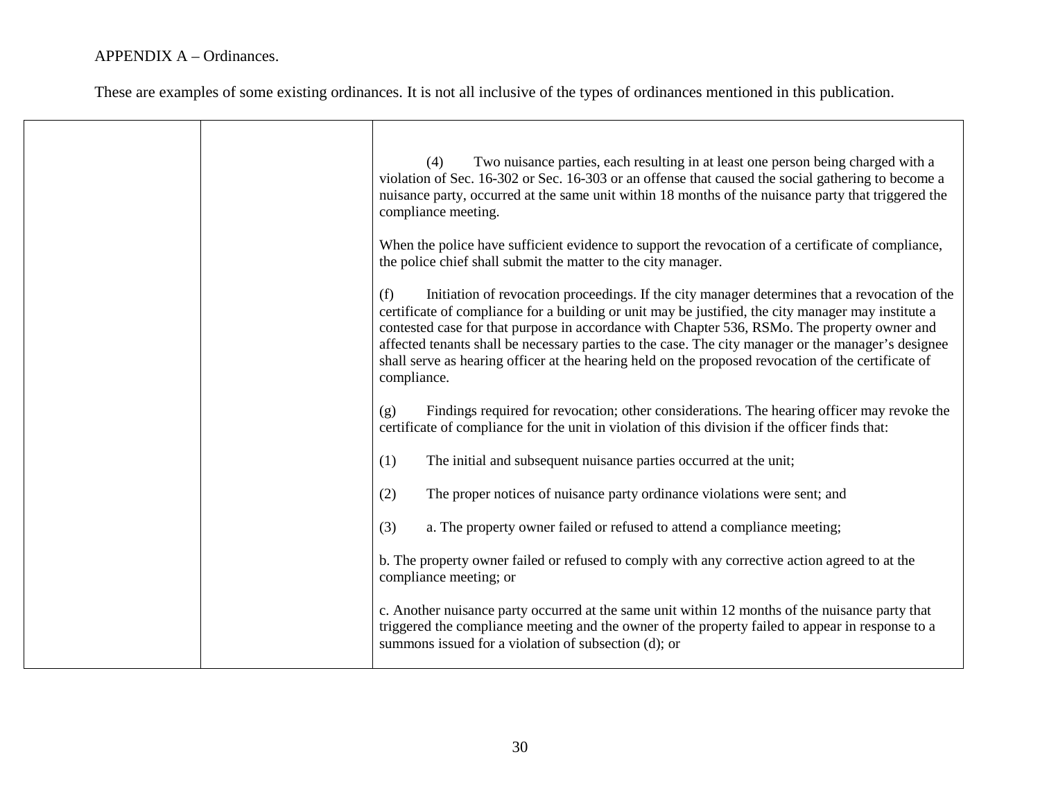APPENDIX A – Ordinances.

These are examples of some existing ordinances. It is not all inclusive of the types of ordinances mentioned in this publication.

| | | |
|---|---|---|
| | | (4) Two nuisance parties, each resulting in at least one person being charged with a violation of Sec. 16-302 or Sec. 16-303 or an offense that caused the social gathering to become a nuisance party, occurred at the same unit within 18 months of the nuisance party that triggered the compliance meeting.<br><br>When the police have sufficient evidence to support the revocation of a certificate of compliance, the police chief shall submit the matter to the city manager.<br><br>(f) Initiation of revocation proceedings. If the city manager determines that a revocation of the certificate of compliance for a building or unit may be justified, the city manager may institute a contested case for that purpose in accordance with Chapter 536, RSMo. The property owner and affected tenants shall be necessary parties to the case. The city manager or the manager's designee shall serve as hearing officer at the hearing held on the proposed revocation of the certificate of compliance.<br><br>(g) Findings required for revocation; other considerations. The hearing officer may revoke the certificate of compliance for the unit in violation of this division if the officer finds that:<br><br>(1) The initial and subsequent nuisance parties occurred at the unit;<br><br>(2) The proper notices of nuisance party ordinance violations were sent; and<br><br>(3) a. The property owner failed or refused to attend a compliance meeting;<br><br>b. The property owner failed or refused to comply with any corrective action agreed to at the compliance meeting; or<br><br>c. Another nuisance party occurred at the same unit within 12 months of the nuisance party that triggered the compliance meeting and the owner of the property failed to appear in response to a summons issued for a violation of subsection (d); or |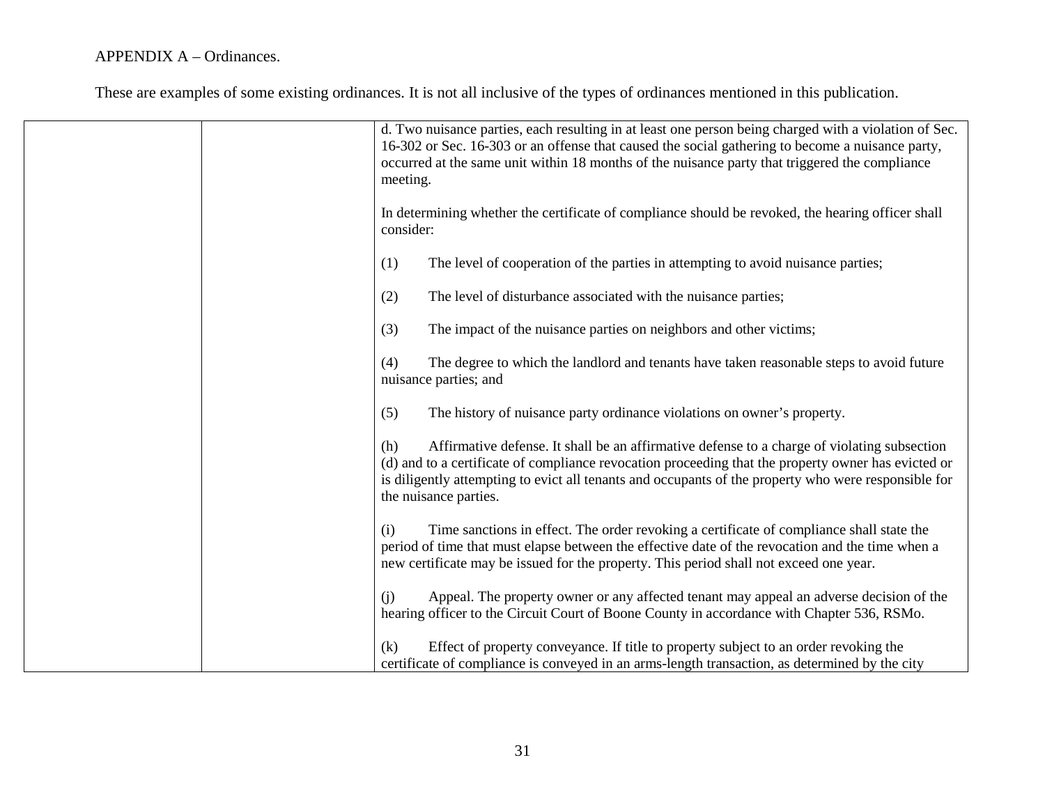APPENDIX A – Ordinances.

These are examples of some existing ordinances. It is not all inclusive of the types of ordinances mentioned in this publication.

| | | |
|---|---|---|
| | | d. Two nuisance parties, each resulting in at least one person being charged with a violation of Sec. 16-302 or Sec. 16-303 or an offense that caused the social gathering to become a nuisance party, occurred at the same unit within 18 months of the nuisance party that triggered the compliance meeting.<br><br>In determining whether the certificate of compliance should be revoked, the hearing officer shall consider:<br><br>(1) The level of cooperation of the parties in attempting to avoid nuisance parties;<br><br>(2) The level of disturbance associated with the nuisance parties;<br><br>(3) The impact of the nuisance parties on neighbors and other victims;<br><br>(4) The degree to which the landlord and tenants have taken reasonable steps to avoid future nuisance parties; and<br><br>(5) The history of nuisance party ordinance violations on owner's property.<br><br>(h) Affirmative defense. It shall be an affirmative defense to a charge of violating subsection (d) and to a certificate of compliance revocation proceeding that the property owner has evicted or is diligently attempting to evict all tenants and occupants of the property who were responsible for the nuisance parties.<br><br>(i) Time sanctions in effect. The order revoking a certificate of compliance shall state the period of time that must elapse between the effective date of the revocation and the time when a new certificate may be issued for the property. This period shall not exceed one year.<br><br>(j) Appeal. The property owner or any affected tenant may appeal an adverse decision of the hearing officer to the Circuit Court of Boone County in accordance with Chapter 536, RSMo.<br><br>(k) Effect of property conveyance. If title to property subject to an order revoking the certificate of compliance is conveyed in an arms-length transaction, as determined by the city |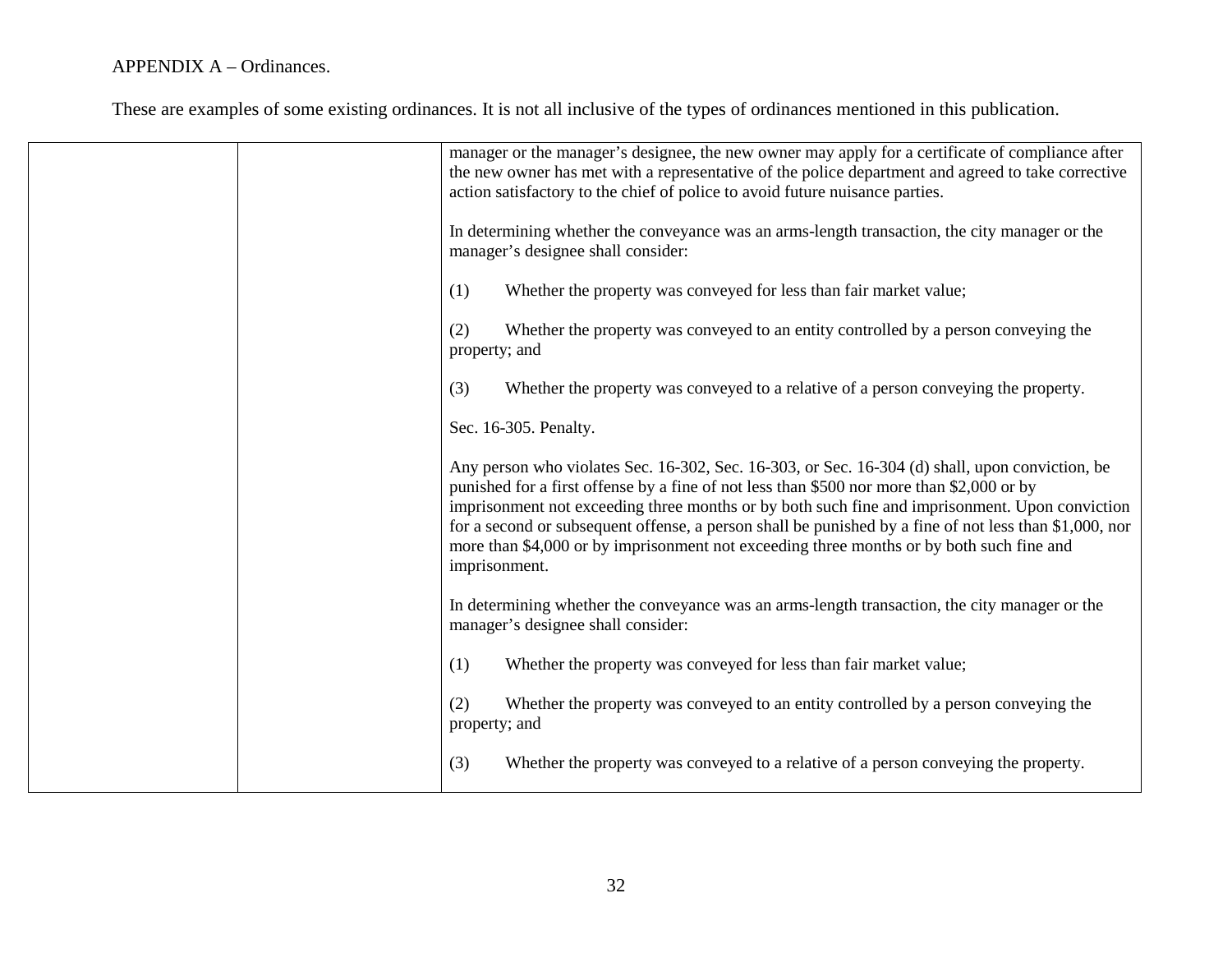APPENDIX A – Ordinances.

These are examples of some existing ordinances. It is not all inclusive of the types of ordinances mentioned in this publication.

| | | |
|---|---|---|
| | | manager or the manager's designee, the new owner may apply for a certificate of compliance after the new owner has met with a representative of the police department and agreed to take corrective action satisfactory to the chief of police to avoid future nuisance parties.<br><br>In determining whether the conveyance was an arms-length transaction, the city manager or the manager's designee shall consider:<br><br>(1) Whether the property was conveyed for less than fair market value;<br><br>(2) Whether the property was conveyed to an entity controlled by a person conveying the property; and<br><br>(3) Whether the property was conveyed to a relative of a person conveying the property.<br><br>Sec. 16-305. Penalty.<br><br>Any person who violates Sec. 16-302, Sec. 16-303, or Sec. 16-304 (d) shall, upon conviction, be punished for a first offense by a fine of not less than $500 nor more than $2,000 or by imprisonment not exceeding three months or by both such fine and imprisonment. Upon conviction for a second or subsequent offense, a person shall be punished by a fine of not less than $1,000, nor more than $4,000 or by imprisonment not exceeding three months or by both such fine and imprisonment.<br><br>In determining whether the conveyance was an arms-length transaction, the city manager or the manager's designee shall consider:<br><br>(1) Whether the property was conveyed for less than fair market value;<br><br>(2) Whether the property was conveyed to an entity controlled by a person conveying the property; and<br><br>(3) Whether the property was conveyed to a relative of a person conveying the property. |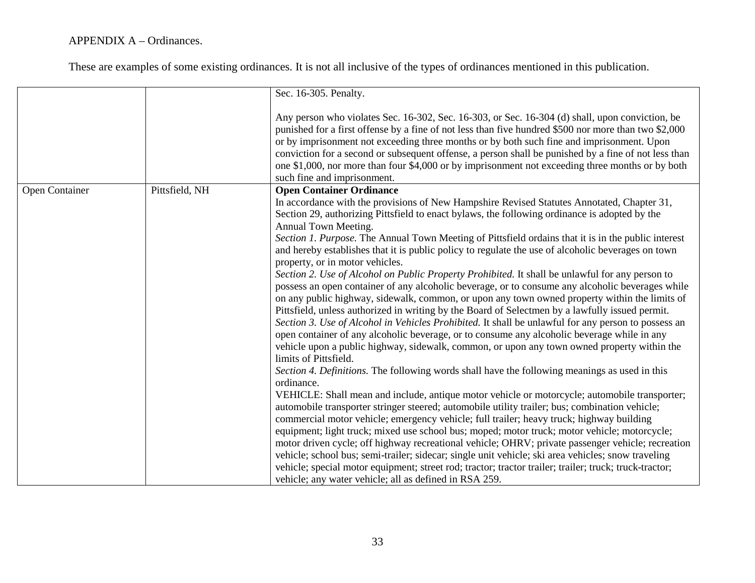APPENDIX A – Ordinances.

These are examples of some existing ordinances. It is not all inclusive of the types of ordinances mentioned in this publication.

| | | |
|---|---|---|
| | | Sec. 16-305. Penalty.<br><br>Any person who violates Sec. 16-302, Sec. 16-303, or Sec. 16-304 (d) shall, upon conviction, be punished for a first offense by a fine of not less than five hundred $500 nor more than two $2,000 or by imprisonment not exceeding three months or by both such fine and imprisonment. Upon conviction for a second or subsequent offense, a person shall be punished by a fine of not less than one $1,000, nor more than four $4,000 or by imprisonment not exceeding three months or by both such fine and imprisonment. |
| Open Container | Pittsfield, NH | **Open Container Ordinance**<br>In accordance with the provisions of New Hampshire Revised Statutes Annotated, Chapter 31, Section 29, authorizing Pittsfield to enact bylaws, the following ordinance is adopted by the Annual Town Meeting.<br>*Section 1. Purpose.* The Annual Town Meeting of Pittsfield ordains that it is in the public interest and hereby establishes that it is public policy to regulate the use of alcoholic beverages on town property, or in motor vehicles.<br>*Section 2. Use of Alcohol on Public Property Prohibited.* It shall be unlawful for any person to possess an open container of any alcoholic beverage, or to consume any alcoholic beverages while on any public highway, sidewalk, common, or upon any town owned property within the limits of Pittsfield, unless authorized in writing by the Board of Selectmen by a lawfully issued permit.<br>*Section 3. Use of Alcohol in Vehicles Prohibited.* It shall be unlawful for any person to possess an open container of any alcoholic beverage, or to consume any alcoholic beverage while in any vehicle upon a public highway, sidewalk, common, or upon any town owned property within the limits of Pittsfield.<br>*Section 4. Definitions.* The following words shall have the following meanings as used in this ordinance.<br>VEHICLE: Shall mean and include, antique motor vehicle or motorcycle; automobile transporter; automobile transporter stringer steered; automobile utility trailer; bus; combination vehicle; commercial motor vehicle; emergency vehicle; full trailer; heavy truck; highway building equipment; light truck; mixed use school bus; moped; motor truck; motor vehicle; motorcycle; motor driven cycle; off highway recreational vehicle; OHRV; private passenger vehicle; recreation vehicle; school bus; semi-trailer; sidecar; single unit vehicle; ski area vehicles; snow traveling vehicle; special motor equipment; street rod; tractor; tractor trailer; trailer; truck; truck-tractor; vehicle; any water vehicle; all as defined in RSA 259. |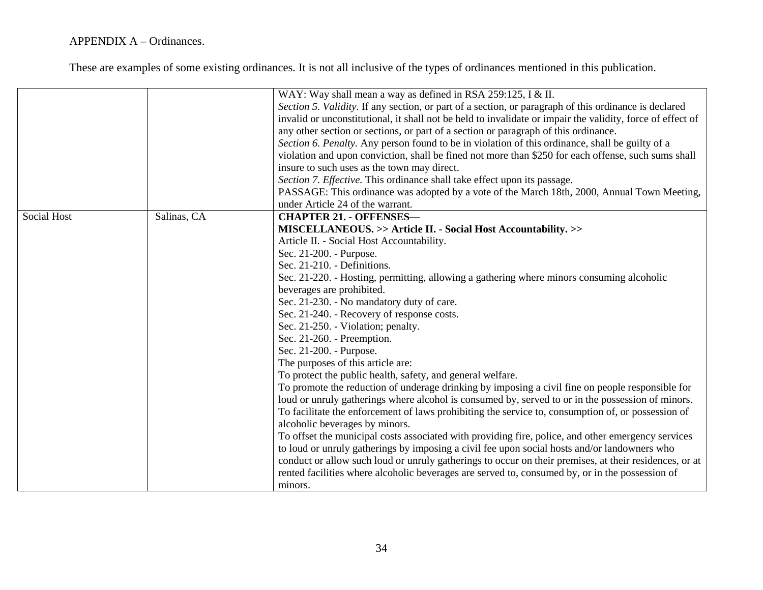APPENDIX A – Ordinances.

These are examples of some existing ordinances. It is not all inclusive of the types of ordinances mentioned in this publication.

| | | |
|---|---|---|
| | | WAY: Way shall mean a way as defined in RSA 259:125, I & II.<br>*Section 5. Validity.* If any section, or part of a section, or paragraph of this ordinance is declared invalid or unconstitutional, it shall not be held to invalidate or impair the validity, force of effect of any other section or sections, or part of a section or paragraph of this ordinance.<br>*Section 6. Penalty.* Any person found to be in violation of this ordinance, shall be guilty of a violation and upon conviction, shall be fined not more than $250 for each offense, such sums shall insure to such uses as the town may direct.<br>*Section 7. Effective.* This ordinance shall take effect upon its passage.<br>PASSAGE: This ordinance was adopted by a vote of the March 18th, 2000, Annual Town Meeting, under Article 24 of the warrant. |
| Social Host | Salinas, CA | **CHAPTER 21. - OFFENSES— MISCELLANEOUS. >> Article II. - Social Host Accountability. >>**<br>Article II. - Social Host Accountability.<br>Sec. 21-200. - Purpose.<br>Sec. 21-210. - Definitions.<br>Sec. 21-220. - Hosting, permitting, allowing a gathering where minors consuming alcoholic beverages are prohibited.<br>Sec. 21-230. - No mandatory duty of care.<br>Sec. 21-240. - Recovery of response costs.<br>Sec. 21-250. - Violation; penalty.<br>Sec. 21-260. - Preemption.<br>Sec. 21-200. - Purpose.<br>The purposes of this article are:<br>To protect the public health, safety, and general welfare.<br>To promote the reduction of underage drinking by imposing a civil fine on people responsible for loud or unruly gatherings where alcohol is consumed by, served to or in the possession of minors.<br>To facilitate the enforcement of laws prohibiting the service to, consumption of, or possession of alcoholic beverages by minors.<br>To offset the municipal costs associated with providing fire, police, and other emergency services to loud or unruly gatherings by imposing a civil fee upon social hosts and/or landowners who conduct or allow such loud or unruly gatherings to occur on their premises, at their residences, or at rented facilities where alcoholic beverages are served to, consumed by, or in the possession of minors. |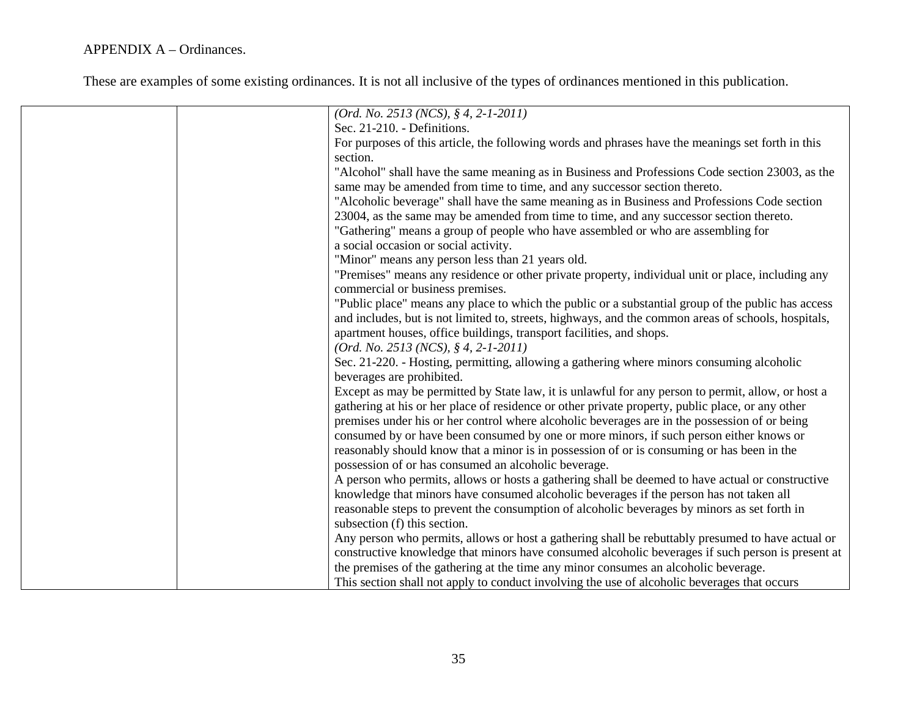APPENDIX A – Ordinances.

These are examples of some existing ordinances. It is not all inclusive of the types of ordinances mentioned in this publication.

| | | |
|---|---|---|
| | | *(Ord. No. 2513 (NCS), § 4, 2-1-2011)*<br>Sec. 21-210. - Definitions.<br>For purposes of this article, the following words and phrases have the meanings set forth in this section.<br>"Alcohol" shall have the same meaning as in Business and Professions Code section 23003, as the same may be amended from time to time, and any successor section thereto.<br>"Alcoholic beverage" shall have the same meaning as in Business and Professions Code section 23004, as the same may be amended from time to time, and any successor section thereto.<br>"Gathering" means a group of people who have assembled or who are assembling for a social occasion or social activity.<br>"Minor" means any person less than 21 years old.<br>"Premises" means any residence or other private property, individual unit or place, including any commercial or business premises.<br>"Public place" means any place to which the public or a substantial group of the public has access and includes, but is not limited to, streets, highways, and the common areas of schools, hospitals, apartment houses, office buildings, transport facilities, and shops.<br>*(Ord. No. 2513 (NCS), § 4, 2-1-2011)*<br>Sec. 21-220. - Hosting, permitting, allowing a gathering where minors consuming alcoholic beverages are prohibited.<br>Except as may be permitted by State law, it is unlawful for any person to permit, allow, or host a gathering at his or her place of residence or other private property, public place, or any other premises under his or her control where alcoholic beverages are in the possession of or being consumed by or have been consumed by one or more minors, if such person either knows or reasonably should know that a minor is in possession of or is consuming or has been in the possession of or has consumed an alcoholic beverage.<br>A person who permits, allows or hosts a gathering shall be deemed to have actual or constructive knowledge that minors have consumed alcoholic beverages if the person has not taken all reasonable steps to prevent the consumption of alcoholic beverages by minors as set forth in subsection (f) this section.<br>Any person who permits, allows or host a gathering shall be rebuttably presumed to have actual or constructive knowledge that minors have consumed alcoholic beverages if such person is present at the premises of the gathering at the time any minor consumes an alcoholic beverage.<br>This section shall not apply to conduct involving the use of alcoholic beverages that occurs |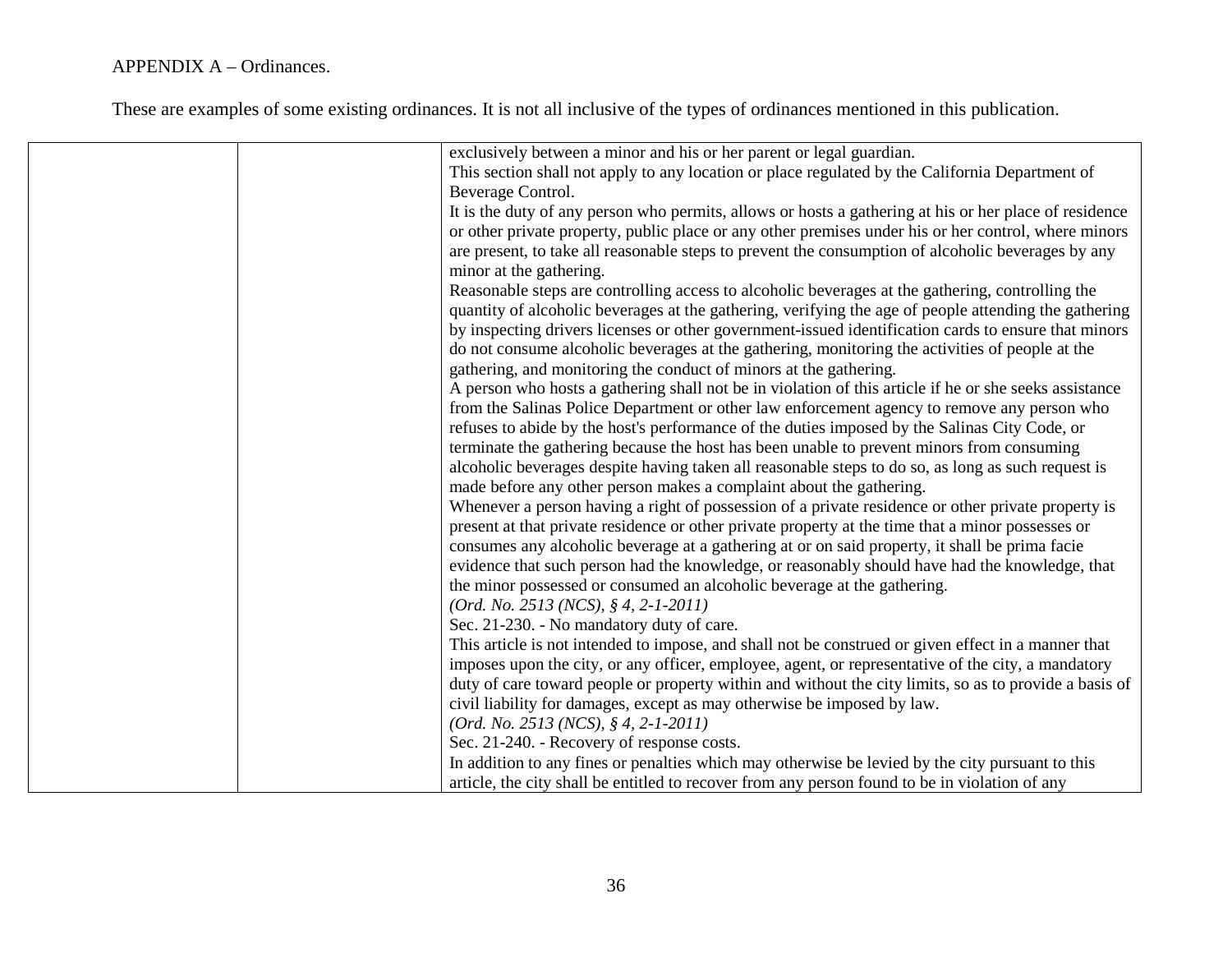APPENDIX A – Ordinances.

These are examples of some existing ordinances. It is not all inclusive of the types of ordinances mentioned in this publication.

| | | |
|---|---|---|
| | | exclusively between a minor and his or her parent or legal guardian.<br>This section shall not apply to any location or place regulated by the California Department of Beverage Control.<br>It is the duty of any person who permits, allows or hosts a gathering at his or her place of residence or other private property, public place or any other premises under his or her control, where minors are present, to take all reasonable steps to prevent the consumption of alcoholic beverages by any minor at the gathering.<br>Reasonable steps are controlling access to alcoholic beverages at the gathering, controlling the quantity of alcoholic beverages at the gathering, verifying the age of people attending the gathering by inspecting drivers licenses or other government-issued identification cards to ensure that minors do not consume alcoholic beverages at the gathering, monitoring the activities of people at the gathering, and monitoring the conduct of minors at the gathering.<br>A person who hosts a gathering shall not be in violation of this article if he or she seeks assistance from the Salinas Police Department or other law enforcement agency to remove any person who refuses to abide by the host's performance of the duties imposed by the Salinas City Code, or terminate the gathering because the host has been unable to prevent minors from consuming alcoholic beverages despite having taken all reasonable steps to do so, as long as such request is made before any other person makes a complaint about the gathering.<br>Whenever a person having a right of possession of a private residence or other private property is present at that private residence or other private property at the time that a minor possesses or consumes any alcoholic beverage at a gathering at or on said property, it shall be prima facie evidence that such person had the knowledge, or reasonably should have had the knowledge, that the minor possessed or consumed an alcoholic beverage at the gathering.<br>*(Ord. No. 2513 (NCS), § 4, 2-1-2011)*<br>Sec. 21-230. - No mandatory duty of care.<br>This article is not intended to impose, and shall not be construed or given effect in a manner that imposes upon the city, or any officer, employee, agent, or representative of the city, a mandatory duty of care toward people or property within and without the city limits, so as to provide a basis of civil liability for damages, except as may otherwise be imposed by law.<br>*(Ord. No. 2513 (NCS), § 4, 2-1-2011)*<br>Sec. 21-240. - Recovery of response costs.<br>In addition to any fines or penalties which may otherwise be levied by the city pursuant to this article, the city shall be entitled to recover from any person found to be in violation of any |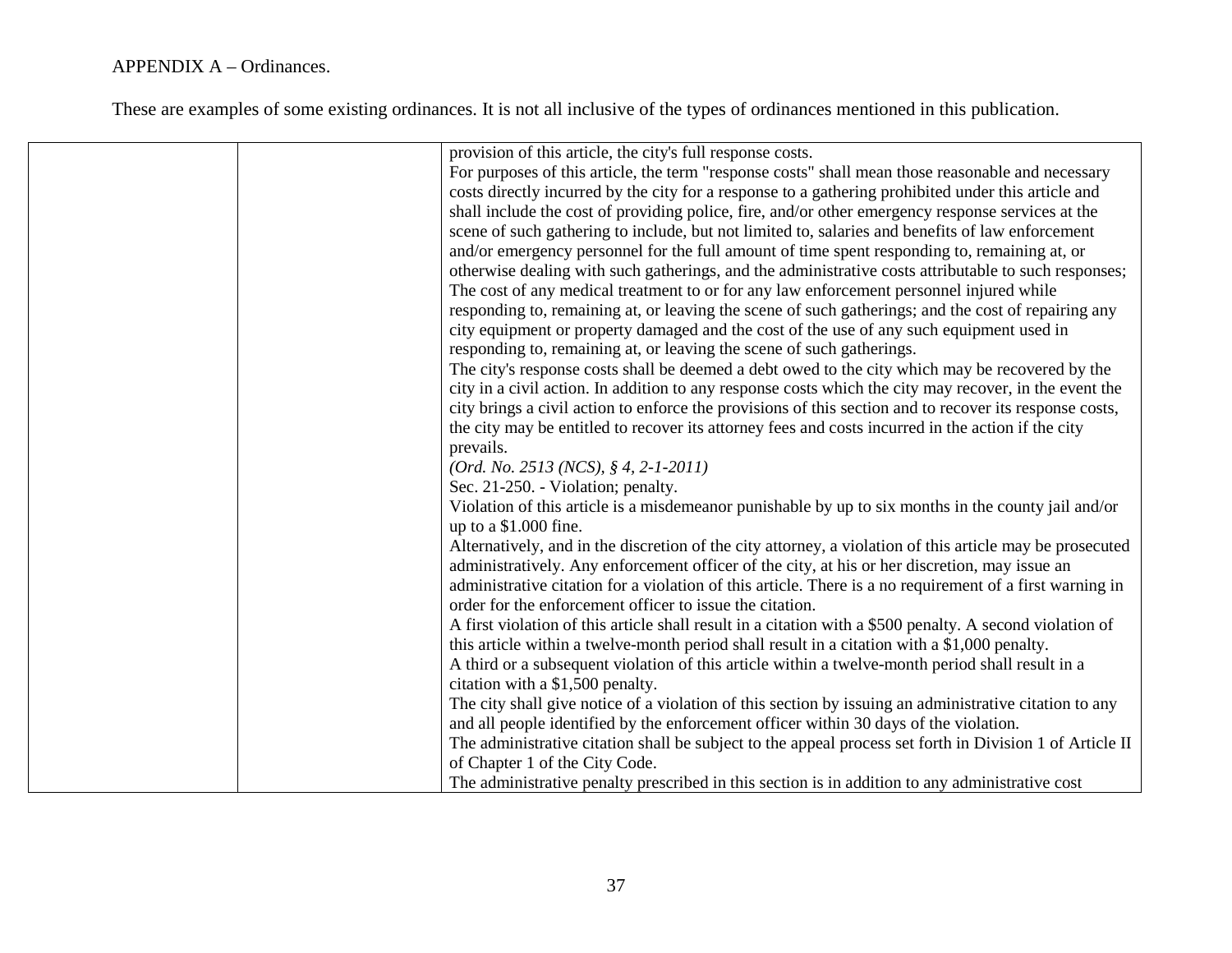APPENDIX A – Ordinances.

These are examples of some existing ordinances. It is not all inclusive of the types of ordinances mentioned in this publication.

| | | |
|---|---|---|
| | | provision of this article, the city's full response costs.<br>For purposes of this article, the term "response costs" shall mean those reasonable and necessary costs directly incurred by the city for a response to a gathering prohibited under this article and shall include the cost of providing police, fire, and/or other emergency response services at the scene of such gathering to include, but not limited to, salaries and benefits of law enforcement and/or emergency personnel for the full amount of time spent responding to, remaining at, or otherwise dealing with such gatherings, and the administrative costs attributable to such responses; The cost of any medical treatment to or for any law enforcement personnel injured while responding to, remaining at, or leaving the scene of such gatherings; and the cost of repairing any city equipment or property damaged and the cost of the use of any such equipment used in responding to, remaining at, or leaving the scene of such gatherings.<br>The city's response costs shall be deemed a debt owed to the city which may be recovered by the city in a civil action. In addition to any response costs which the city may recover, in the event the city brings a civil action to enforce the provisions of this section and to recover its response costs, the city may be entitled to recover its attorney fees and costs incurred in the action if the city prevails.<br>*(Ord. No. 2513 (NCS), § 4, 2-1-2011)*<br>Sec. 21-250. - Violation; penalty.<br>Violation of this article is a misdemeanor punishable by up to six months in the county jail and/or up to a $1.000 fine.<br>Alternatively, and in the discretion of the city attorney, a violation of this article may be prosecuted administratively. Any enforcement officer of the city, at his or her discretion, may issue an administrative citation for a violation of this article. There is a no requirement of a first warning in order for the enforcement officer to issue the citation.<br>A first violation of this article shall result in a citation with a $500 penalty. A second violation of this article within a twelve-month period shall result in a citation with a $1,000 penalty.<br>A third or a subsequent violation of this article within a twelve-month period shall result in a citation with a $1,500 penalty.<br>The city shall give notice of a violation of this section by issuing an administrative citation to any and all people identified by the enforcement officer within 30 days of the violation.<br>The administrative citation shall be subject to the appeal process set forth in Division 1 of Article II of Chapter 1 of the City Code.<br>The administrative penalty prescribed in this section is in addition to any administrative cost |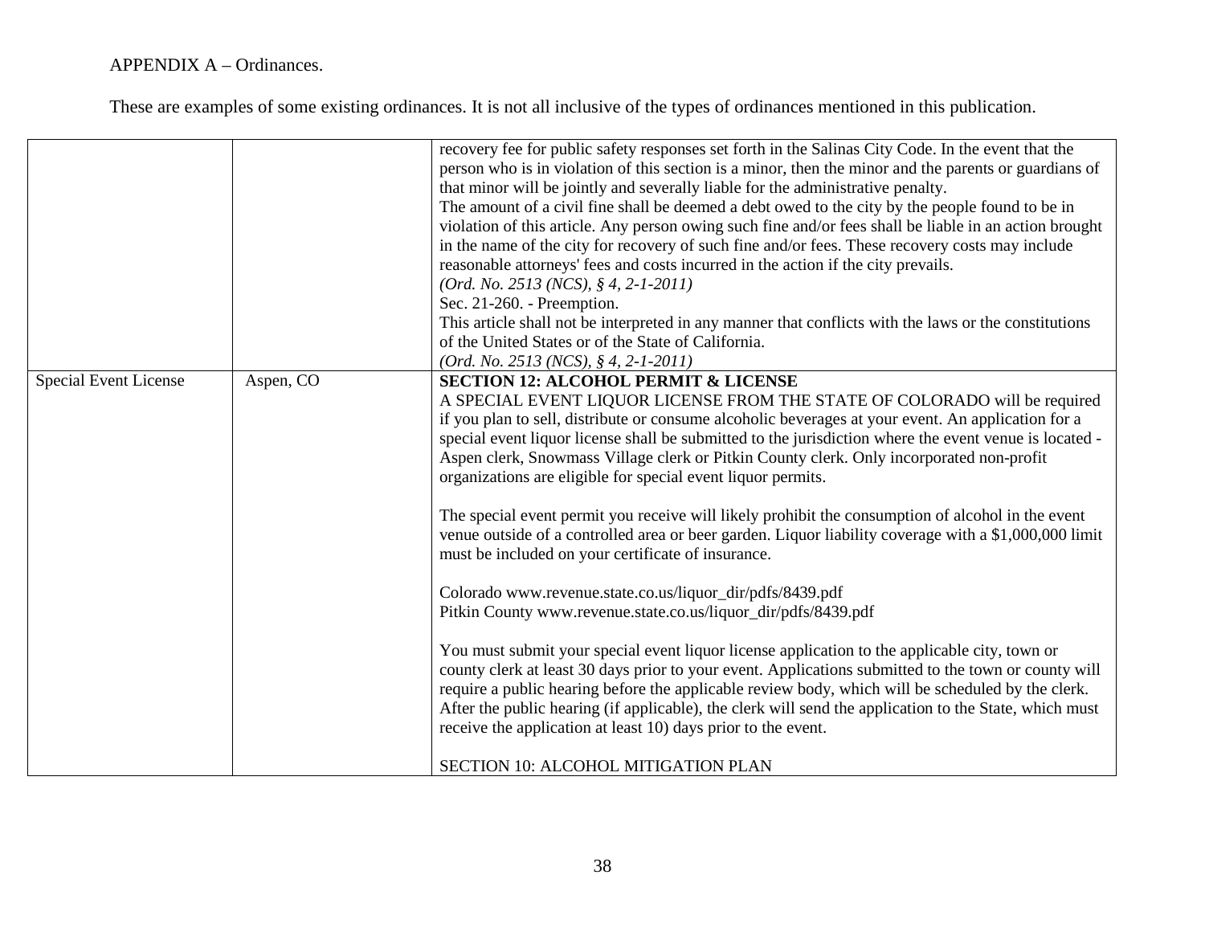APPENDIX A – Ordinances.

These are examples of some existing ordinances. It is not all inclusive of the types of ordinances mentioned in this publication.

| | | |
|---|---|---|
| | | recovery fee for public safety responses set forth in the Salinas City Code. In the event that the person who is in violation of this section is a minor, then the minor and the parents or guardians of that minor will be jointly and severally liable for the administrative penalty.<br>The amount of a civil fine shall be deemed a debt owed to the city by the people found to be in violation of this article. Any person owing such fine and/or fees shall be liable in an action brought in the name of the city for recovery of such fine and/or fees. These recovery costs may include reasonable attorneys' fees and costs incurred in the action if the city prevails.<br>*(Ord. No. 2513 (NCS), § 4, 2-1-2011)*<br>Sec. 21-260. - Preemption.<br>This article shall not be interpreted in any manner that conflicts with the laws or the constitutions of the United States or of the State of California.<br>*(Ord. No. 2513 (NCS), § 4, 2-1-2011)* |
| Special Event License | Aspen, CO | **SECTION 12: ALCOHOL PERMIT & LICENSE**<br>A SPECIAL EVENT LIQUOR LICENSE FROM THE STATE OF COLORADO will be required if you plan to sell, distribute or consume alcoholic beverages at your event. An application for a special event liquor license shall be submitted to the jurisdiction where the event venue is located - Aspen clerk, Snowmass Village clerk or Pitkin County clerk. Only incorporated non-profit organizations are eligible for special event liquor permits.<br><br>The special event permit you receive will likely prohibit the consumption of alcohol in the event venue outside of a controlled area or beer garden. Liquor liability coverage with a $1,000,000 limit must be included on your certificate of insurance.<br><br>Colorado www.revenue.state.co.us/liquor_dir/pdfs/8439.pdf<br>Pitkin County www.revenue.state.co.us/liquor_dir/pdfs/8439.pdf<br><br>You must submit your special event liquor license application to the applicable city, town or county clerk at least 30 days prior to your event. Applications submitted to the town or county will require a public hearing before the applicable review body, which will be scheduled by the clerk. After the public hearing (if applicable), the clerk will send the application to the State, which must receive the application at least 10) days prior to the event.<br><br>SECTION 10: ALCOHOL MITIGATION PLAN |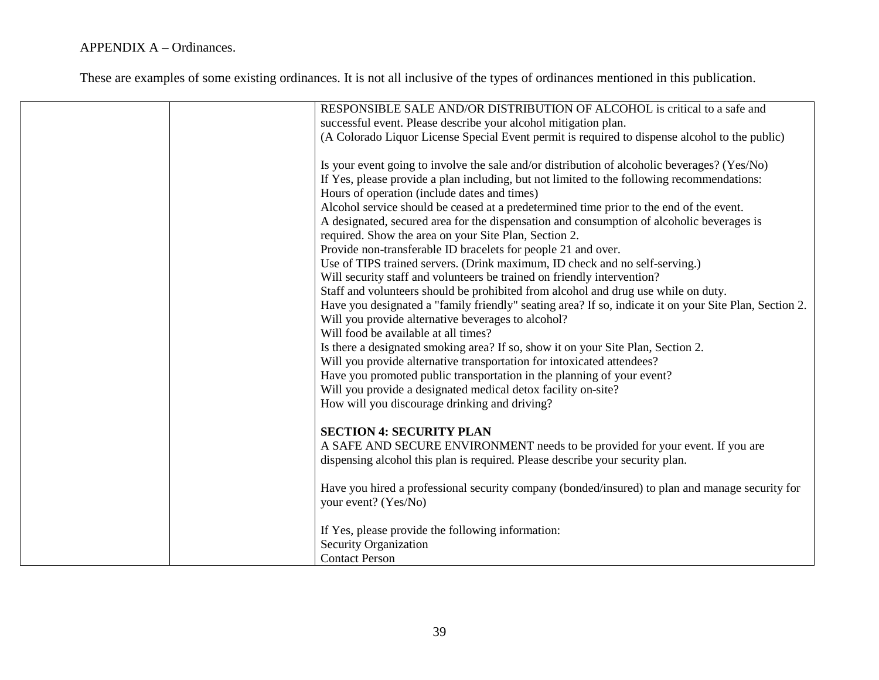APPENDIX A – Ordinances.

These are examples of some existing ordinances. It is not all inclusive of the types of ordinances mentioned in this publication.

| | | |
|---|---|---|
| | | RESPONSIBLE SALE AND/OR DISTRIBUTION OF ALCOHOL is critical to a safe and successful event. Please describe your alcohol mitigation plan.<br>(A Colorado Liquor License Special Event permit is required to dispense alcohol to the public)<br><br>Is your event going to involve the sale and/or distribution of alcoholic beverages? (Yes/No)<br>If Yes, please provide a plan including, but not limited to the following recommendations:<br>Hours of operation (include dates and times)<br>Alcohol service should be ceased at a predetermined time prior to the end of the event.<br>A designated, secured area for the dispensation and consumption of alcoholic beverages is required. Show the area on your Site Plan, Section 2.<br>Provide non-transferable ID bracelets for people 21 and over.<br>Use of TIPS trained servers. (Drink maximum, ID check and no self-serving.)<br>Will security staff and volunteers be trained on friendly intervention?<br>Staff and volunteers should be prohibited from alcohol and drug use while on duty.<br>Have you designated a "family friendly" seating area? If so, indicate it on your Site Plan, Section 2.<br>Will you provide alternative beverages to alcohol?<br>Will food be available at all times?<br>Is there a designated smoking area? If so, show it on your Site Plan, Section 2.<br>Will you provide alternative transportation for intoxicated attendees?<br>Have you promoted public transportation in the planning of your event?<br>Will you provide a designated medical detox facility on-site?<br>How will you discourage drinking and driving?<br><br>**SECTION 4: SECURITY PLAN**<br>A SAFE AND SECURE ENVIRONMENT needs to be provided for your event. If you are dispensing alcohol this plan is required. Please describe your security plan.<br><br>Have you hired a professional security company (bonded/insured) to plan and manage security for your event? (Yes/No)<br><br>If Yes, please provide the following information:<br>Security Organization<br>Contact Person |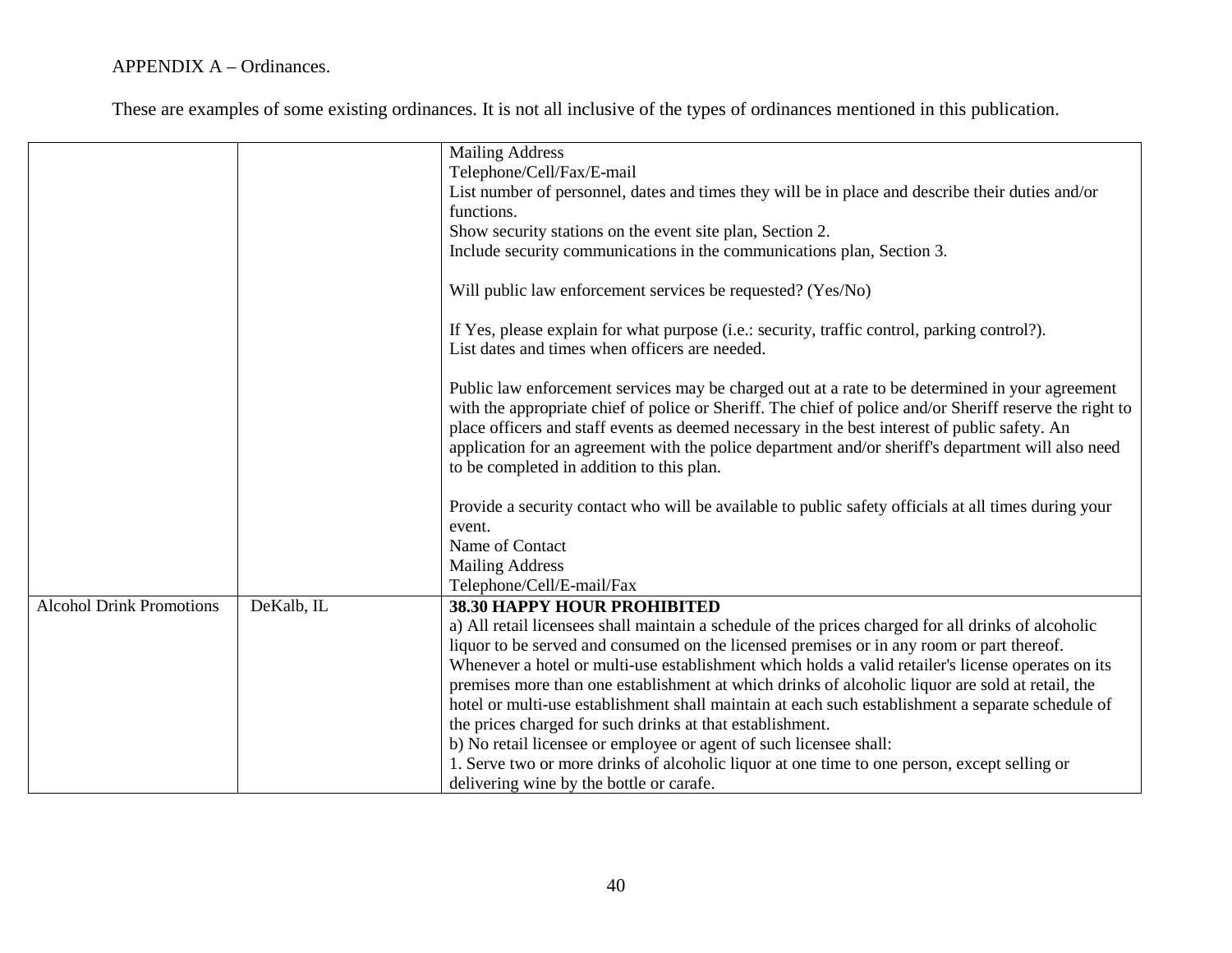APPENDIX A – Ordinances.

These are examples of some existing ordinances. It is not all inclusive of the types of ordinances mentioned in this publication.

| | | |
|---|---|---|
| | | Mailing Address<br>Telephone/Cell/Fax/E-mail<br>List number of personnel, dates and times they will be in place and describe their duties and/or functions.<br>Show security stations on the event site plan, Section 2.<br>Include security communications in the communications plan, Section 3.<br><br>Will public law enforcement services be requested? (Yes/No)<br><br>If Yes, please explain for what purpose (i.e.: security, traffic control, parking control?).<br>List dates and times when officers are needed.<br><br>Public law enforcement services may be charged out at a rate to be determined in your agreement with the appropriate chief of police or Sheriff. The chief of police and/or Sheriff reserve the right to place officers and staff events as deemed necessary in the best interest of public safety. An application for an agreement with the police department and/or sheriff's department will also need to be completed in addition to this plan.<br><br>Provide a security contact who will be available to public safety officials at all times during your event.<br>Name of Contact<br>Mailing Address<br>Telephone/Cell/E-mail/Fax |
| Alcohol Drink Promotions | DeKalb, IL | **38.30 HAPPY HOUR PROHIBITED**<br>a) All retail licensees shall maintain a schedule of the prices charged for all drinks of alcoholic liquor to be served and consumed on the licensed premises or in any room or part thereof. Whenever a hotel or multi-use establishment which holds a valid retailer's license operates on its premises more than one establishment at which drinks of alcoholic liquor are sold at retail, the hotel or multi-use establishment shall maintain at each such establishment a separate schedule of the prices charged for such drinks at that establishment.<br>b) No retail licensee or employee or agent of such licensee shall:<br>1. Serve two or more drinks of alcoholic liquor at one time to one person, except selling or delivering wine by the bottle or carafe. |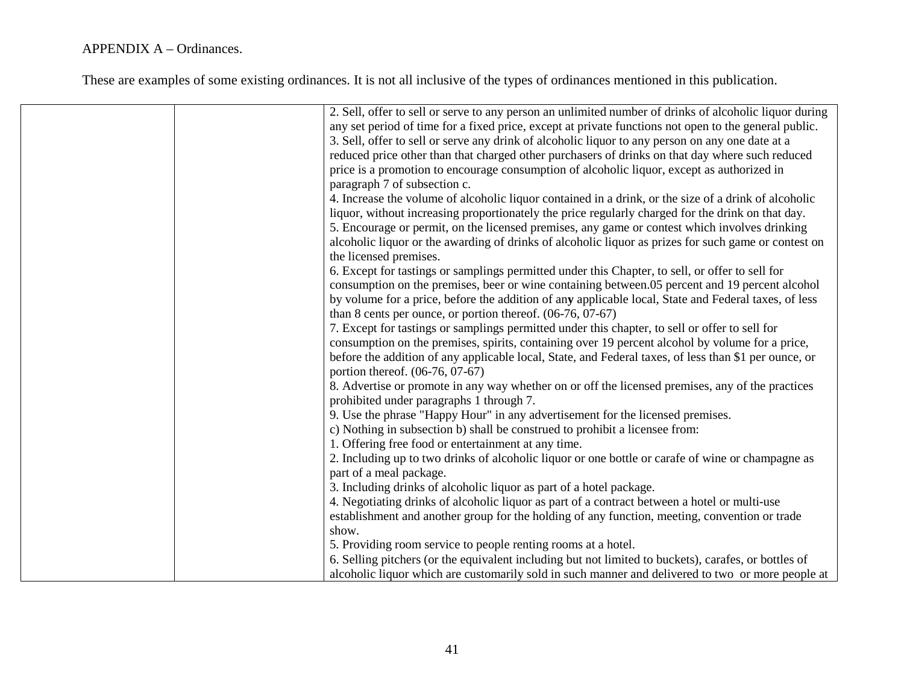APPENDIX A – Ordinances.

These are examples of some existing ordinances. It is not all inclusive of the types of ordinances mentioned in this publication.

| | | |
|---|---|---|
| | | 2. Sell, offer to sell or serve to any person an unlimited number of drinks of alcoholic liquor during any set period of time for a fixed price, except at private functions not open to the general public.<br>3. Sell, offer to sell or serve any drink of alcoholic liquor to any person on any one date at a reduced price other than that charged other purchasers of drinks on that day where such reduced price is a promotion to encourage consumption of alcoholic liquor, except as authorized in paragraph 7 of subsection c.<br>4. Increase the volume of alcoholic liquor contained in a drink, or the size of a drink of alcoholic liquor, without increasing proportionately the price regularly charged for the drink on that day.<br>5. Encourage or permit, on the licensed premises, any game or contest which involves drinking alcoholic liquor or the awarding of drinks of alcoholic liquor as prizes for such game or contest on the licensed premises.<br>6. Except for tastings or samplings permitted under this Chapter, to sell, or offer to sell for consumption on the premises, beer or wine containing between.05 percent and 19 percent alcohol by volume for a price, before the addition of any applicable local, State and Federal taxes, of less than 8 cents per ounce, or portion thereof. (06-76, 07-67)<br>7. Except for tastings or samplings permitted under this chapter, to sell or offer to sell for consumption on the premises, spirits, containing over 19 percent alcohol by volume for a price, before the addition of any applicable local, State, and Federal taxes, of less than $1 per ounce, or portion thereof. (06-76, 07-67)<br>8. Advertise or promote in any way whether on or off the licensed premises, any of the practices prohibited under paragraphs 1 through 7.<br>9. Use the phrase "Happy Hour" in any advertisement for the licensed premises.<br>c) Nothing in subsection b) shall be construed to prohibit a licensee from:<br>1. Offering free food or entertainment at any time.<br>2. Including up to two drinks of alcoholic liquor or one bottle or carafe of wine or champagne as part of a meal package.<br>3. Including drinks of alcoholic liquor as part of a hotel package.<br>4. Negotiating drinks of alcoholic liquor as part of a contract between a hotel or multi-use establishment and another group for the holding of any function, meeting, convention or trade show.<br>5. Providing room service to people renting rooms at a hotel.<br>6. Selling pitchers (or the equivalent including but not limited to buckets), carafes, or bottles of alcoholic liquor which are customarily sold in such manner and delivered to two or more people at |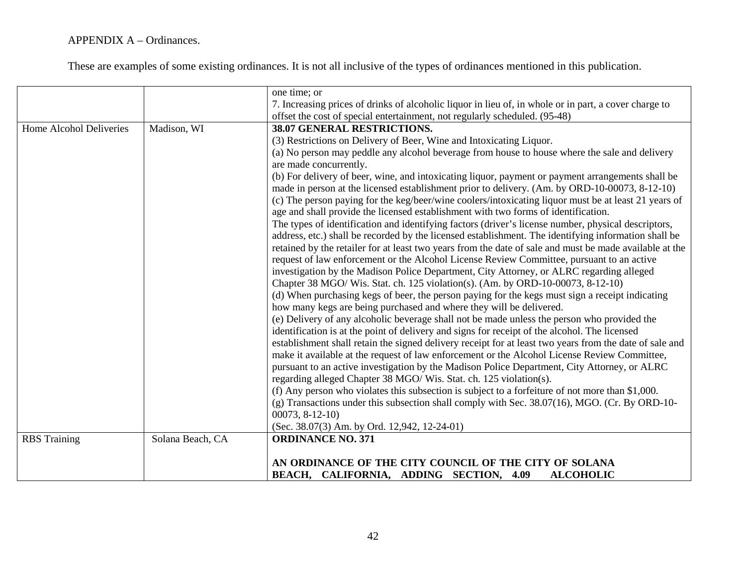APPENDIX A – Ordinances.

These are examples of some existing ordinances. It is not all inclusive of the types of ordinances mentioned in this publication.

| | | |
|---|---|---|
| | | one time; or<br>7. Increasing prices of drinks of alcoholic liquor in lieu of, in whole or in part, a cover charge to offset the cost of special entertainment, not regularly scheduled. (95-48) |
| Home Alcohol Deliveries | Madison, WI | **38.07 GENERAL RESTRICTIONS.**<br>(3) Restrictions on Delivery of Beer, Wine and Intoxicating Liquor.<br>(a) No person may peddle any alcohol beverage from house to house where the sale and delivery are made concurrently.<br>(b) For delivery of beer, wine, and intoxicating liquor, payment or payment arrangements shall be made in person at the licensed establishment prior to delivery. (Am. by ORD-10-00073, 8-12-10)<br>(c) The person paying for the keg/beer/wine coolers/intoxicating liquor must be at least 21 years of age and shall provide the licensed establishment with two forms of identification.<br>The types of identification and identifying factors (driver's license number, physical descriptors, address, etc.) shall be recorded by the licensed establishment. The identifying information shall be retained by the retailer for at least two years from the date of sale and must be made available at the request of law enforcement or the Alcohol License Review Committee, pursuant to an active investigation by the Madison Police Department, City Attorney, or ALRC regarding alleged Chapter 38 MGO/ Wis. Stat. ch. 125 violation(s). (Am. by ORD-10-00073, 8-12-10)<br>(d) When purchasing kegs of beer, the person paying for the kegs must sign a receipt indicating how many kegs are being purchased and where they will be delivered.<br>(e) Delivery of any alcoholic beverage shall not be made unless the person who provided the identification is at the point of delivery and signs for receipt of the alcohol. The licensed establishment shall retain the signed delivery receipt for at least two years from the date of sale and make it available at the request of law enforcement or the Alcohol License Review Committee, pursuant to an active investigation by the Madison Police Department, City Attorney, or ALRC regarding alleged Chapter 38 MGO/ Wis. Stat. ch. 125 violation(s).<br>(f) Any person who violates this subsection is subject to a forfeiture of not more than $1,000.<br>(g) Transactions under this subsection shall comply with Sec. 38.07(16), MGO. (Cr. By ORD-10-00073, 8-12-10)<br>(Sec. 38.07(3) Am. by Ord. 12,942, 12-24-01) |
| RBS Training | Solana Beach, CA | **ORDINANCE NO. 371**<br><br>**AN ORDINANCE OF THE CITY COUNCIL OF THE CITY OF SOLANA BEACH, CALIFORNIA, ADDING SECTION, 4.09 ALCOHOLIC** |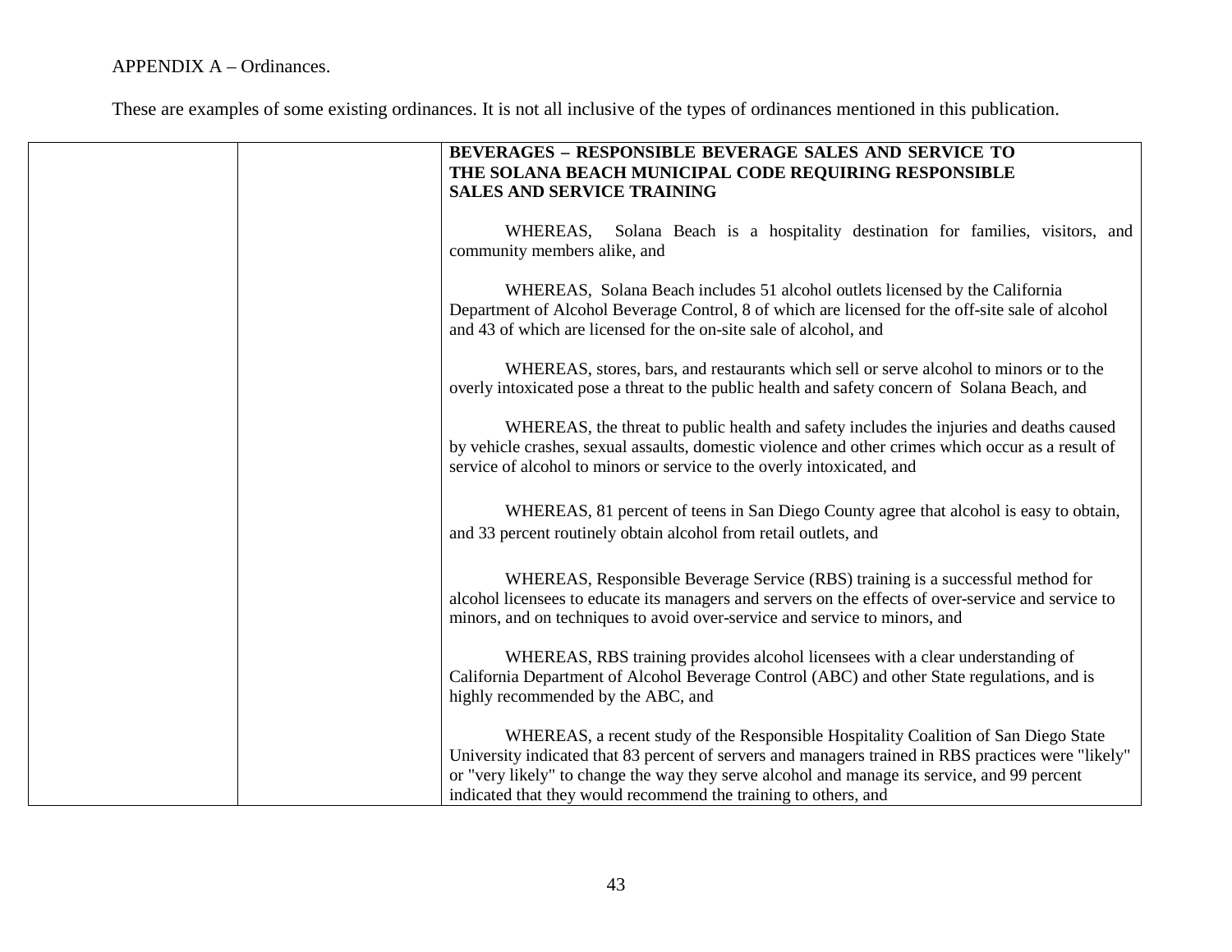APPENDIX A – Ordinances.

These are examples of some existing ordinances. It is not all inclusive of the types of ordinances mentioned in this publication.

| | | |
|---|---|---|
| | | **BEVERAGES – RESPONSIBLE BEVERAGE SALES AND SERVICE TO THE SOLANA BEACH MUNICIPAL CODE REQUIRING RESPONSIBLE SALES AND SERVICE TRAINING**<br><br>WHEREAS, Solana Beach is a hospitality destination for families, visitors, and community members alike, and<br><br>WHEREAS, Solana Beach includes 51 alcohol outlets licensed by the California Department of Alcohol Beverage Control, 8 of which are licensed for the off-site sale of alcohol and 43 of which are licensed for the on-site sale of alcohol, and<br><br>WHEREAS, stores, bars, and restaurants which sell or serve alcohol to minors or to the overly intoxicated pose a threat to the public health and safety concern of Solana Beach, and<br><br>WHEREAS, the threat to public health and safety includes the injuries and deaths caused by vehicle crashes, sexual assaults, domestic violence and other crimes which occur as a result of service of alcohol to minors or service to the overly intoxicated, and<br><br>WHEREAS, 81 percent of teens in San Diego County agree that alcohol is easy to obtain, and 33 percent routinely obtain alcohol from retail outlets, and<br><br>WHEREAS, Responsible Beverage Service (RBS) training is a successful method for alcohol licensees to educate its managers and servers on the effects of over-service and service to minors, and on techniques to avoid over-service and service to minors, and<br><br>WHEREAS, RBS training provides alcohol licensees with a clear understanding of California Department of Alcohol Beverage Control (ABC) and other State regulations, and is highly recommended by the ABC, and<br><br>WHEREAS, a recent study of the Responsible Hospitality Coalition of San Diego State University indicated that 83 percent of servers and managers trained in RBS practices were "likely" or "very likely" to change the way they serve alcohol and manage its service, and 99 percent indicated that they would recommend the training to others, and |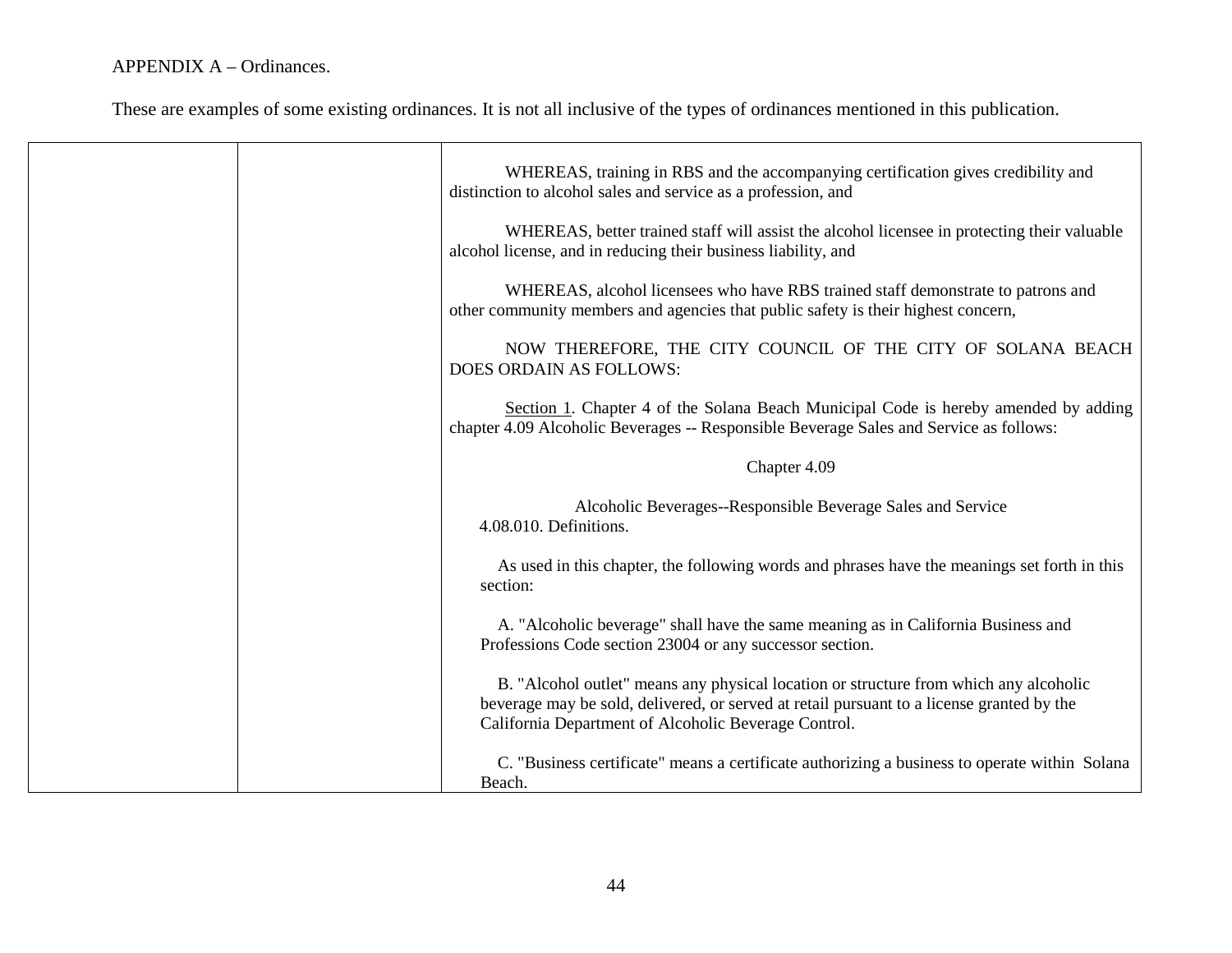APPENDIX A – Ordinances.

These are examples of some existing ordinances. It is not all inclusive of the types of ordinances mentioned in this publication.

| | | |
|---|---|---|
| | | WHEREAS, training in RBS and the accompanying certification gives credibility and distinction to alcohol sales and service as a profession, and<br><br>WHEREAS, better trained staff will assist the alcohol licensee in protecting their valuable alcohol license, and in reducing their business liability, and<br><br>WHEREAS, alcohol licensees who have RBS trained staff demonstrate to patrons and other community members and agencies that public safety is their highest concern,<br><br>NOW THEREFORE, THE CITY COUNCIL OF THE CITY OF SOLANA BEACH DOES ORDAIN AS FOLLOWS:<br><br>Section 1. Chapter 4 of the Solana Beach Municipal Code is hereby amended by adding chapter 4.09 Alcoholic Beverages -- Responsible Beverage Sales and Service as follows:<br><br>Chapter 4.09<br><br>Alcoholic Beverages--Responsible Beverage Sales and Service<br>4.08.010. Definitions.<br><br>As used in this chapter, the following words and phrases have the meanings set forth in this section:<br><br>A. "Alcoholic beverage" shall have the same meaning as in California Business and Professions Code section 23004 or any successor section.<br><br>B. "Alcohol outlet" means any physical location or structure from which any alcoholic beverage may be sold, delivered, or served at retail pursuant to a license granted by the California Department of Alcoholic Beverage Control.<br><br>C. "Business certificate" means a certificate authorizing a business to operate within Solana Beach. |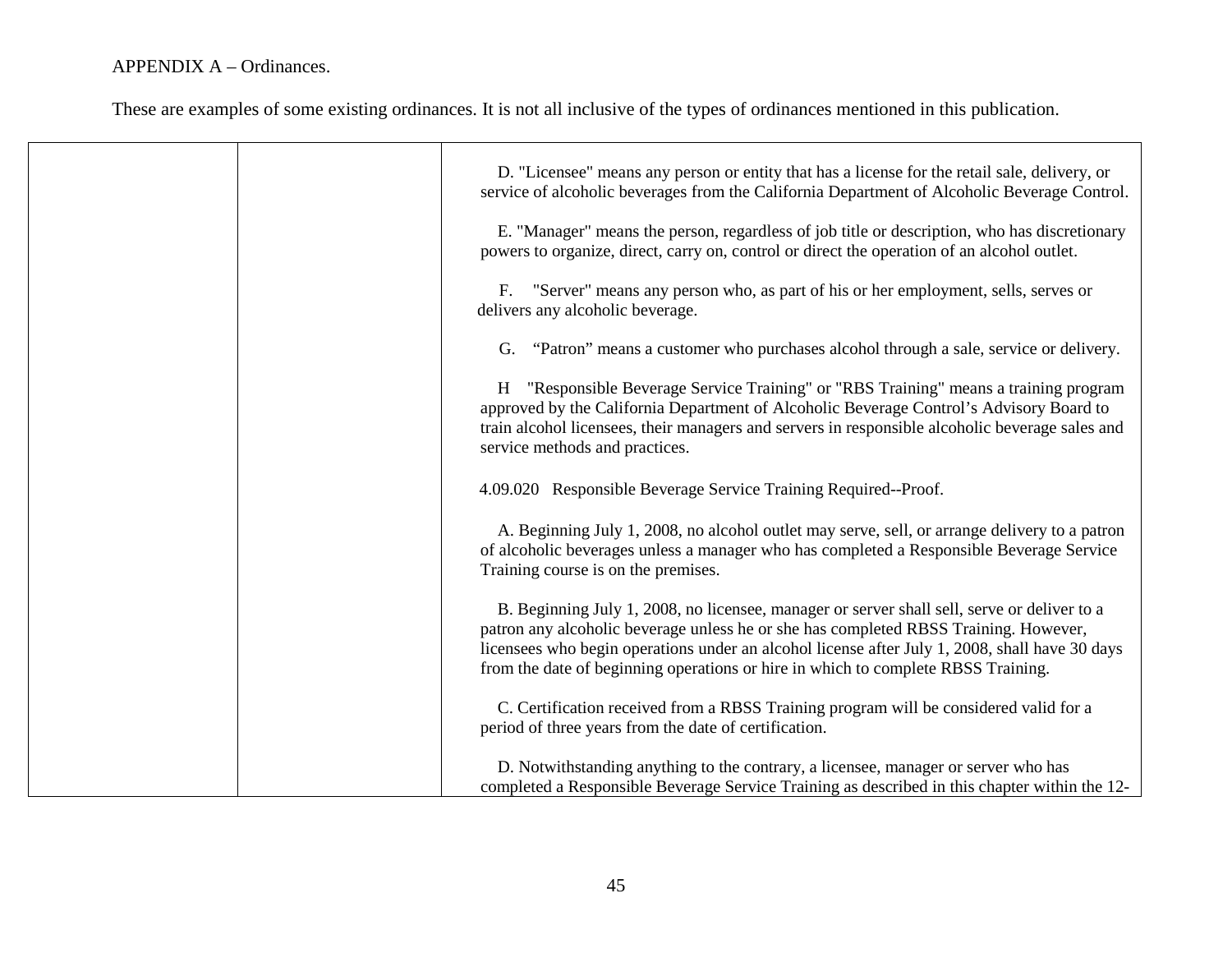APPENDIX A – Ordinances.

These are examples of some existing ordinances. It is not all inclusive of the types of ordinances mentioned in this publication.

| | | |
|---|---|---|
| | | D. "Licensee" means any person or entity that has a license for the retail sale, delivery, or service of alcoholic beverages from the California Department of Alcoholic Beverage Control.<br><br>E. "Manager" means the person, regardless of job title or description, who has discretionary powers to organize, direct, carry on, control or direct the operation of an alcohol outlet.<br><br>F. "Server" means any person who, as part of his or her employment, sells, serves or delivers any alcoholic beverage.<br><br>G. "Patron" means a customer who purchases alcohol through a sale, service or delivery.<br><br>H "Responsible Beverage Service Training" or "RBS Training" means a training program approved by the California Department of Alcoholic Beverage Control's Advisory Board to train alcohol licensees, their managers and servers in responsible alcoholic beverage sales and service methods and practices.<br><br>4.09.020 Responsible Beverage Service Training Required--Proof.<br><br>A. Beginning July 1, 2008, no alcohol outlet may serve, sell, or arrange delivery to a patron of alcoholic beverages unless a manager who has completed a Responsible Beverage Service Training course is on the premises.<br><br>B. Beginning July 1, 2008, no licensee, manager or server shall sell, serve or deliver to a patron any alcoholic beverage unless he or she has completed RBSS Training. However, licensees who begin operations under an alcohol license after July 1, 2008, shall have 30 days from the date of beginning operations or hire in which to complete RBSS Training.<br><br>C. Certification received from a RBSS Training program will be considered valid for a period of three years from the date of certification.<br><br>D. Notwithstanding anything to the contrary, a licensee, manager or server who has completed a Responsible Beverage Service Training as described in this chapter within the 12- |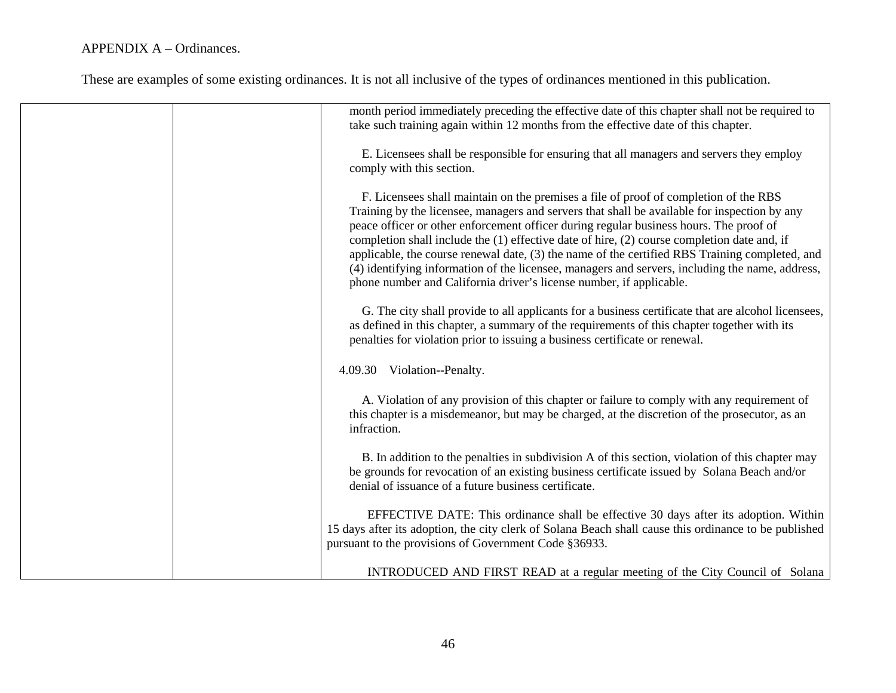APPENDIX A – Ordinances.

These are examples of some existing ordinances. It is not all inclusive of the types of ordinances mentioned in this publication.

| | | |
|---|---|---|
| | | month period immediately preceding the effective date of this chapter shall not be required to take such training again within 12 months from the effective date of this chapter.<br><br>E. Licensees shall be responsible for ensuring that all managers and servers they employ comply with this section.<br><br>F. Licensees shall maintain on the premises a file of proof of completion of the RBS Training by the licensee, managers and servers that shall be available for inspection by any peace officer or other enforcement officer during regular business hours. The proof of completion shall include the (1) effective date of hire, (2) course completion date and, if applicable, the course renewal date, (3) the name of the certified RBS Training completed, and (4) identifying information of the licensee, managers and servers, including the name, address, phone number and California driver's license number, if applicable.<br><br>G. The city shall provide to all applicants for a business certificate that are alcohol licensees, as defined in this chapter, a summary of the requirements of this chapter together with its penalties for violation prior to issuing a business certificate or renewal.<br><br>4.09.30 Violation--Penalty.<br><br>A. Violation of any provision of this chapter or failure to comply with any requirement of this chapter is a misdemeanor, but may be charged, at the discretion of the prosecutor, as an infraction.<br><br>B. In addition to the penalties in subdivision A of this section, violation of this chapter may be grounds for revocation of an existing business certificate issued by Solana Beach and/or denial of issuance of a future business certificate.<br><br>EFFECTIVE DATE: This ordinance shall be effective 30 days after its adoption. Within 15 days after its adoption, the city clerk of Solana Beach shall cause this ordinance to be published pursuant to the provisions of Government Code §36933.<br><br>INTRODUCED AND FIRST READ at a regular meeting of the City Council of Solana |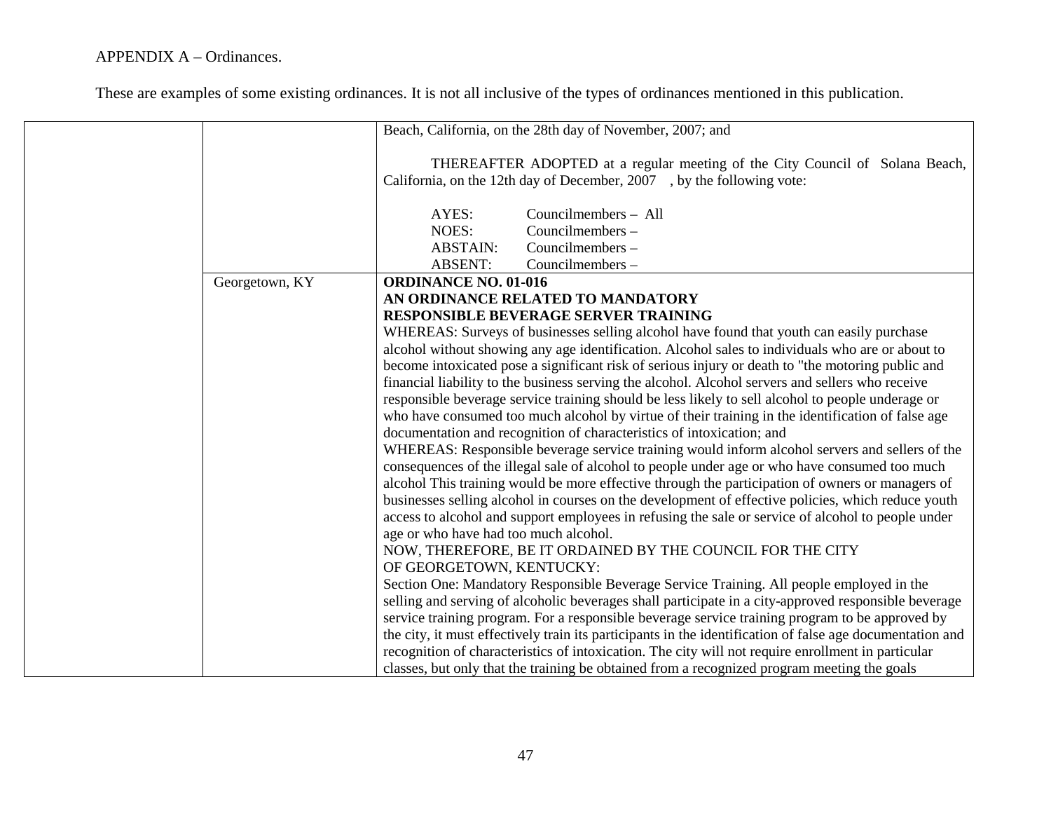APPENDIX A – Ordinances.

These are examples of some existing ordinances. It is not all inclusive of the types of ordinances mentioned in this publication.

| | | |
|---|---|---|
| | | Beach, California, on the 28th day of November, 2007; and<br><br>THEREAFTER ADOPTED at a regular meeting of the City Council of Solana Beach, California, on the 12th day of December, 2007 , by the following vote:<br><br>AYES: Councilmembers – All<br>NOES: Councilmembers –<br>ABSTAIN: Councilmembers –<br>ABSENT: Councilmembers – |
| | Georgetown, KY | **ORDINANCE NO. 01-016**<br>**AN ORDINANCE RELATED TO MANDATORY RESPONSIBLE BEVERAGE SERVER TRAINING**<br>WHEREAS: Surveys of businesses selling alcohol have found that youth can easily purchase alcohol without showing any age identification. Alcohol sales to individuals who are or about to become intoxicated pose a significant risk of serious injury or death to "the motoring public and financial liability to the business serving the alcohol. Alcohol servers and sellers who receive responsible beverage service training should be less likely to sell alcohol to people underage or who have consumed too much alcohol by virtue of their training in the identification of false age documentation and recognition of characteristics of intoxication; and<br>WHEREAS: Responsible beverage service training would inform alcohol servers and sellers of the consequences of the illegal sale of alcohol to people under age or who have consumed too much alcohol This training would be more effective through the participation of owners or managers of businesses selling alcohol in courses on the development of effective policies, which reduce youth access to alcohol and support employees in refusing the sale or service of alcohol to people under age or who have had too much alcohol.<br>NOW, THEREFORE, BE IT ORDAINED BY THE COUNCIL FOR THE CITY OF GEORGETOWN, KENTUCKY:<br>Section One: Mandatory Responsible Beverage Service Training. All people employed in the selling and serving of alcoholic beverages shall participate in a city-approved responsible beverage service training program. For a responsible beverage service training program to be approved by the city, it must effectively train its participants in the identification of false age documentation and recognition of characteristics of intoxication. The city will not require enrollment in particular classes, but only that the training be obtained from a recognized program meeting the goals |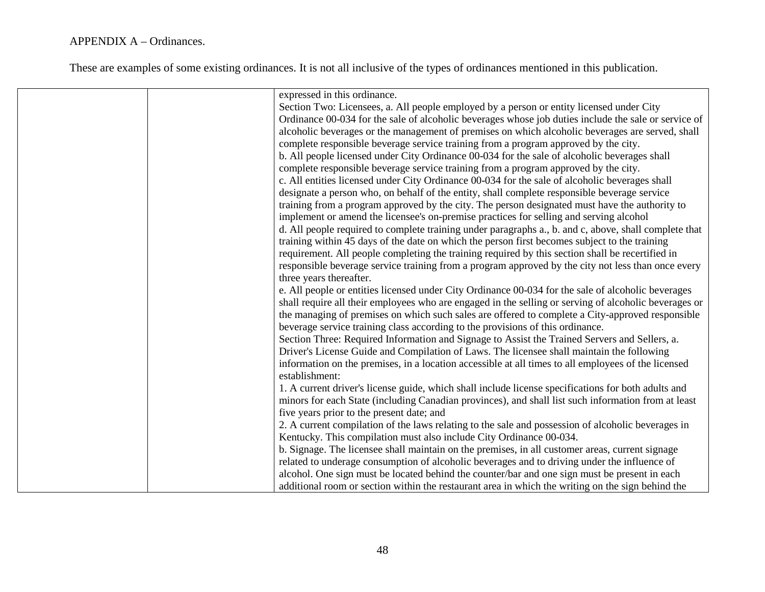APPENDIX A – Ordinances.

These are examples of some existing ordinances. It is not all inclusive of the types of ordinances mentioned in this publication.

| | | |
|---|---|---|
| | | expressed in this ordinance.<br>Section Two: Licensees, a. All people employed by a person or entity licensed under City Ordinance 00-034 for the sale of alcoholic beverages whose job duties include the sale or service of alcoholic beverages or the management of premises on which alcoholic beverages are served, shall complete responsible beverage service training from a program approved by the city.<br>b. All people licensed under City Ordinance 00-034 for the sale of alcoholic beverages shall complete responsible beverage service training from a program approved by the city.<br>c. All entities licensed under City Ordinance 00-034 for the sale of alcoholic beverages shall designate a person who, on behalf of the entity, shall complete responsible beverage service training from a program approved by the city. The person designated must have the authority to implement or amend the licensee's on-premise practices for selling and serving alcohol<br>d. All people required to complete training under paragraphs a., b. and c, above, shall complete that training within 45 days of the date on which the person first becomes subject to the training requirement. All people completing the training required by this section shall be recertified in responsible beverage service training from a program approved by the city not less than once every three years thereafter.<br>e. All people or entities licensed under City Ordinance 00-034 for the sale of alcoholic beverages shall require all their employees who are engaged in the selling or serving of alcoholic beverages or the managing of premises on which such sales are offered to complete a City-approved responsible beverage service training class according to the provisions of this ordinance.<br>Section Three: Required Information and Signage to Assist the Trained Servers and Sellers, a. Driver's License Guide and Compilation of Laws. The licensee shall maintain the following information on the premises, in a location accessible at all times to all employees of the licensed establishment:<br>1. A current driver's license guide, which shall include license specifications for both adults and minors for each State (including Canadian provinces), and shall list such information from at least five years prior to the present date; and<br>2. A current compilation of the laws relating to the sale and possession of alcoholic beverages in Kentucky. This compilation must also include City Ordinance 00-034.<br>b. Signage. The licensee shall maintain on the premises, in all customer areas, current signage related to underage consumption of alcoholic beverages and to driving under the influence of alcohol. One sign must be located behind the counter/bar and one sign must be present in each additional room or section within the restaurant area in which the writing on the sign behind the |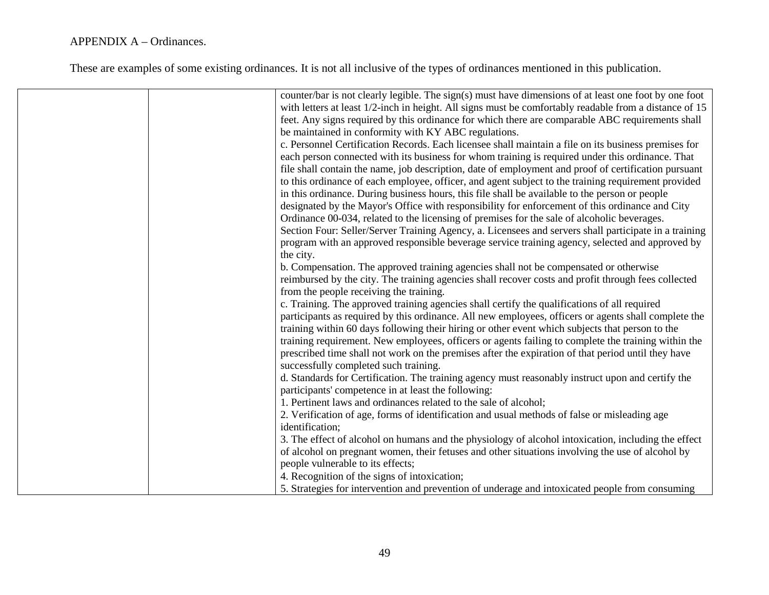APPENDIX A – Ordinances.

These are examples of some existing ordinances. It is not all inclusive of the types of ordinances mentioned in this publication.

| | | |
|---|---|---|
| | | counter/bar is not clearly legible. The sign(s) must have dimensions of at least one foot by one foot with letters at least 1/2-inch in height. All signs must be comfortably readable from a distance of 15 feet. Any signs required by this ordinance for which there are comparable ABC requirements shall be maintained in conformity with KY ABC regulations.<br>c. Personnel Certification Records. Each licensee shall maintain a file on its business premises for each person connected with its business for whom training is required under this ordinance. That file shall contain the name, job description, date of employment and proof of certification pursuant to this ordinance of each employee, officer, and agent subject to the training requirement provided in this ordinance. During business hours, this file shall be available to the person or people designated by the Mayor's Office with responsibility for enforcement of this ordinance and City Ordinance 00-034, related to the licensing of premises for the sale of alcoholic beverages.<br>Section Four: Seller/Server Training Agency, a. Licensees and servers shall participate in a training program with an approved responsible beverage service training agency, selected and approved by the city.<br>b. Compensation. The approved training agencies shall not be compensated or otherwise reimbursed by the city. The training agencies shall recover costs and profit through fees collected from the people receiving the training.<br>c. Training. The approved training agencies shall certify the qualifications of all required participants as required by this ordinance. All new employees, officers or agents shall complete the training within 60 days following their hiring or other event which subjects that person to the training requirement. New employees, officers or agents failing to complete the training within the prescribed time shall not work on the premises after the expiration of that period until they have successfully completed such training.<br>d. Standards for Certification. The training agency must reasonably instruct upon and certify the participants' competence in at least the following:<br>1. Pertinent laws and ordinances related to the sale of alcohol;<br>2. Verification of age, forms of identification and usual methods of false or misleading age identification;<br>3. The effect of alcohol on humans and the physiology of alcohol intoxication, including the effect of alcohol on pregnant women, their fetuses and other situations involving the use of alcohol by people vulnerable to its effects;<br>4. Recognition of the signs of intoxication;<br>5. Strategies for intervention and prevention of underage and intoxicated people from consuming |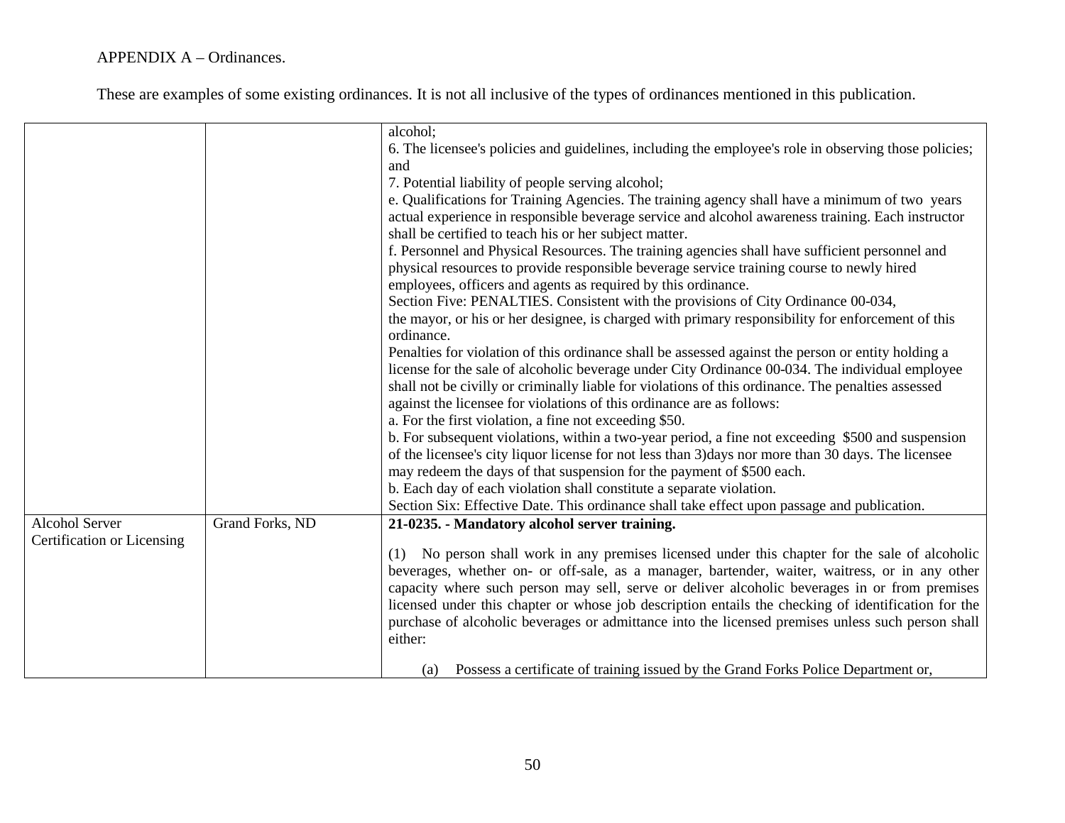APPENDIX A – Ordinances.

These are examples of some existing ordinances. It is not all inclusive of the types of ordinances mentioned in this publication.

| | | |
|---|---|---|
| | | alcohol;<br>6. The licensee's policies and guidelines, including the employee's role in observing those policies; and<br>7. Potential liability of people serving alcohol;<br>e. Qualifications for Training Agencies. The training agency shall have a minimum of two years actual experience in responsible beverage service and alcohol awareness training. Each instructor shall be certified to teach his or her subject matter.<br>f. Personnel and Physical Resources. The training agencies shall have sufficient personnel and physical resources to provide responsible beverage service training course to newly hired employees, officers and agents as required by this ordinance.<br>Section Five: PENALTIES. Consistent with the provisions of City Ordinance 00-034, the mayor, or his or her designee, is charged with primary responsibility for enforcement of this ordinance.<br>Penalties for violation of this ordinance shall be assessed against the person or entity holding a license for the sale of alcoholic beverage under City Ordinance 00-034. The individual employee shall not be civilly or criminally liable for violations of this ordinance. The penalties assessed against the licensee for violations of this ordinance are as follows:<br>a. For the first violation, a fine not exceeding $50.<br>b. For subsequent violations, within a two-year period, a fine not exceeding $500 and suspension of the licensee's city liquor license for not less than 3)days nor more than 30 days. The licensee may redeem the days of that suspension for the payment of $500 each.<br>b. Each day of each violation shall constitute a separate violation.<br>Section Six: Effective Date. This ordinance shall take effect upon passage and publication. |
| Alcohol Server Certification or Licensing | Grand Forks, ND | **21-0235. - Mandatory alcohol server training.**<br><br>(1) No person shall work in any premises licensed under this chapter for the sale of alcoholic beverages, whether on- or off-sale, as a manager, bartender, waiter, waitress, or in any other capacity where such person may sell, serve or deliver alcoholic beverages in or from premises licensed under this chapter or whose job description entails the checking of identification for the purchase of alcoholic beverages or admittance into the licensed premises unless such person shall either:<br><br>(a) Possess a certificate of training issued by the Grand Forks Police Department or, |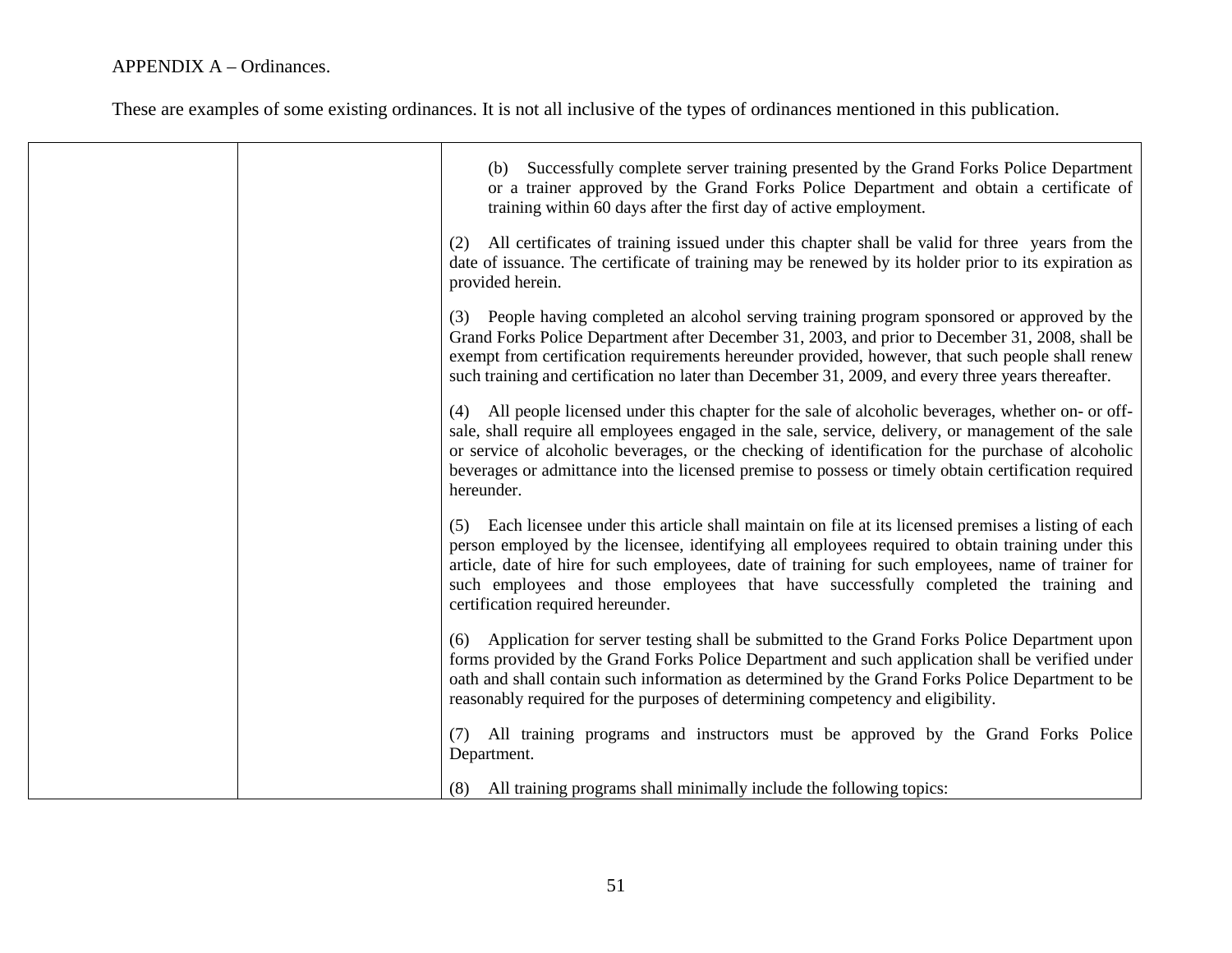APPENDIX A – Ordinances.

These are examples of some existing ordinances. It is not all inclusive of the types of ordinances mentioned in this publication.

| | | |
|---|---|---|
| | | (b) Successfully complete server training presented by the Grand Forks Police Department or a trainer approved by the Grand Forks Police Department and obtain a certificate of training within 60 days after the first day of active employment.<br><br>(2) All certificates of training issued under this chapter shall be valid for three years from the date of issuance. The certificate of training may be renewed by its holder prior to its expiration as provided herein.<br><br>(3) People having completed an alcohol serving training program sponsored or approved by the Grand Forks Police Department after December 31, 2003, and prior to December 31, 2008, shall be exempt from certification requirements hereunder provided, however, that such people shall renew such training and certification no later than December 31, 2009, and every three years thereafter.<br><br>(4) All people licensed under this chapter for the sale of alcoholic beverages, whether on- or off-sale, shall require all employees engaged in the sale, service, delivery, or management of the sale or service of alcoholic beverages, or the checking of identification for the purchase of alcoholic beverages or admittance into the licensed premise to possess or timely obtain certification required hereunder.<br><br>(5) Each licensee under this article shall maintain on file at its licensed premises a listing of each person employed by the licensee, identifying all employees required to obtain training under this article, date of hire for such employees, date of training for such employees, name of trainer for such employees and those employees that have successfully completed the training and certification required hereunder.<br><br>(6) Application for server testing shall be submitted to the Grand Forks Police Department upon forms provided by the Grand Forks Police Department and such application shall be verified under oath and shall contain such information as determined by the Grand Forks Police Department to be reasonably required for the purposes of determining competency and eligibility.<br><br>(7) All training programs and instructors must be approved by the Grand Forks Police Department.<br><br>(8) All training programs shall minimally include the following topics: |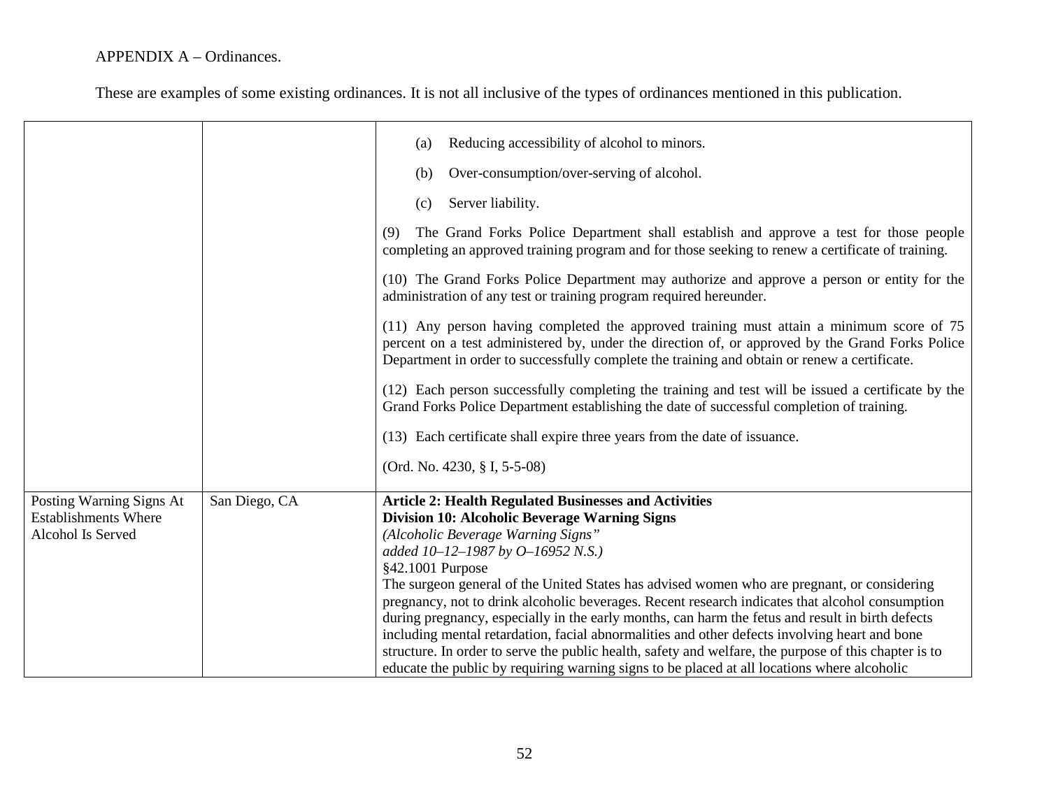APPENDIX A – Ordinances.

These are examples of some existing ordinances. It is not all inclusive of the types of ordinances mentioned in this publication.

| | | |
|---|---|---|
| | | (a) Reducing accessibility of alcohol to minors.<br><br>(b) Over-consumption/over-serving of alcohol.<br><br>(c) Server liability.<br><br>(9) The Grand Forks Police Department shall establish and approve a test for those people completing an approved training program and for those seeking to renew a certificate of training.<br><br>(10) The Grand Forks Police Department may authorize and approve a person or entity for the administration of any test or training program required hereunder.<br><br>(11) Any person having completed the approved training must attain a minimum score of 75 percent on a test administered by, under the direction of, or approved by the Grand Forks Police Department in order to successfully complete the training and obtain or renew a certificate.<br><br>(12) Each person successfully completing the training and test will be issued a certificate by the Grand Forks Police Department establishing the date of successful completion of training.<br><br>(13) Each certificate shall expire three years from the date of issuance.<br><br>(Ord. No. 4230, § I, 5-5-08) |
| Posting Warning Signs At Establishments Where Alcohol Is Served | San Diego, CA | **Article 2: Health Regulated Businesses and Activities**<br>**Division 10: Alcoholic Beverage Warning Signs**<br>*(Alcoholic Beverage Warning Signs"*<br>*added 10–12–1987 by O–16952 N.S.)*<br>§42.1001 Purpose<br>The surgeon general of the United States has advised women who are pregnant, or considering pregnancy, not to drink alcoholic beverages. Recent research indicates that alcohol consumption during pregnancy, especially in the early months, can harm the fetus and result in birth defects including mental retardation, facial abnormalities and other defects involving heart and bone structure. In order to serve the public health, safety and welfare, the purpose of this chapter is to educate the public by requiring warning signs to be placed at all locations where alcoholic |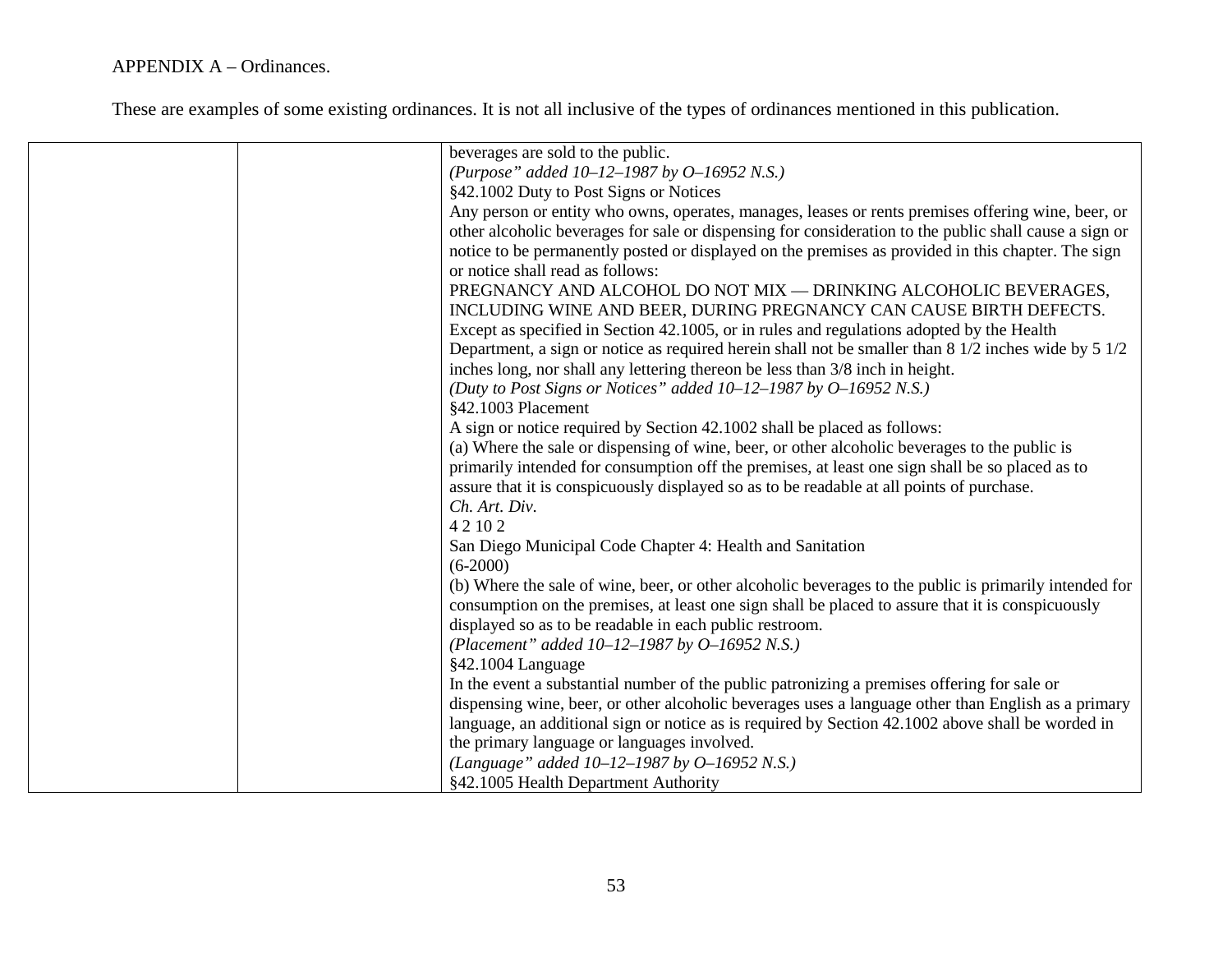APPENDIX A – Ordinances.

These are examples of some existing ordinances. It is not all inclusive of the types of ordinances mentioned in this publication.

| | | |
|---|---|---|
| | | beverages are sold to the public.<br>*(Purpose" added 10–12–1987 by O–16952 N.S.)*<br>§42.1002 Duty to Post Signs or Notices<br>Any person or entity who owns, operates, manages, leases or rents premises offering wine, beer, or other alcoholic beverages for sale or dispensing for consideration to the public shall cause a sign or notice to be permanently posted or displayed on the premises as provided in this chapter. The sign or notice shall read as follows:<br>PREGNANCY AND ALCOHOL DO NOT MIX — DRINKING ALCOHOLIC BEVERAGES, INCLUDING WINE AND BEER, DURING PREGNANCY CAN CAUSE BIRTH DEFECTS.<br>Except as specified in Section 42.1005, or in rules and regulations adopted by the Health Department, a sign or notice as required herein shall not be smaller than 8 1/2 inches wide by 5 1/2 inches long, nor shall any lettering thereon be less than 3/8 inch in height.<br>*(Duty to Post Signs or Notices" added 10–12–1987 by O–16952 N.S.)*<br>§42.1003 Placement<br>A sign or notice required by Section 42.1002 shall be placed as follows:<br>(a) Where the sale or dispensing of wine, beer, or other alcoholic beverages to the public is primarily intended for consumption off the premises, at least one sign shall be so placed as to assure that it is conspicuously displayed so as to be readable at all points of purchase.<br>*Ch. Art. Div.*<br>4 2 10 2<br>San Diego Municipal Code Chapter 4: Health and Sanitation<br>(6-2000)<br>(b) Where the sale of wine, beer, or other alcoholic beverages to the public is primarily intended for consumption on the premises, at least one sign shall be placed to assure that it is conspicuously displayed so as to be readable in each public restroom.<br>*(Placement" added 10–12–1987 by O–16952 N.S.)*<br>§42.1004 Language<br>In the event a substantial number of the public patronizing a premises offering for sale or dispensing wine, beer, or other alcoholic beverages uses a language other than English as a primary language, an additional sign or notice as is required by Section 42.1002 above shall be worded in the primary language or languages involved.<br>*(Language" added 10–12–1987 by O–16952 N.S.)*<br>§42.1005 Health Department Authority |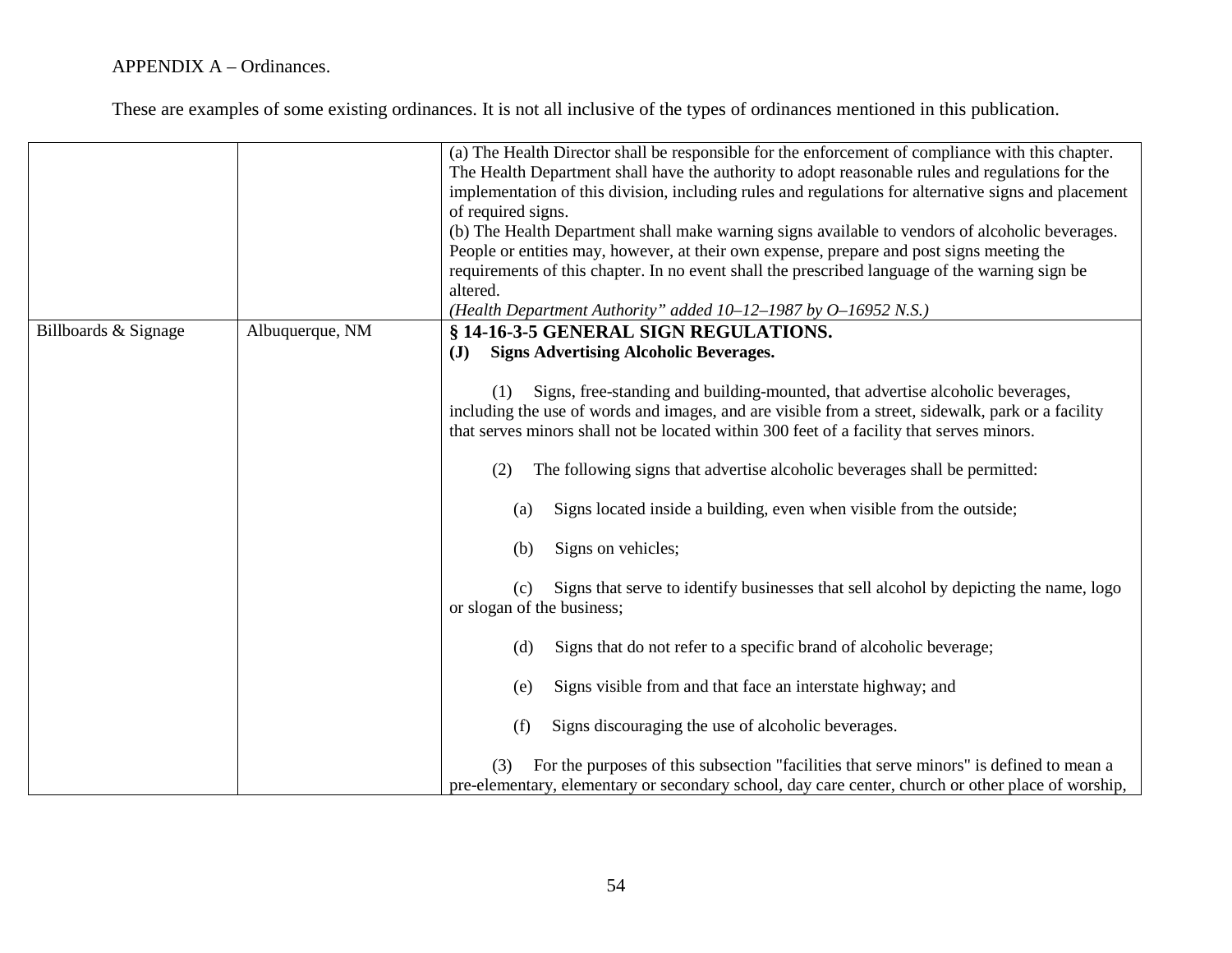APPENDIX A – Ordinances.

These are examples of some existing ordinances. It is not all inclusive of the types of ordinances mentioned in this publication.

| | | |
|---|---|---|
| | | (a) The Health Director shall be responsible for the enforcement of compliance with this chapter. The Health Department shall have the authority to adopt reasonable rules and regulations for the implementation of this division, including rules and regulations for alternative signs and placement of required signs.<br>(b) The Health Department shall make warning signs available to vendors of alcoholic beverages. People or entities may, however, at their own expense, prepare and post signs meeting the requirements of this chapter. In no event shall the prescribed language of the warning sign be altered.<br>*(Health Department Authority" added 10–12–1987 by O–16952 N.S.)* |
| Billboards & Signage | Albuquerque, NM | **§ 14-16-3-5 GENERAL SIGN REGULATIONS.**<br>**(J) Signs Advertising Alcoholic Beverages.**<br><br>(1) Signs, free-standing and building-mounted, that advertise alcoholic beverages, including the use of words and images, and are visible from a street, sidewalk, park or a facility that serves minors shall not be located within 300 feet of a facility that serves minors.<br><br>(2) The following signs that advertise alcoholic beverages shall be permitted:<br><br>(a) Signs located inside a building, even when visible from the outside;<br><br>(b) Signs on vehicles;<br><br>(c) Signs that serve to identify businesses that sell alcohol by depicting the name, logo or slogan of the business;<br><br>(d) Signs that do not refer to a specific brand of alcoholic beverage;<br><br>(e) Signs visible from and that face an interstate highway; and<br><br>(f) Signs discouraging the use of alcoholic beverages.<br><br>(3) For the purposes of this subsection "facilities that serve minors" is defined to mean a pre-elementary, elementary or secondary school, day care center, church or other place of worship, |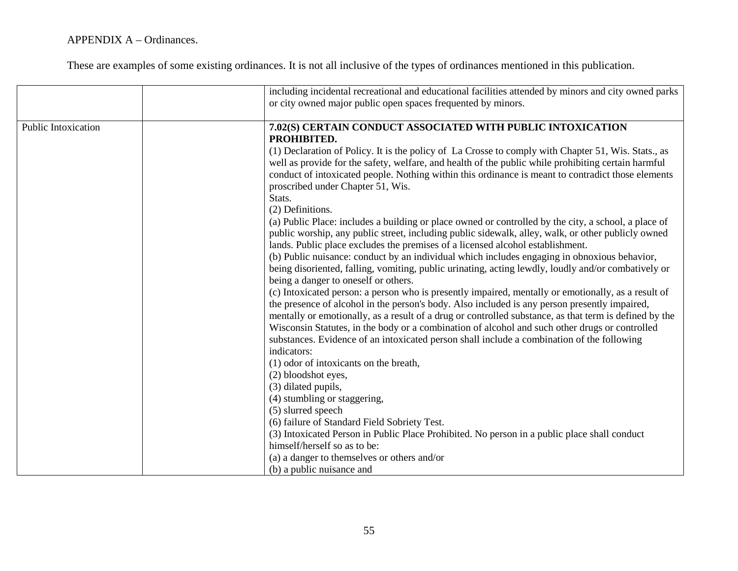APPENDIX A – Ordinances.

These are examples of some existing ordinances. It is not all inclusive of the types of ordinances mentioned in this publication.

| | | |
|---|---|---|
| | | including incidental recreational and educational facilities attended by minors and city owned parks or city owned major public open spaces frequented by minors. |
| Public Intoxication | | **7.02(S) CERTAIN CONDUCT ASSOCIATED WITH PUBLIC INTOXICATION PROHIBITED.**<br>(1) Declaration of Policy. It is the policy of La Crosse to comply with Chapter 51, Wis. Stats., as well as provide for the safety, welfare, and health of the public while prohibiting certain harmful conduct of intoxicated people. Nothing within this ordinance is meant to contradict those elements proscribed under Chapter 51, Wis.<br>Stats.<br>(2) Definitions.<br>(a) Public Place: includes a building or place owned or controlled by the city, a school, a place of public worship, any public street, including public sidewalk, alley, walk, or other publicly owned lands. Public place excludes the premises of a licensed alcohol establishment.<br>(b) Public nuisance: conduct by an individual which includes engaging in obnoxious behavior, being disoriented, falling, vomiting, public urinating, acting lewdly, loudly and/or combatively or being a danger to oneself or others.<br>(c) Intoxicated person: a person who is presently impaired, mentally or emotionally, as a result of the presence of alcohol in the person's body. Also included is any person presently impaired, mentally or emotionally, as a result of a drug or controlled substance, as that term is defined by the Wisconsin Statutes, in the body or a combination of alcohol and such other drugs or controlled substances. Evidence of an intoxicated person shall include a combination of the following indicators:<br>(1) odor of intoxicants on the breath,<br>(2) bloodshot eyes,<br>(3) dilated pupils,<br>(4) stumbling or staggering,<br>(5) slurred speech<br>(6) failure of Standard Field Sobriety Test.<br>(3) Intoxicated Person in Public Place Prohibited. No person in a public place shall conduct himself/herself so as to be:<br>(a) a danger to themselves or others and/or<br>(b) a public nuisance and |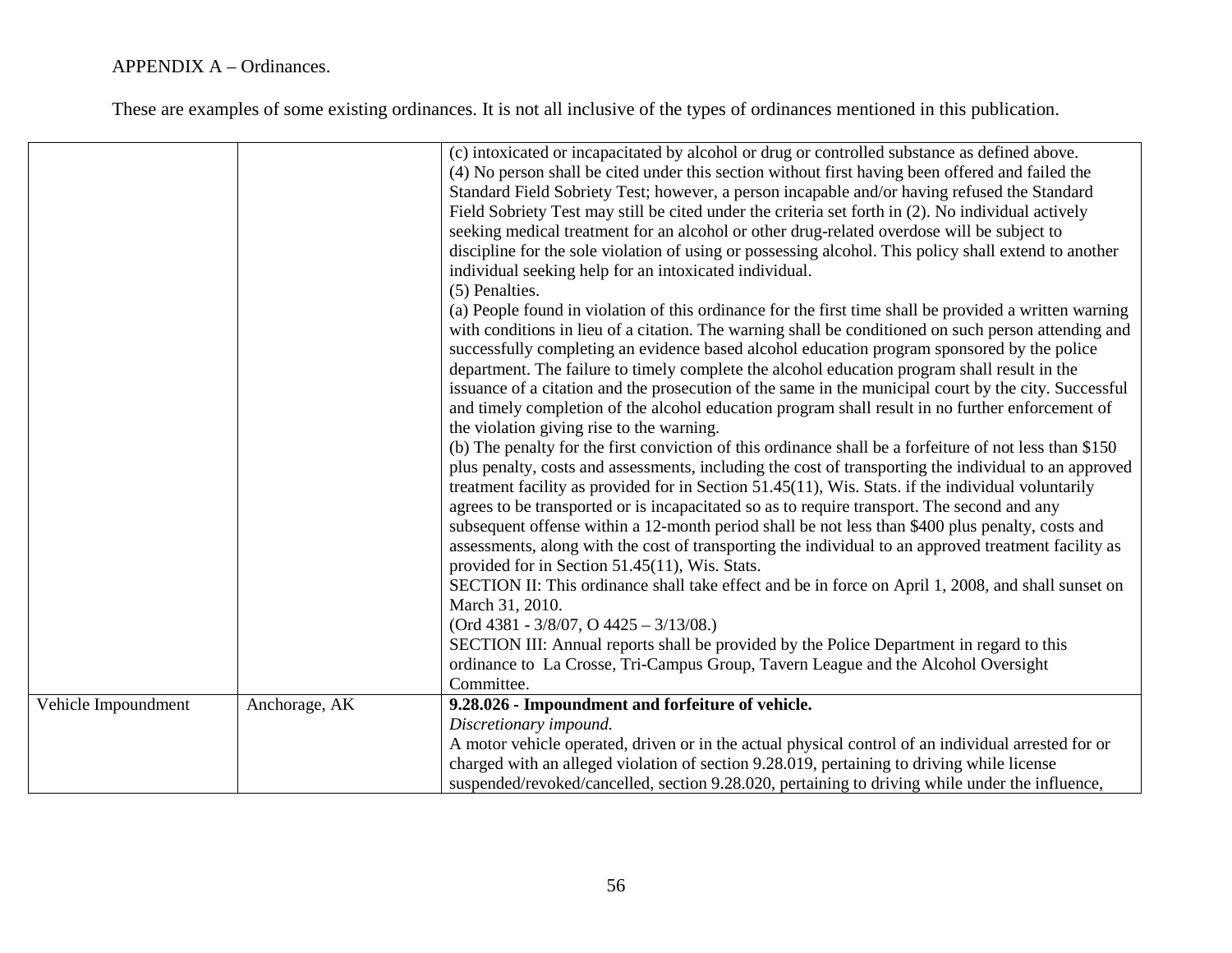APPENDIX A – Ordinances.

These are examples of some existing ordinances. It is not all inclusive of the types of ordinances mentioned in this publication.

| | | |
|---|---|---|
| | | (c) intoxicated or incapacitated by alcohol or drug or controlled substance as defined above.<br>(4) No person shall be cited under this section without first having been offered and failed the Standard Field Sobriety Test; however, a person incapable and/or having refused the Standard Field Sobriety Test may still be cited under the criteria set forth in (2). No individual actively seeking medical treatment for an alcohol or other drug-related overdose will be subject to discipline for the sole violation of using or possessing alcohol. This policy shall extend to another individual seeking help for an intoxicated individual.<br>(5) Penalties.<br>(a) People found in violation of this ordinance for the first time shall be provided a written warning with conditions in lieu of a citation. The warning shall be conditioned on such person attending and successfully completing an evidence based alcohol education program sponsored by the police department. The failure to timely complete the alcohol education program shall result in the issuance of a citation and the prosecution of the same in the municipal court by the city. Successful and timely completion of the alcohol education program shall result in no further enforcement of the violation giving rise to the warning.<br>(b) The penalty for the first conviction of this ordinance shall be a forfeiture of not less than $150 plus penalty, costs and assessments, including the cost of transporting the individual to an approved treatment facility as provided for in Section 51.45(11), Wis. Stats. if the individual voluntarily agrees to be transported or is incapacitated so as to require transport. The second and any subsequent offense within a 12-month period shall be not less than $400 plus penalty, costs and assessments, along with the cost of transporting the individual to an approved treatment facility as provided for in Section 51.45(11), Wis. Stats.<br>SECTION II: This ordinance shall take effect and be in force on April 1, 2008, and shall sunset on March 31, 2010.<br>(Ord 4381 - 3/8/07, O 4425 – 3/13/08.)<br>SECTION III: Annual reports shall be provided by the Police Department in regard to this ordinance to La Crosse, Tri-Campus Group, Tavern League and the Alcohol Oversight Committee. |
| Vehicle Impoundment | Anchorage, AK | **9.28.026 - Impoundment and forfeiture of vehicle.**<br>*Discretionary impound.*<br>A motor vehicle operated, driven or in the actual physical control of an individual arrested for or charged with an alleged violation of section 9.28.019, pertaining to driving while license suspended/revoked/cancelled, section 9.28.020, pertaining to driving while under the influence, |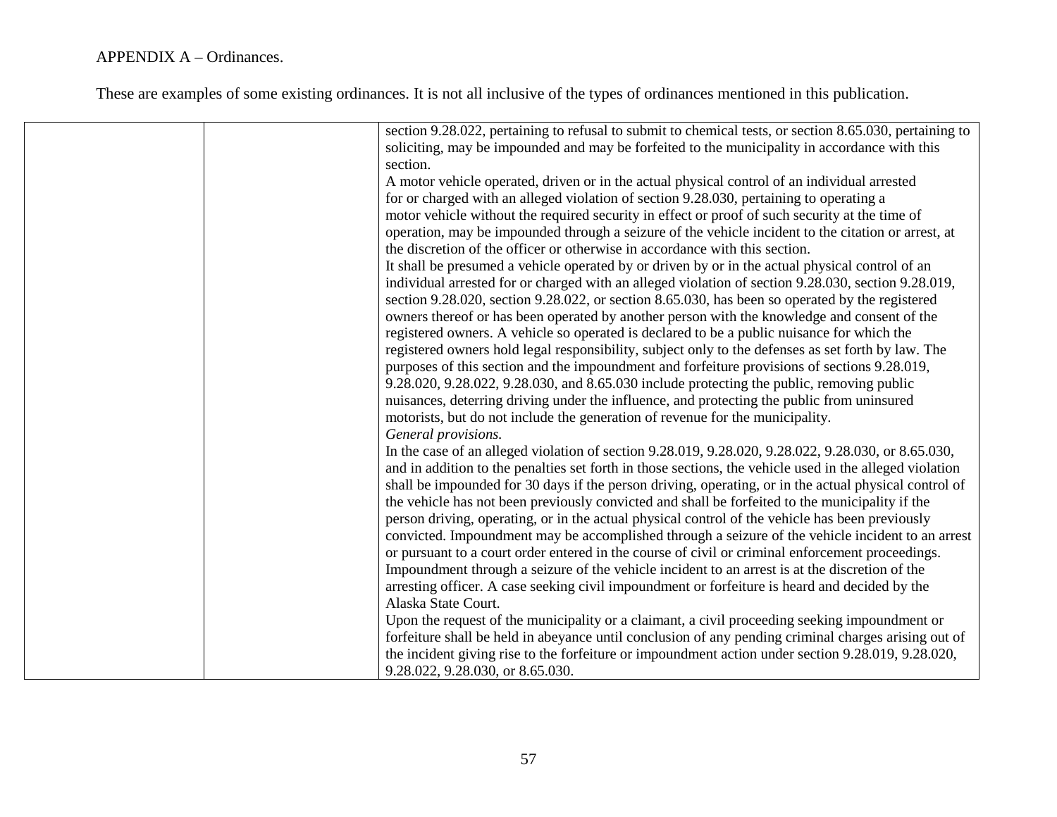APPENDIX A – Ordinances.

These are examples of some existing ordinances. It is not all inclusive of the types of ordinances mentioned in this publication.

| | | |
|---|---|---|
| | | section 9.28.022, pertaining to refusal to submit to chemical tests, or section 8.65.030, pertaining to soliciting, may be impounded and may be forfeited to the municipality in accordance with this section.<br>A motor vehicle operated, driven or in the actual physical control of an individual arrested for or charged with an alleged violation of section 9.28.030, pertaining to operating a motor vehicle without the required security in effect or proof of such security at the time of operation, may be impounded through a seizure of the vehicle incident to the citation or arrest, at the discretion of the officer or otherwise in accordance with this section.<br>It shall be presumed a vehicle operated by or driven by or in the actual physical control of an individual arrested for or charged with an alleged violation of section 9.28.030, section 9.28.019, section 9.28.020, section 9.28.022, or section 8.65.030, has been so operated by the registered owners thereof or has been operated by another person with the knowledge and consent of the registered owners. A vehicle so operated is declared to be a public nuisance for which the registered owners hold legal responsibility, subject only to the defenses as set forth by law. The purposes of this section and the impoundment and forfeiture provisions of sections 9.28.019, 9.28.020, 9.28.022, 9.28.030, and 8.65.030 include protecting the public, removing public nuisances, deterring driving under the influence, and protecting the public from uninsured motorists, but do not include the generation of revenue for the municipality.<br>*General provisions.*<br>In the case of an alleged violation of section 9.28.019, 9.28.020, 9.28.022, 9.28.030, or 8.65.030, and in addition to the penalties set forth in those sections, the vehicle used in the alleged violation shall be impounded for 30 days if the person driving, operating, or in the actual physical control of the vehicle has not been previously convicted and shall be forfeited to the municipality if the person driving, operating, or in the actual physical control of the vehicle has been previously convicted. Impoundment may be accomplished through a seizure of the vehicle incident to an arrest or pursuant to a court order entered in the course of civil or criminal enforcement proceedings. Impoundment through a seizure of the vehicle incident to an arrest is at the discretion of the arresting officer. A case seeking civil impoundment or forfeiture is heard and decided by the Alaska State Court.<br>Upon the request of the municipality or a claimant, a civil proceeding seeking impoundment or forfeiture shall be held in abeyance until conclusion of any pending criminal charges arising out of the incident giving rise to the forfeiture or impoundment action under section 9.28.019, 9.28.020, 9.28.022, 9.28.030, or 8.65.030. |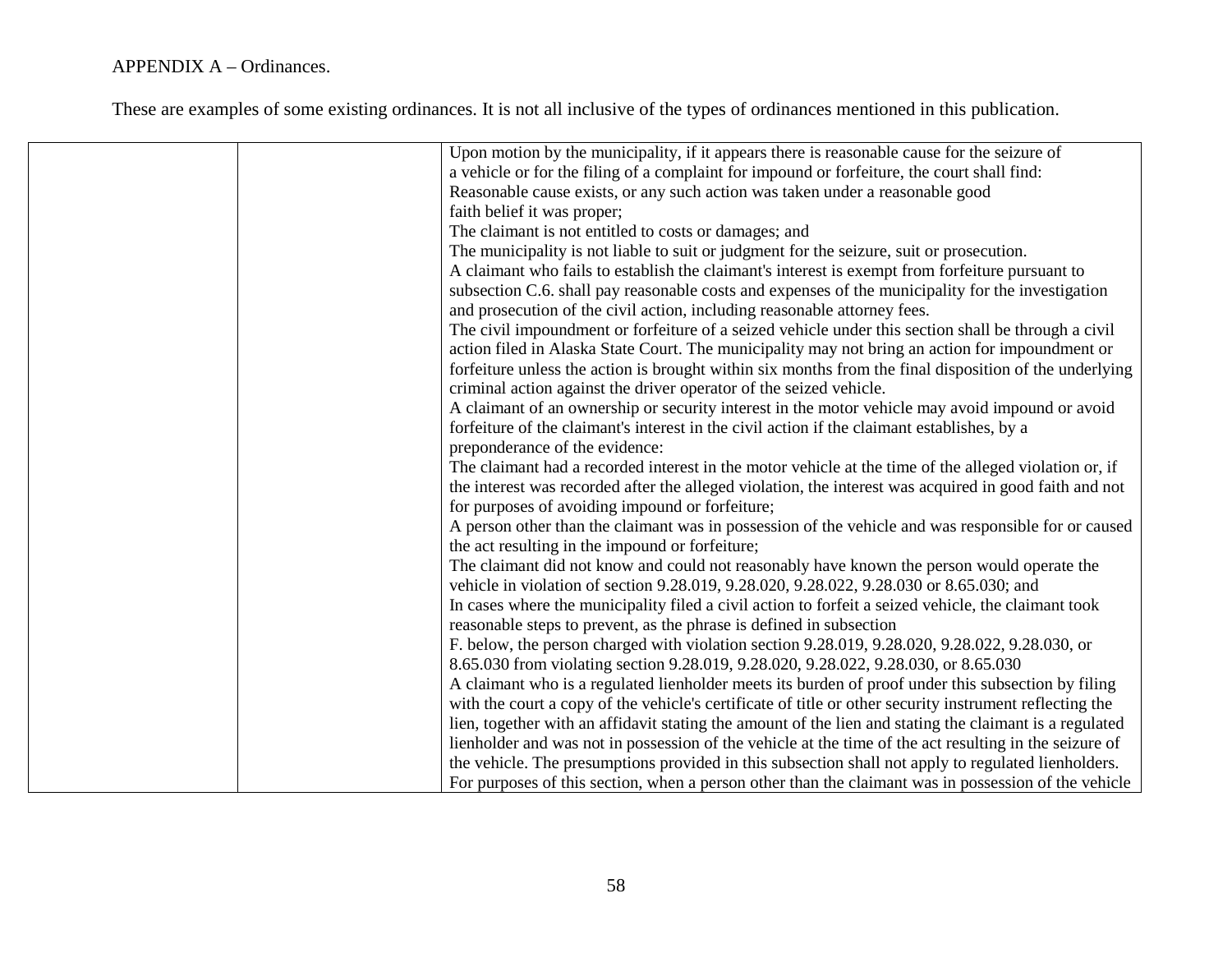APPENDIX A – Ordinances.

These are examples of some existing ordinances. It is not all inclusive of the types of ordinances mentioned in this publication.

| | | |
|---|---|---|
| | | Upon motion by the municipality, if it appears there is reasonable cause for the seizure of a vehicle or for the filing of a complaint for impound or forfeiture, the court shall find:<br>Reasonable cause exists, or any such action was taken under a reasonable good faith belief it was proper;<br>The claimant is not entitled to costs or damages; and<br>The municipality is not liable to suit or judgment for the seizure, suit or prosecution.<br>A claimant who fails to establish the claimant's interest is exempt from forfeiture pursuant to subsection C.6. shall pay reasonable costs and expenses of the municipality for the investigation and prosecution of the civil action, including reasonable attorney fees.<br>The civil impoundment or forfeiture of a seized vehicle under this section shall be through a civil action filed in Alaska State Court. The municipality may not bring an action for impoundment or forfeiture unless the action is brought within six months from the final disposition of the underlying criminal action against the driver operator of the seized vehicle.<br>A claimant of an ownership or security interest in the motor vehicle may avoid impound or avoid forfeiture of the claimant's interest in the civil action if the claimant establishes, by a preponderance of the evidence:<br>The claimant had a recorded interest in the motor vehicle at the time of the alleged violation or, if the interest was recorded after the alleged violation, the interest was acquired in good faith and not for purposes of avoiding impound or forfeiture;<br>A person other than the claimant was in possession of the vehicle and was responsible for or caused the act resulting in the impound or forfeiture;<br>The claimant did not know and could not reasonably have known the person would operate the vehicle in violation of section 9.28.019, 9.28.020, 9.28.022, 9.28.030 or 8.65.030; and<br>In cases where the municipality filed a civil action to forfeit a seized vehicle, the claimant took reasonable steps to prevent, as the phrase is defined in subsection F. below, the person charged with violation section 9.28.019, 9.28.020, 9.28.022, 9.28.030, or 8.65.030 from violating section 9.28.019, 9.28.020, 9.28.022, 9.28.030, or 8.65.030<br>A claimant who is a regulated lienholder meets its burden of proof under this subsection by filing with the court a copy of the vehicle's certificate of title or other security instrument reflecting the lien, together with an affidavit stating the amount of the lien and stating the claimant is a regulated lienholder and was not in possession of the vehicle at the time of the act resulting in the seizure of the vehicle. The presumptions provided in this subsection shall not apply to regulated lienholders.<br>For purposes of this section, when a person other than the claimant was in possession of the vehicle |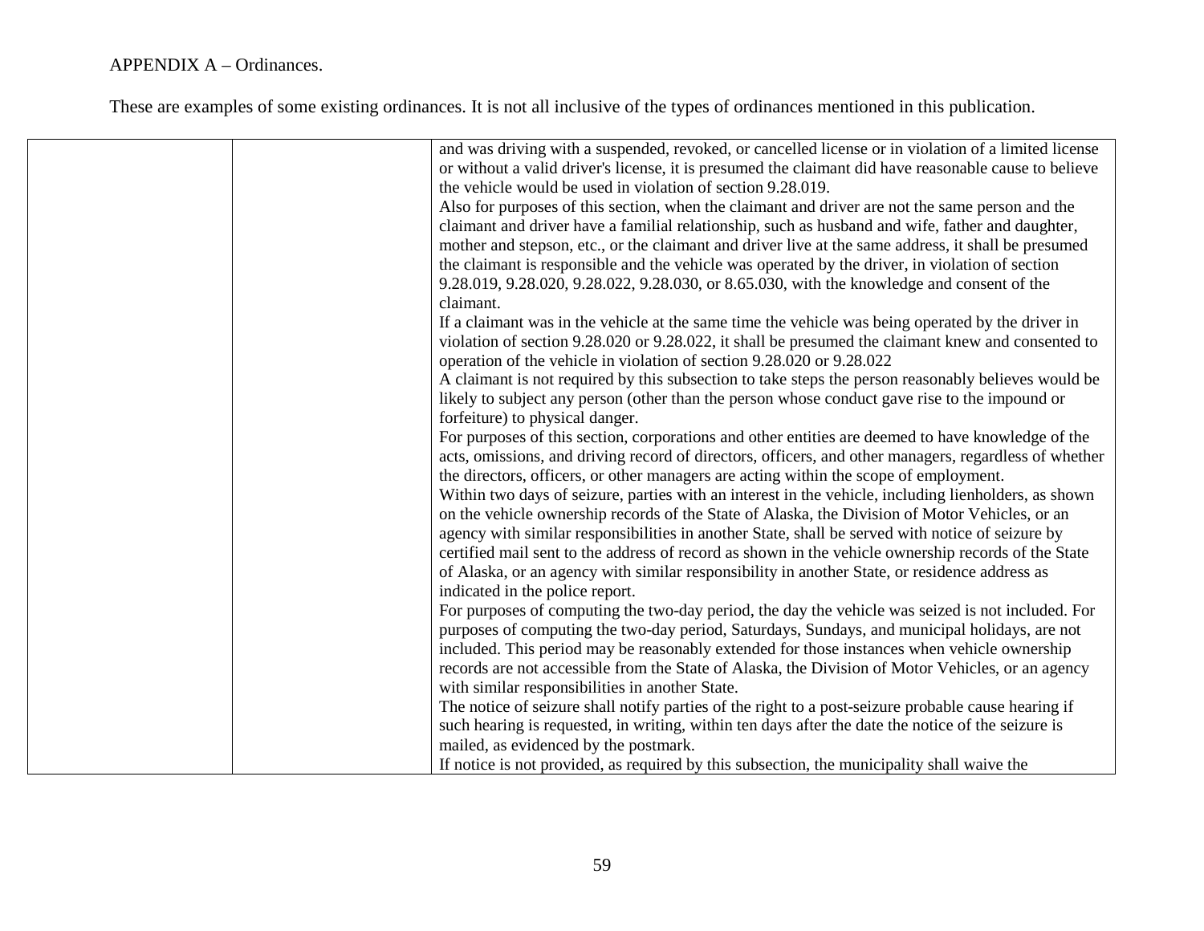APPENDIX A – Ordinances.

These are examples of some existing ordinances. It is not all inclusive of the types of ordinances mentioned in this publication.

| | | |
|---|---|---|
| | | and was driving with a suspended, revoked, or cancelled license or in violation of a limited license or without a valid driver's license, it is presumed the claimant did have reasonable cause to believe the vehicle would be used in violation of section 9.28.019.<br>Also for purposes of this section, when the claimant and driver are not the same person and the claimant and driver have a familial relationship, such as husband and wife, father and daughter, mother and stepson, etc., or the claimant and driver live at the same address, it shall be presumed the claimant is responsible and the vehicle was operated by the driver, in violation of section 9.28.019, 9.28.020, 9.28.022, 9.28.030, or 8.65.030, with the knowledge and consent of the claimant.<br>If a claimant was in the vehicle at the same time the vehicle was being operated by the driver in violation of section 9.28.020 or 9.28.022, it shall be presumed the claimant knew and consented to operation of the vehicle in violation of section 9.28.020 or 9.28.022<br>A claimant is not required by this subsection to take steps the person reasonably believes would be likely to subject any person (other than the person whose conduct gave rise to the impound or forfeiture) to physical danger.<br>For purposes of this section, corporations and other entities are deemed to have knowledge of the acts, omissions, and driving record of directors, officers, and other managers, regardless of whether the directors, officers, or other managers are acting within the scope of employment.<br>Within two days of seizure, parties with an interest in the vehicle, including lienholders, as shown on the vehicle ownership records of the State of Alaska, the Division of Motor Vehicles, or an agency with similar responsibilities in another State, shall be served with notice of seizure by certified mail sent to the address of record as shown in the vehicle ownership records of the State of Alaska, or an agency with similar responsibility in another State, or residence address as indicated in the police report.<br>For purposes of computing the two-day period, the day the vehicle was seized is not included. For purposes of computing the two-day period, Saturdays, Sundays, and municipal holidays, are not included. This period may be reasonably extended for those instances when vehicle ownership records are not accessible from the State of Alaska, the Division of Motor Vehicles, or an agency with similar responsibilities in another State.<br>The notice of seizure shall notify parties of the right to a post-seizure probable cause hearing if such hearing is requested, in writing, within ten days after the date the notice of the seizure is mailed, as evidenced by the postmark.<br>If notice is not provided, as required by this subsection, the municipality shall waive the |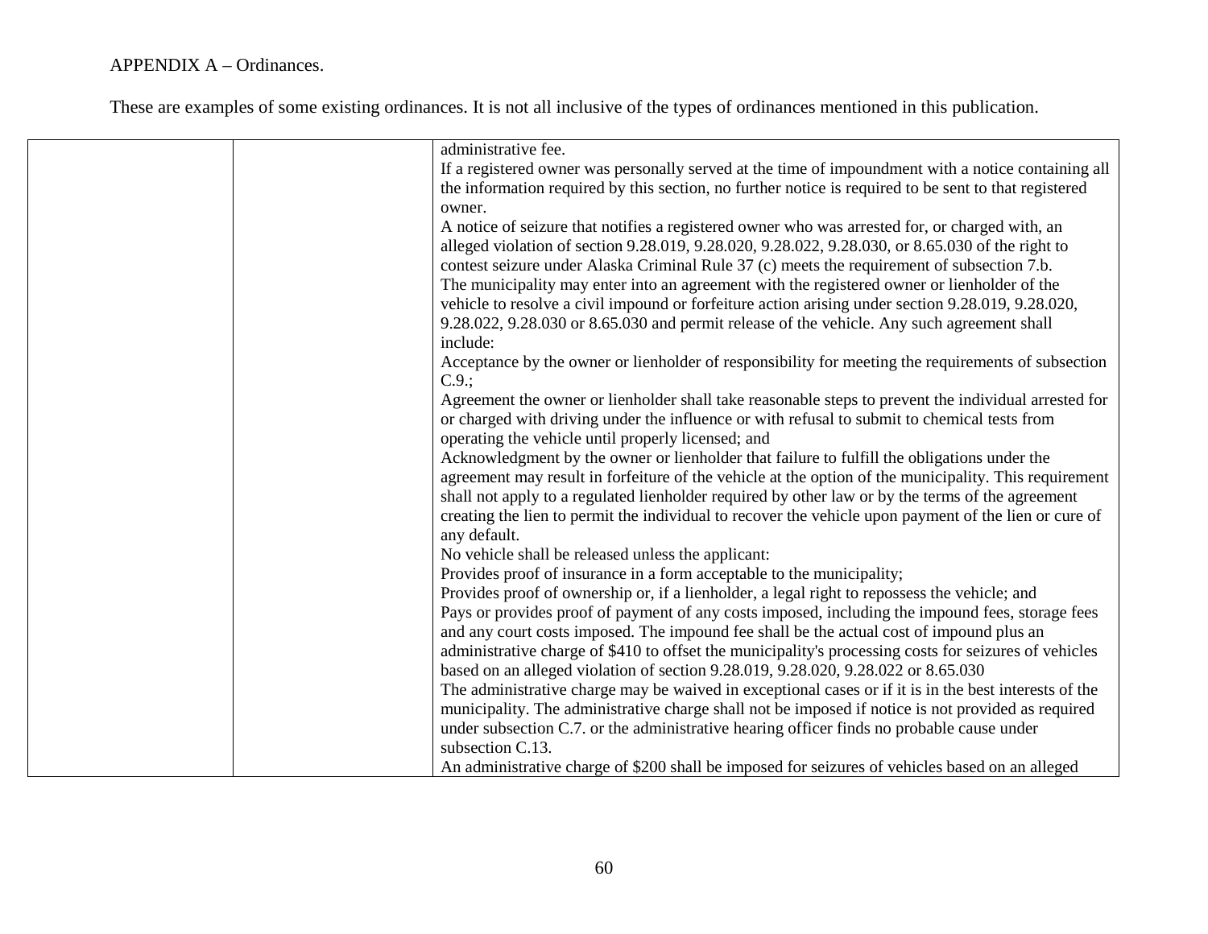APPENDIX A – Ordinances.

These are examples of some existing ordinances. It is not all inclusive of the types of ordinances mentioned in this publication.

| | | |
|---|---|---|
| | | administrative fee.<br>If a registered owner was personally served at the time of impoundment with a notice containing all the information required by this section, no further notice is required to be sent to that registered owner.<br>A notice of seizure that notifies a registered owner who was arrested for, or charged with, an alleged violation of section 9.28.019, 9.28.020, 9.28.022, 9.28.030, or 8.65.030 of the right to contest seizure under Alaska Criminal Rule 37 (c) meets the requirement of subsection 7.b.<br>The municipality may enter into an agreement with the registered owner or lienholder of the vehicle to resolve a civil impound or forfeiture action arising under section 9.28.019, 9.28.020, 9.28.022, 9.28.030 or 8.65.030 and permit release of the vehicle. Any such agreement shall include:<br>Acceptance by the owner or lienholder of responsibility for meeting the requirements of subsection C.9.;<br>Agreement the owner or lienholder shall take reasonable steps to prevent the individual arrested for or charged with driving under the influence or with refusal to submit to chemical tests from operating the vehicle until properly licensed; and<br>Acknowledgment by the owner or lienholder that failure to fulfill the obligations under the agreement may result in forfeiture of the vehicle at the option of the municipality. This requirement shall not apply to a regulated lienholder required by other law or by the terms of the agreement creating the lien to permit the individual to recover the vehicle upon payment of the lien or cure of any default.<br>No vehicle shall be released unless the applicant:<br>Provides proof of insurance in a form acceptable to the municipality;<br>Provides proof of ownership or, if a lienholder, a legal right to repossess the vehicle; and<br>Pays or provides proof of payment of any costs imposed, including the impound fees, storage fees and any court costs imposed. The impound fee shall be the actual cost of impound plus an administrative charge of $410 to offset the municipality's processing costs for seizures of vehicles based on an alleged violation of section 9.28.019, 9.28.020, 9.28.022 or 8.65.030<br>The administrative charge may be waived in exceptional cases or if it is in the best interests of the municipality. The administrative charge shall not be imposed if notice is not provided as required under subsection C.7. or the administrative hearing officer finds no probable cause under subsection C.13.<br>An administrative charge of $200 shall be imposed for seizures of vehicles based on an alleged |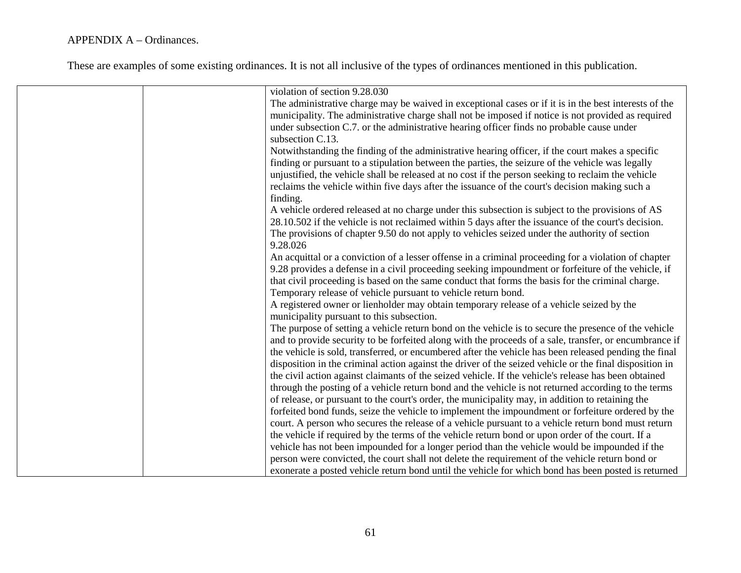APPENDIX A – Ordinances.

These are examples of some existing ordinances. It is not all inclusive of the types of ordinances mentioned in this publication.

| | | |
|---|---|---|
| | | violation of section 9.28.030<br>The administrative charge may be waived in exceptional cases or if it is in the best interests of the municipality. The administrative charge shall not be imposed if notice is not provided as required under subsection C.7. or the administrative hearing officer finds no probable cause under subsection C.13.<br>Notwithstanding the finding of the administrative hearing officer, if the court makes a specific finding or pursuant to a stipulation between the parties, the seizure of the vehicle was legally unjustified, the vehicle shall be released at no cost if the person seeking to reclaim the vehicle reclaims the vehicle within five days after the issuance of the court's decision making such a finding.<br>A vehicle ordered released at no charge under this subsection is subject to the provisions of AS 28.10.502 if the vehicle is not reclaimed within 5 days after the issuance of the court's decision.<br>The provisions of chapter 9.50 do not apply to vehicles seized under the authority of section 9.28.026<br>An acquittal or a conviction of a lesser offense in a criminal proceeding for a violation of chapter 9.28 provides a defense in a civil proceeding seeking impoundment or forfeiture of the vehicle, if that civil proceeding is based on the same conduct that forms the basis for the criminal charge.<br>Temporary release of vehicle pursuant to vehicle return bond.<br>A registered owner or lienholder may obtain temporary release of a vehicle seized by the municipality pursuant to this subsection.<br>The purpose of setting a vehicle return bond on the vehicle is to secure the presence of the vehicle and to provide security to be forfeited along with the proceeds of a sale, transfer, or encumbrance if the vehicle is sold, transferred, or encumbered after the vehicle has been released pending the final disposition in the criminal action against the driver of the seized vehicle or the final disposition in the civil action against claimants of the seized vehicle. If the vehicle's release has been obtained through the posting of a vehicle return bond and the vehicle is not returned according to the terms of release, or pursuant to the court's order, the municipality may, in addition to retaining the forfeited bond funds, seize the vehicle to implement the impoundment or forfeiture ordered by the court. A person who secures the release of a vehicle pursuant to a vehicle return bond must return the vehicle if required by the terms of the vehicle return bond or upon order of the court. If a vehicle has not been impounded for a longer period than the vehicle would be impounded if the person were convicted, the court shall not delete the requirement of the vehicle return bond or exonerate a posted vehicle return bond until the vehicle for which bond has been posted is returned |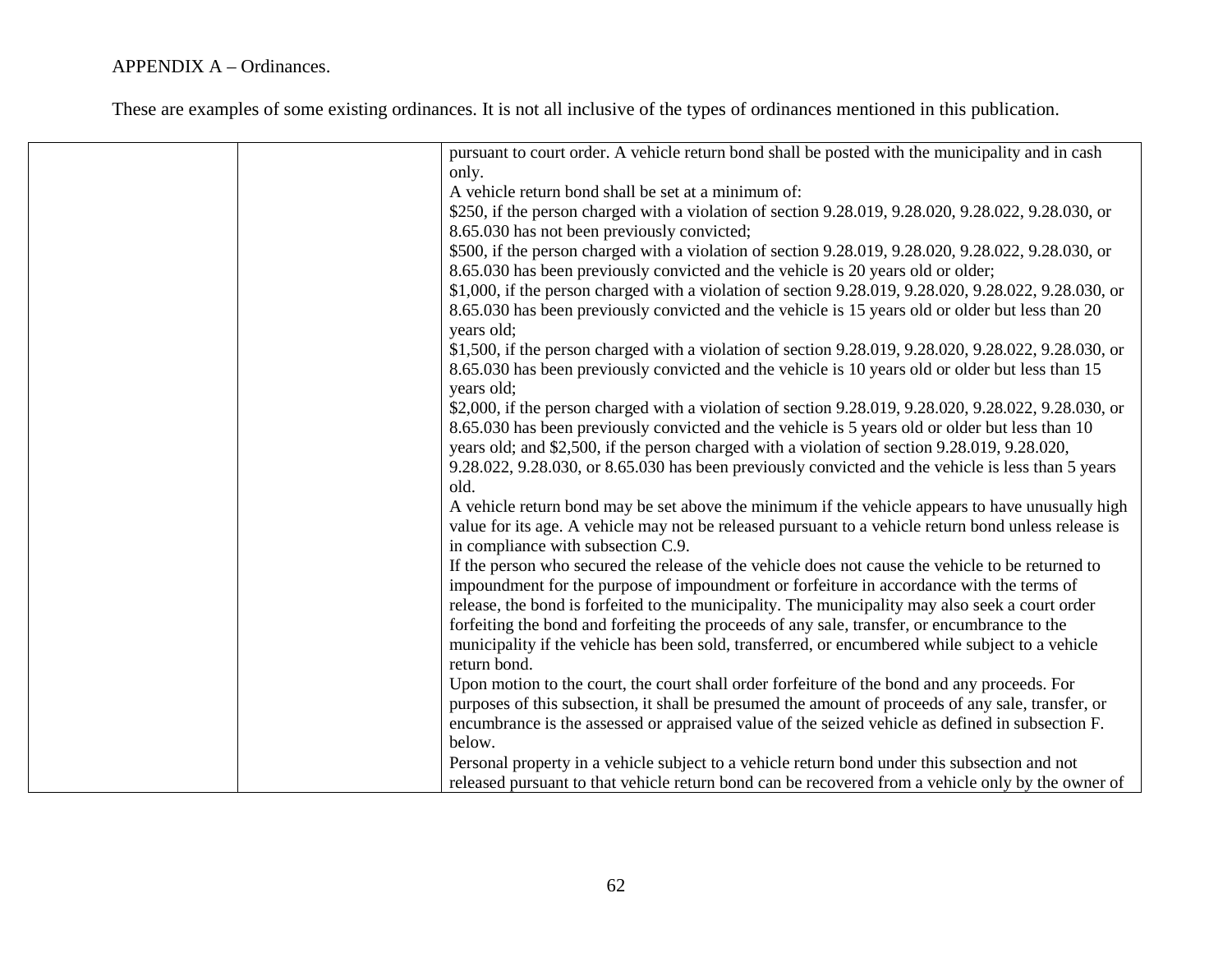APPENDIX A – Ordinances.

These are examples of some existing ordinances. It is not all inclusive of the types of ordinances mentioned in this publication.

| | | |
|---|---|---|
| | | pursuant to court order. A vehicle return bond shall be posted with the municipality and in cash only.<br>A vehicle return bond shall be set at a minimum of:<br>$250, if the person charged with a violation of section 9.28.019, 9.28.020, 9.28.022, 9.28.030, or 8.65.030 has not been previously convicted;<br>$500, if the person charged with a violation of section 9.28.019, 9.28.020, 9.28.022, 9.28.030, or 8.65.030 has been previously convicted and the vehicle is 20 years old or older;<br>$1,000, if the person charged with a violation of section 9.28.019, 9.28.020, 9.28.022, 9.28.030, or 8.65.030 has been previously convicted and the vehicle is 15 years old or older but less than 20 years old;<br>$1,500, if the person charged with a violation of section 9.28.019, 9.28.020, 9.28.022, 9.28.030, or 8.65.030 has been previously convicted and the vehicle is 10 years old or older but less than 15 years old;<br>$2,000, if the person charged with a violation of section 9.28.019, 9.28.020, 9.28.022, 9.28.030, or 8.65.030 has been previously convicted and the vehicle is 5 years old or older but less than 10 years old; and $2,500, if the person charged with a violation of section 9.28.019, 9.28.020, 9.28.022, 9.28.030, or 8.65.030 has been previously convicted and the vehicle is less than 5 years old.<br>A vehicle return bond may be set above the minimum if the vehicle appears to have unusually high value for its age. A vehicle may not be released pursuant to a vehicle return bond unless release is in compliance with subsection C.9.<br>If the person who secured the release of the vehicle does not cause the vehicle to be returned to impoundment for the purpose of impoundment or forfeiture in accordance with the terms of release, the bond is forfeited to the municipality. The municipality may also seek a court order forfeiting the bond and forfeiting the proceeds of any sale, transfer, or encumbrance to the municipality if the vehicle has been sold, transferred, or encumbered while subject to a vehicle return bond.<br>Upon motion to the court, the court shall order forfeiture of the bond and any proceeds. For purposes of this subsection, it shall be presumed the amount of proceeds of any sale, transfer, or encumbrance is the assessed or appraised value of the seized vehicle as defined in subsection F. below.<br>Personal property in a vehicle subject to a vehicle return bond under this subsection and not released pursuant to that vehicle return bond can be recovered from a vehicle only by the owner of |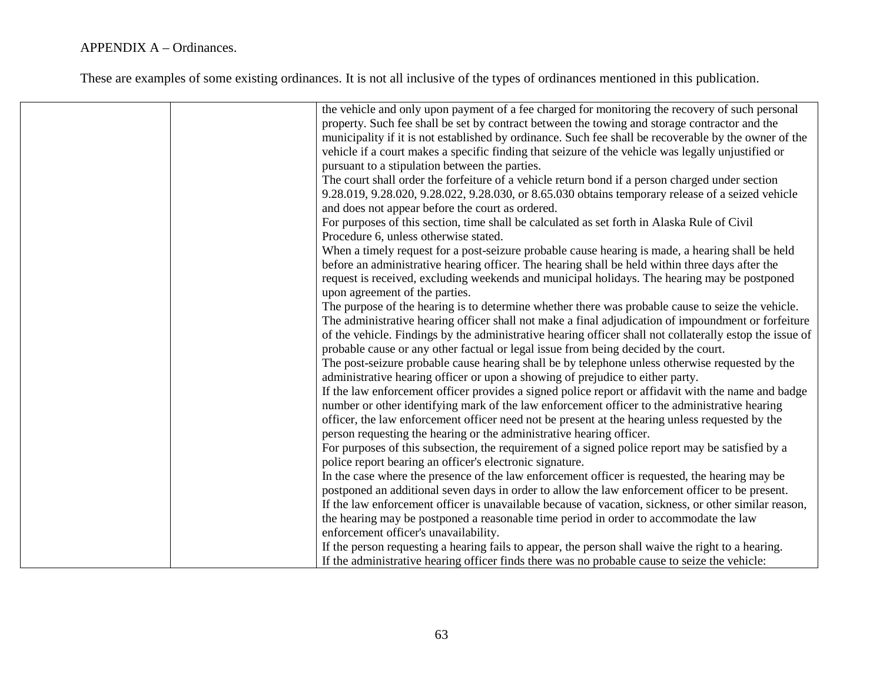APPENDIX A – Ordinances.

These are examples of some existing ordinances. It is not all inclusive of the types of ordinances mentioned in this publication.

| | | |
|---|---|---|
| | | the vehicle and only upon payment of a fee charged for monitoring the recovery of such personal property. Such fee shall be set by contract between the towing and storage contractor and the municipality if it is not established by ordinance. Such fee shall be recoverable by the owner of the vehicle if a court makes a specific finding that seizure of the vehicle was legally unjustified or pursuant to a stipulation between the parties.<br>The court shall order the forfeiture of a vehicle return bond if a person charged under section 9.28.019, 9.28.020, 9.28.022, 9.28.030, or 8.65.030 obtains temporary release of a seized vehicle and does not appear before the court as ordered.<br>For purposes of this section, time shall be calculated as set forth in Alaska Rule of Civil Procedure 6, unless otherwise stated.<br>When a timely request for a post-seizure probable cause hearing is made, a hearing shall be held before an administrative hearing officer. The hearing shall be held within three days after the request is received, excluding weekends and municipal holidays. The hearing may be postponed upon agreement of the parties.<br>The purpose of the hearing is to determine whether there was probable cause to seize the vehicle. The administrative hearing officer shall not make a final adjudication of impoundment or forfeiture of the vehicle. Findings by the administrative hearing officer shall not collaterally estop the issue of probable cause or any other factual or legal issue from being decided by the court.<br>The post-seizure probable cause hearing shall be by telephone unless otherwise requested by the administrative hearing officer or upon a showing of prejudice to either party.<br>If the law enforcement officer provides a signed police report or affidavit with the name and badge number or other identifying mark of the law enforcement officer to the administrative hearing officer, the law enforcement officer need not be present at the hearing unless requested by the person requesting the hearing or the administrative hearing officer.<br>For purposes of this subsection, the requirement of a signed police report may be satisfied by a police report bearing an officer's electronic signature.<br>In the case where the presence of the law enforcement officer is requested, the hearing may be postponed an additional seven days in order to allow the law enforcement officer to be present.<br>If the law enforcement officer is unavailable because of vacation, sickness, or other similar reason, the hearing may be postponed a reasonable time period in order to accommodate the law enforcement officer's unavailability.<br>If the person requesting a hearing fails to appear, the person shall waive the right to a hearing.<br>If the administrative hearing officer finds there was no probable cause to seize the vehicle: |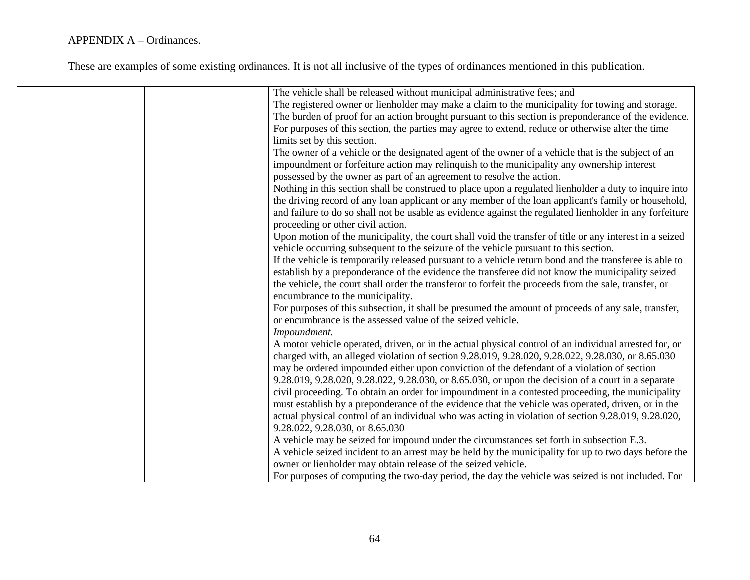APPENDIX A – Ordinances.

These are examples of some existing ordinances. It is not all inclusive of the types of ordinances mentioned in this publication.

| | | |
|---|---|---|
| | | The vehicle shall be released without municipal administrative fees; and<br>The registered owner or lienholder may make a claim to the municipality for towing and storage.<br>The burden of proof for an action brought pursuant to this section is preponderance of the evidence.<br>For purposes of this section, the parties may agree to extend, reduce or otherwise alter the time limits set by this section.<br>The owner of a vehicle or the designated agent of the owner of a vehicle that is the subject of an impoundment or forfeiture action may relinquish to the municipality any ownership interest possessed by the owner as part of an agreement to resolve the action.<br>Nothing in this section shall be construed to place upon a regulated lienholder a duty to inquire into the driving record of any loan applicant or any member of the loan applicant's family or household, and failure to do so shall not be usable as evidence against the regulated lienholder in any forfeiture proceeding or other civil action.<br>Upon motion of the municipality, the court shall void the transfer of title or any interest in a seized vehicle occurring subsequent to the seizure of the vehicle pursuant to this section.<br>If the vehicle is temporarily released pursuant to a vehicle return bond and the transferee is able to establish by a preponderance of the evidence the transferee did not know the municipality seized the vehicle, the court shall order the transferor to forfeit the proceeds from the sale, transfer, or encumbrance to the municipality.<br>For purposes of this subsection, it shall be presumed the amount of proceeds of any sale, transfer, or encumbrance is the assessed value of the seized vehicle.<br>*Impoundment.*<br>A motor vehicle operated, driven, or in the actual physical control of an individual arrested for, or charged with, an alleged violation of section 9.28.019, 9.28.020, 9.28.022, 9.28.030, or 8.65.030 may be ordered impounded either upon conviction of the defendant of a violation of section 9.28.019, 9.28.020, 9.28.022, 9.28.030, or 8.65.030, or upon the decision of a court in a separate civil proceeding. To obtain an order for impoundment in a contested proceeding, the municipality must establish by a preponderance of the evidence that the vehicle was operated, driven, or in the actual physical control of an individual who was acting in violation of section 9.28.019, 9.28.020, 9.28.022, 9.28.030, or 8.65.030<br>A vehicle may be seized for impound under the circumstances set forth in subsection E.3.<br>A vehicle seized incident to an arrest may be held by the municipality for up to two days before the owner or lienholder may obtain release of the seized vehicle.<br>For purposes of computing the two-day period, the day the vehicle was seized is not included. For |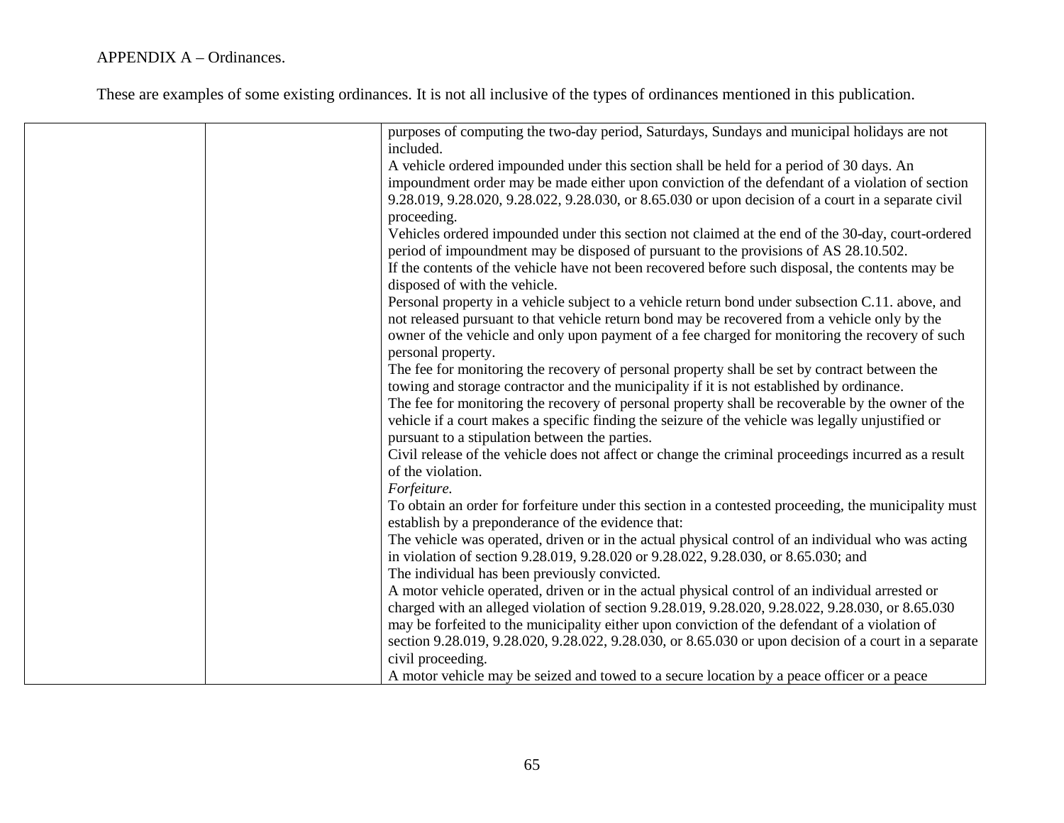APPENDIX A – Ordinances.

These are examples of some existing ordinances. It is not all inclusive of the types of ordinances mentioned in this publication.

| | | |
|---|---|---|
| | | purposes of computing the two-day period, Saturdays, Sundays and municipal holidays are not included.<br>A vehicle ordered impounded under this section shall be held for a period of 30 days. An impoundment order may be made either upon conviction of the defendant of a violation of section 9.28.019, 9.28.020, 9.28.022, 9.28.030, or 8.65.030 or upon decision of a court in a separate civil proceeding.<br>Vehicles ordered impounded under this section not claimed at the end of the 30-day, court-ordered period of impoundment may be disposed of pursuant to the provisions of AS 28.10.502.<br>If the contents of the vehicle have not been recovered before such disposal, the contents may be disposed of with the vehicle.<br>Personal property in a vehicle subject to a vehicle return bond under subsection C.11. above, and not released pursuant to that vehicle return bond may be recovered from a vehicle only by the owner of the vehicle and only upon payment of a fee charged for monitoring the recovery of such personal property.<br>The fee for monitoring the recovery of personal property shall be set by contract between the towing and storage contractor and the municipality if it is not established by ordinance.<br>The fee for monitoring the recovery of personal property shall be recoverable by the owner of the vehicle if a court makes a specific finding the seizure of the vehicle was legally unjustified or pursuant to a stipulation between the parties.<br>Civil release of the vehicle does not affect or change the criminal proceedings incurred as a result of the violation.<br>*Forfeiture.*<br>To obtain an order for forfeiture under this section in a contested proceeding, the municipality must establish by a preponderance of the evidence that:<br>The vehicle was operated, driven or in the actual physical control of an individual who was acting in violation of section 9.28.019, 9.28.020 or 9.28.022, 9.28.030, or 8.65.030; and<br>The individual has been previously convicted.<br>A motor vehicle operated, driven or in the actual physical control of an individual arrested or charged with an alleged violation of section 9.28.019, 9.28.020, 9.28.022, 9.28.030, or 8.65.030 may be forfeited to the municipality either upon conviction of the defendant of a violation of section 9.28.019, 9.28.020, 9.28.022, 9.28.030, or 8.65.030 or upon decision of a court in a separate civil proceeding.<br>A motor vehicle may be seized and towed to a secure location by a peace officer or a peace |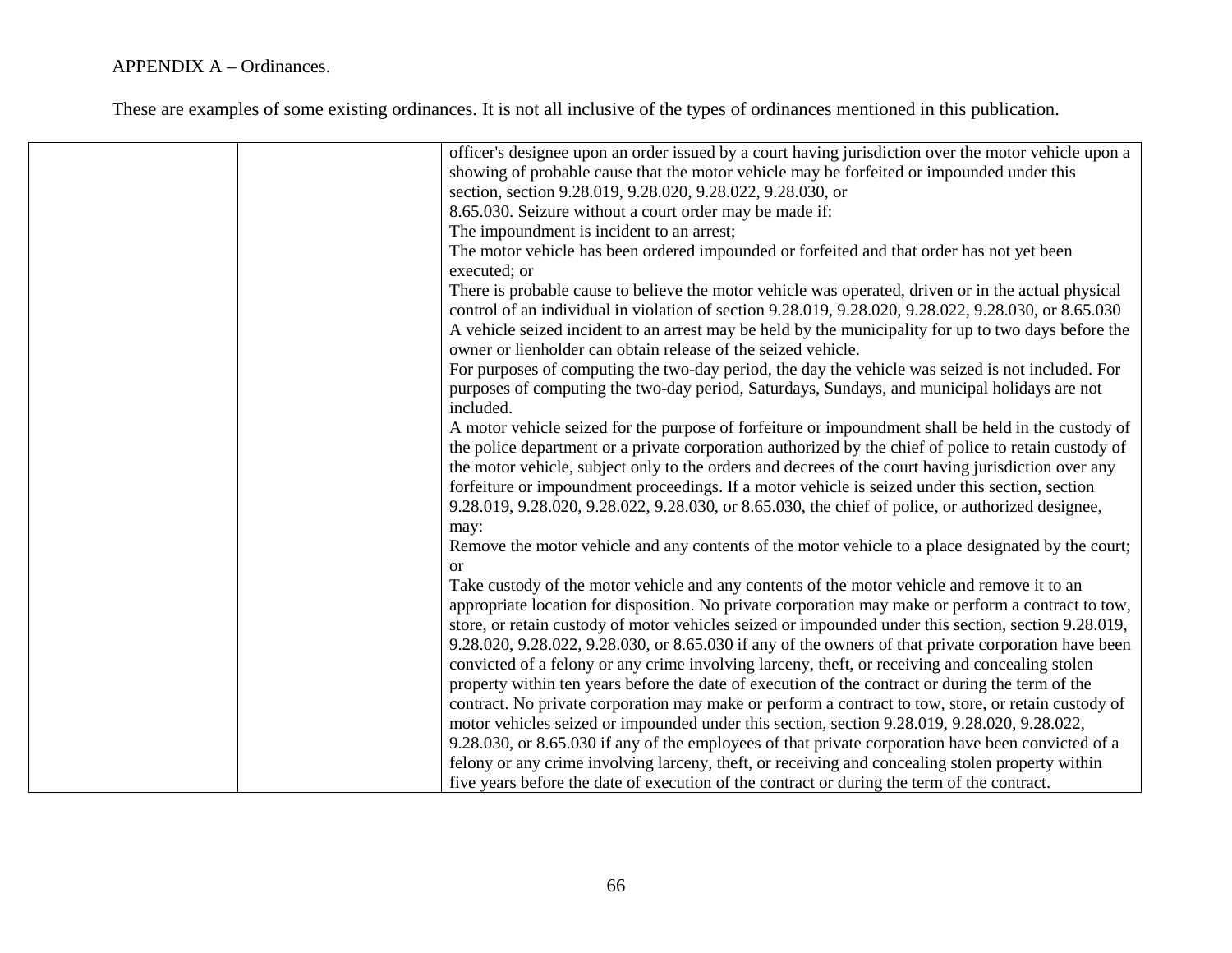APPENDIX A – Ordinances.

These are examples of some existing ordinances. It is not all inclusive of the types of ordinances mentioned in this publication.

| | | |
|---|---|---|
| | | officer's designee upon an order issued by a court having jurisdiction over the motor vehicle upon a showing of probable cause that the motor vehicle may be forfeited or impounded under this section, section 9.28.019, 9.28.020, 9.28.022, 9.28.030, or 8.65.030. Seizure without a court order may be made if:<br>The impoundment is incident to an arrest;<br>The motor vehicle has been ordered impounded or forfeited and that order has not yet been executed; or<br>There is probable cause to believe the motor vehicle was operated, driven or in the actual physical control of an individual in violation of section 9.28.019, 9.28.020, 9.28.022, 9.28.030, or 8.65.030<br>A vehicle seized incident to an arrest may be held by the municipality for up to two days before the owner or lienholder can obtain release of the seized vehicle.<br>For purposes of computing the two-day period, the day the vehicle was seized is not included. For purposes of computing the two-day period, Saturdays, Sundays, and municipal holidays are not included.<br>A motor vehicle seized for the purpose of forfeiture or impoundment shall be held in the custody of the police department or a private corporation authorized by the chief of police to retain custody of the motor vehicle, subject only to the orders and decrees of the court having jurisdiction over any forfeiture or impoundment proceedings. If a motor vehicle is seized under this section, section 9.28.019, 9.28.020, 9.28.022, 9.28.030, or 8.65.030, the chief of police, or authorized designee, may:<br>Remove the motor vehicle and any contents of the motor vehicle to a place designated by the court; or<br>Take custody of the motor vehicle and any contents of the motor vehicle and remove it to an appropriate location for disposition. No private corporation may make or perform a contract to tow, store, or retain custody of motor vehicles seized or impounded under this section, section 9.28.019, 9.28.020, 9.28.022, 9.28.030, or 8.65.030 if any of the owners of that private corporation have been convicted of a felony or any crime involving larceny, theft, or receiving and concealing stolen property within ten years before the date of execution of the contract or during the term of the contract. No private corporation may make or perform a contract to tow, store, or retain custody of motor vehicles seized or impounded under this section, section 9.28.019, 9.28.020, 9.28.022, 9.28.030, or 8.65.030 if any of the employees of that private corporation have been convicted of a felony or any crime involving larceny, theft, or receiving and concealing stolen property within five years before the date of execution of the contract or during the term of the contract. |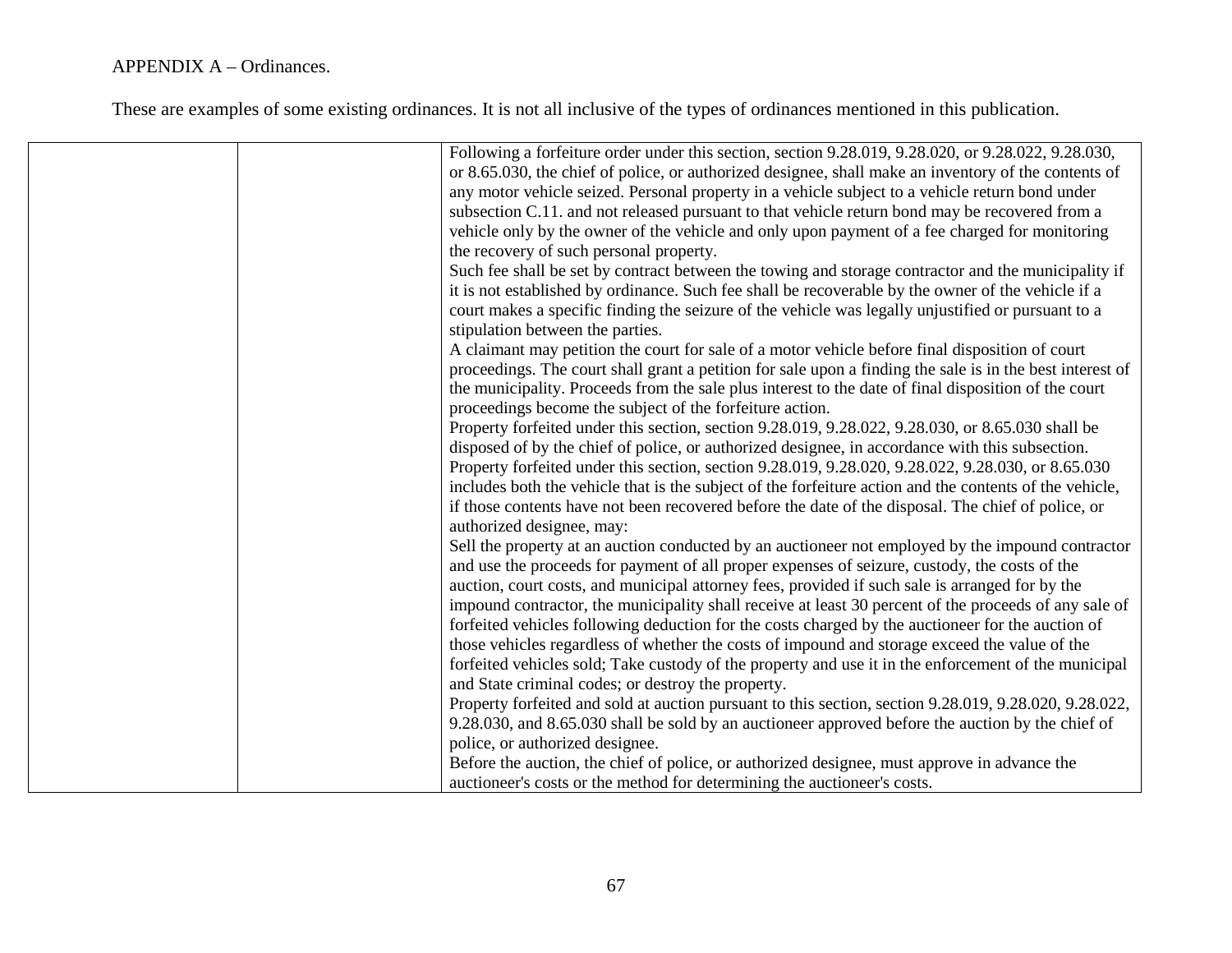APPENDIX A – Ordinances.

These are examples of some existing ordinances. It is not all inclusive of the types of ordinances mentioned in this publication.

| | | |
|---|---|---|
| | | Following a forfeiture order under this section, section 9.28.019, 9.28.020, or 9.28.022, 9.28.030, or 8.65.030, the chief of police, or authorized designee, shall make an inventory of the contents of any motor vehicle seized. Personal property in a vehicle subject to a vehicle return bond under subsection C.11. and not released pursuant to that vehicle return bond may be recovered from a vehicle only by the owner of the vehicle and only upon payment of a fee charged for monitoring the recovery of such personal property.<br>Such fee shall be set by contract between the towing and storage contractor and the municipality if it is not established by ordinance. Such fee shall be recoverable by the owner of the vehicle if a court makes a specific finding the seizure of the vehicle was legally unjustified or pursuant to a stipulation between the parties.<br>A claimant may petition the court for sale of a motor vehicle before final disposition of court proceedings. The court shall grant a petition for sale upon a finding the sale is in the best interest of the municipality. Proceeds from the sale plus interest to the date of final disposition of the court proceedings become the subject of the forfeiture action.<br>Property forfeited under this section, section 9.28.019, 9.28.022, 9.28.030, or 8.65.030 shall be disposed of by the chief of police, or authorized designee, in accordance with this subsection.<br>Property forfeited under this section, section 9.28.019, 9.28.020, 9.28.022, 9.28.030, or 8.65.030 includes both the vehicle that is the subject of the forfeiture action and the contents of the vehicle, if those contents have not been recovered before the date of the disposal. The chief of police, or authorized designee, may:<br>Sell the property at an auction conducted by an auctioneer not employed by the impound contractor and use the proceeds for payment of all proper expenses of seizure, custody, the costs of the auction, court costs, and municipal attorney fees, provided if such sale is arranged for by the impound contractor, the municipality shall receive at least 30 percent of the proceeds of any sale of forfeited vehicles following deduction for the costs charged by the auctioneer for the auction of those vehicles regardless of whether the costs of impound and storage exceed the value of the forfeited vehicles sold; Take custody of the property and use it in the enforcement of the municipal and State criminal codes; or destroy the property.<br>Property forfeited and sold at auction pursuant to this section, section 9.28.019, 9.28.020, 9.28.022, 9.28.030, and 8.65.030 shall be sold by an auctioneer approved before the auction by the chief of police, or authorized designee.<br>Before the auction, the chief of police, or authorized designee, must approve in advance the auctioneer's costs or the method for determining the auctioneer's costs. |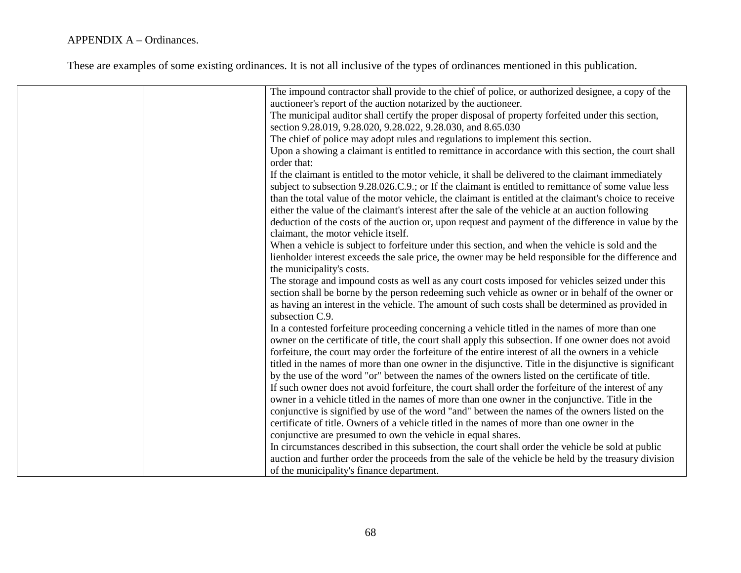APPENDIX A – Ordinances.

These are examples of some existing ordinances. It is not all inclusive of the types of ordinances mentioned in this publication.

| | | |
|---|---|---|
| | | The impound contractor shall provide to the chief of police, or authorized designee, a copy of the auctioneer's report of the auction notarized by the auctioneer.<br>The municipal auditor shall certify the proper disposal of property forfeited under this section, section 9.28.019, 9.28.020, 9.28.022, 9.28.030, and 8.65.030<br>The chief of police may adopt rules and regulations to implement this section.<br>Upon a showing a claimant is entitled to remittance in accordance with this section, the court shall order that:<br>If the claimant is entitled to the motor vehicle, it shall be delivered to the claimant immediately subject to subsection 9.28.026.C.9.; or If the claimant is entitled to remittance of some value less than the total value of the motor vehicle, the claimant is entitled at the claimant's choice to receive either the value of the claimant's interest after the sale of the vehicle at an auction following deduction of the costs of the auction or, upon request and payment of the difference in value by the claimant, the motor vehicle itself.<br>When a vehicle is subject to forfeiture under this section, and when the vehicle is sold and the lienholder interest exceeds the sale price, the owner may be held responsible for the difference and the municipality's costs.<br>The storage and impound costs as well as any court costs imposed for vehicles seized under this section shall be borne by the person redeeming such vehicle as owner or in behalf of the owner or as having an interest in the vehicle. The amount of such costs shall be determined as provided in subsection C.9.<br>In a contested forfeiture proceeding concerning a vehicle titled in the names of more than one owner on the certificate of title, the court shall apply this subsection. If one owner does not avoid forfeiture, the court may order the forfeiture of the entire interest of all the owners in a vehicle titled in the names of more than one owner in the disjunctive. Title in the disjunctive is significant by the use of the word "or" between the names of the owners listed on the certificate of title.<br>If such owner does not avoid forfeiture, the court shall order the forfeiture of the interest of any owner in a vehicle titled in the names of more than one owner in the conjunctive. Title in the conjunctive is signified by use of the word "and" between the names of the owners listed on the certificate of title. Owners of a vehicle titled in the names of more than one owner in the conjunctive are presumed to own the vehicle in equal shares.<br>In circumstances described in this subsection, the court shall order the vehicle be sold at public auction and further order the proceeds from the sale of the vehicle be held by the treasury division of the municipality's finance department. |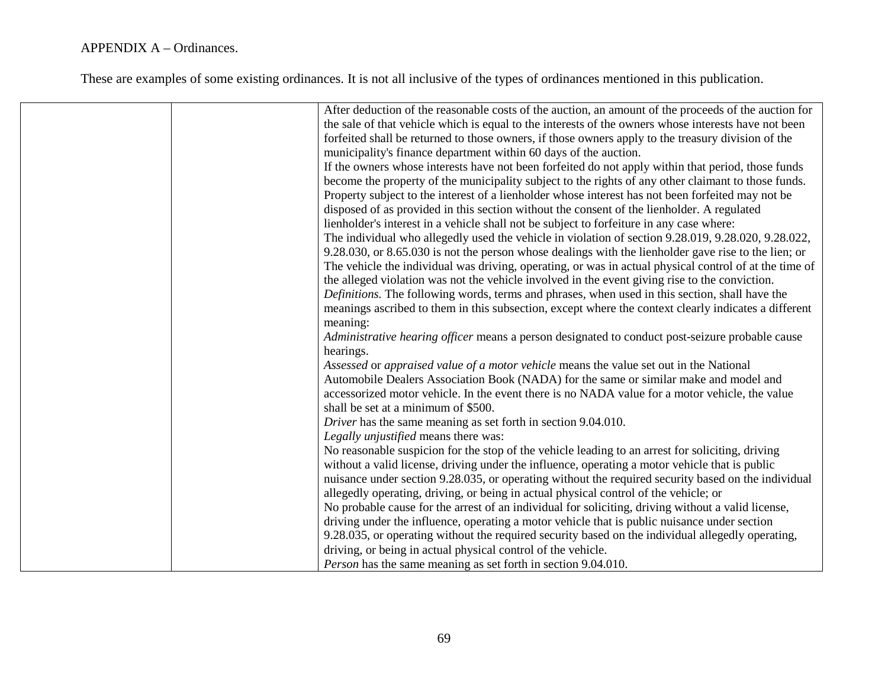APPENDIX A – Ordinances.

These are examples of some existing ordinances. It is not all inclusive of the types of ordinances mentioned in this publication.

| | | |
|---|---|---|
| | | After deduction of the reasonable costs of the auction, an amount of the proceeds of the auction for the sale of that vehicle which is equal to the interests of the owners whose interests have not been forfeited shall be returned to those owners, if those owners apply to the treasury division of the municipality's finance department within 60 days of the auction.<br>If the owners whose interests have not been forfeited do not apply within that period, those funds become the property of the municipality subject to the rights of any other claimant to those funds.<br>Property subject to the interest of a lienholder whose interest has not been forfeited may not be disposed of as provided in this section without the consent of the lienholder. A regulated lienholder's interest in a vehicle shall not be subject to forfeiture in any case where:<br>The individual who allegedly used the vehicle in violation of section 9.28.019, 9.28.020, 9.28.022, 9.28.030, or 8.65.030 is not the person whose dealings with the lienholder gave rise to the lien; or<br>The vehicle the individual was driving, operating, or was in actual physical control of at the time of the alleged violation was not the vehicle involved in the event giving rise to the conviction.<br>*Definitions.* The following words, terms and phrases, when used in this section, shall have the meanings ascribed to them in this subsection, except where the context clearly indicates a different meaning:<br>*Administrative hearing officer* means a person designated to conduct post-seizure probable cause hearings.<br>*Assessed* or *appraised value of a motor vehicle* means the value set out in the National Automobile Dealers Association Book (NADA) for the same or similar make and model and accessorized motor vehicle. In the event there is no NADA value for a motor vehicle, the value shall be set at a minimum of $500.<br>*Driver* has the same meaning as set forth in section 9.04.010.<br>*Legally unjustified* means there was:<br>No reasonable suspicion for the stop of the vehicle leading to an arrest for soliciting, driving without a valid license, driving under the influence, operating a motor vehicle that is public nuisance under section 9.28.035, or operating without the required security based on the individual allegedly operating, driving, or being in actual physical control of the vehicle; or<br>No probable cause for the arrest of an individual for soliciting, driving without a valid license, driving under the influence, operating a motor vehicle that is public nuisance under section 9.28.035, or operating without the required security based on the individual allegedly operating, driving, or being in actual physical control of the vehicle.<br>*Person* has the same meaning as set forth in section 9.04.010. |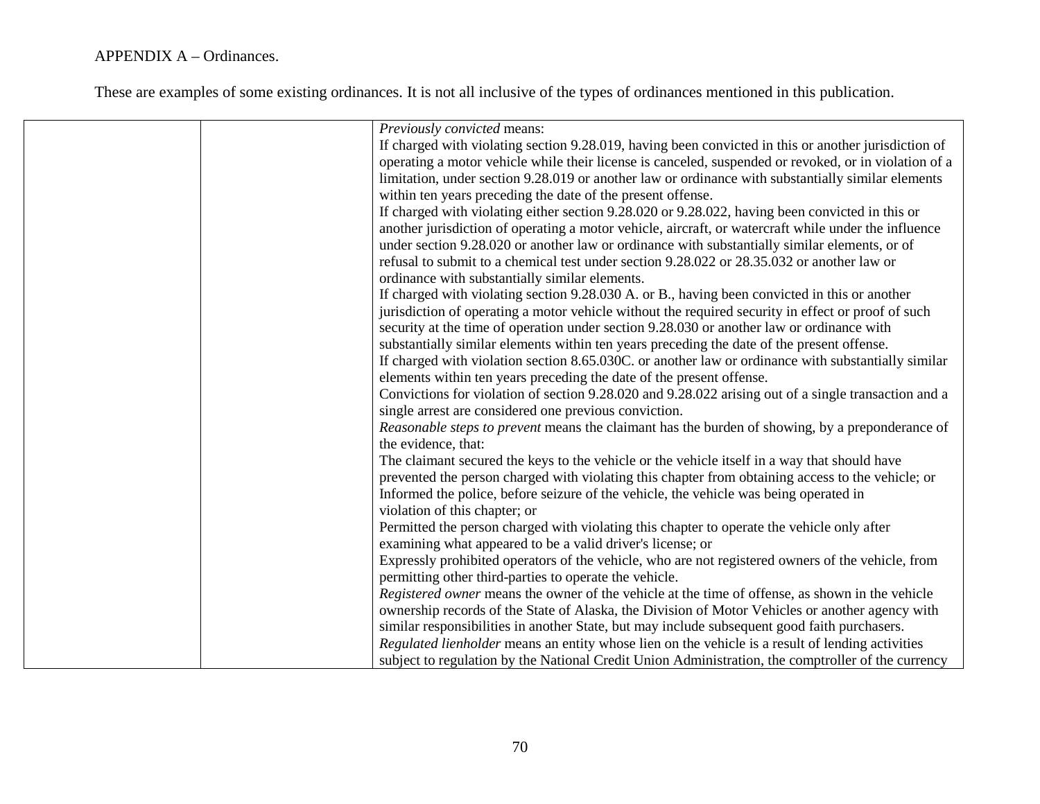APPENDIX A – Ordinances.

These are examples of some existing ordinances. It is not all inclusive of the types of ordinances mentioned in this publication.

| | | |
|---|---|---|
| | | *Previously convicted* means:<br>If charged with violating section 9.28.019, having been convicted in this or another jurisdiction of operating a motor vehicle while their license is canceled, suspended or revoked, or in violation of a limitation, under section 9.28.019 or another law or ordinance with substantially similar elements within ten years preceding the date of the present offense.<br>If charged with violating either section 9.28.020 or 9.28.022, having been convicted in this or another jurisdiction of operating a motor vehicle, aircraft, or watercraft while under the influence under section 9.28.020 or another law or ordinance with substantially similar elements, or of refusal to submit to a chemical test under section 9.28.022 or 28.35.032 or another law or ordinance with substantially similar elements.<br>If charged with violating section 9.28.030 A. or B., having been convicted in this or another jurisdiction of operating a motor vehicle without the required security in effect or proof of such security at the time of operation under section 9.28.030 or another law or ordinance with substantially similar elements within ten years preceding the date of the present offense.<br>If charged with violation section 8.65.030C. or another law or ordinance with substantially similar elements within ten years preceding the date of the present offense.<br>Convictions for violation of section 9.28.020 and 9.28.022 arising out of a single transaction and a single arrest are considered one previous conviction.<br>*Reasonable steps to prevent* means the claimant has the burden of showing, by a preponderance of the evidence, that:<br>The claimant secured the keys to the vehicle or the vehicle itself in a way that should have prevented the person charged with violating this chapter from obtaining access to the vehicle; or<br>Informed the police, before seizure of the vehicle, the vehicle was being operated in violation of this chapter; or<br>Permitted the person charged with violating this chapter to operate the vehicle only after examining what appeared to be a valid driver's license; or<br>Expressly prohibited operators of the vehicle, who are not registered owners of the vehicle, from permitting other third-parties to operate the vehicle.<br>*Registered owner* means the owner of the vehicle at the time of offense, as shown in the vehicle ownership records of the State of Alaska, the Division of Motor Vehicles or another agency with similar responsibilities in another State, but may include subsequent good faith purchasers.<br>*Regulated lienholder* means an entity whose lien on the vehicle is a result of lending activities subject to regulation by the National Credit Union Administration, the comptroller of the currency |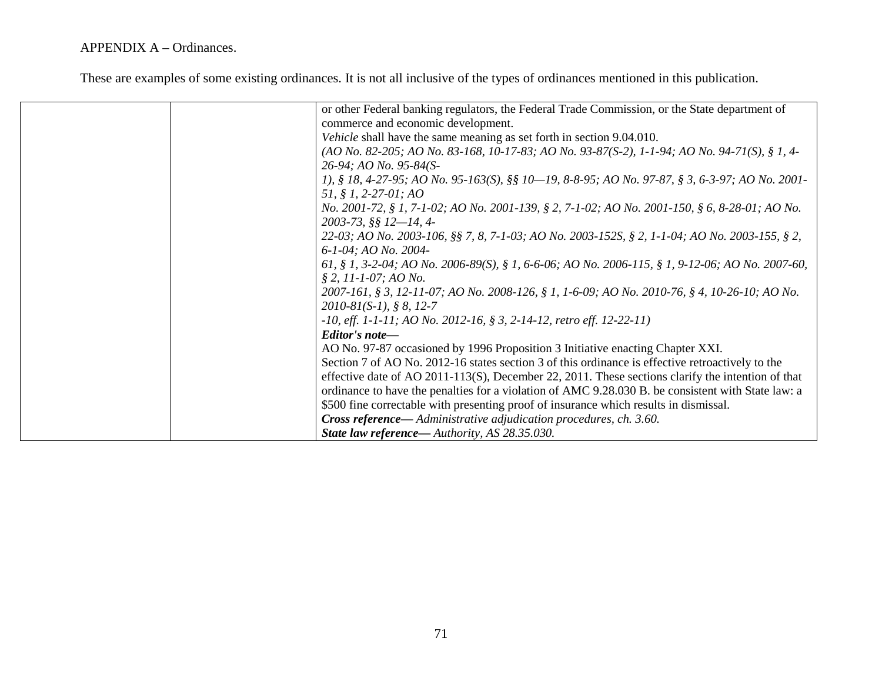APPENDIX A – Ordinances.

These are examples of some existing ordinances. It is not all inclusive of the types of ordinances mentioned in this publication.

| | | |
|---|---|---|
| | | or other Federal banking regulators, the Federal Trade Commission, or the State department of commerce and economic development.<br>*Vehicle* shall have the same meaning as set forth in section 9.04.010.<br>*(AO No. 82-205; AO No. 83-168, 10-17-83; AO No. 93-87(S-2), 1-1-94; AO No. 94-71(S), § 1, 4-26-94; AO No. 95-84(S-1), § 18, 4-27-95; AO No. 95-163(S), §§ 10—19, 8-8-95; AO No. 97-87, § 3, 6-3-97; AO No. 2001-51, § 1, 2-27-01; AO No. 2001-72, § 1, 7-1-02; AO No. 2001-139, § 2, 7-1-02; AO No. 2001-150, § 6, 8-28-01; AO No. 2003-73, §§ 12—14, 4-22-03; AO No. 2003-106, §§ 7, 8, 7-1-03; AO No. 2003-152S, § 2, 1-1-04; AO No. 2003-155, § 2, 6-1-04; AO No. 2004-61, § 1, 3-2-04; AO No. 2006-89(S), § 1, 6-6-06; AO No. 2006-115, § 1, 9-12-06; AO No. 2007-60, § 2, 11-1-07; AO No. 2007-161, § 3, 12-11-07; AO No. 2008-126, § 1, 1-6-09; AO No. 2010-76, § 4, 10-26-10; AO No. 2010-81(S-1), § 8, 12-7-10, eff. 1-1-11; AO No. 2012-16, § 3, 2-14-12, retro eff. 12-22-11)*<br>***Editor's note—***<br>AO No. 97-87 occasioned by 1996 Proposition 3 Initiative enacting Chapter XXI.<br>Section 7 of AO No. 2012-16 states section 3 of this ordinance is effective retroactively to the effective date of AO 2011-113(S), December 22, 2011. These sections clarify the intention of that ordinance to have the penalties for a violation of AMC 9.28.030 B. be consistent with State law: a $500 fine correctable with presenting proof of insurance which results in dismissal.<br>***Cross reference—*** *Administrative adjudication procedures, ch. 3.60.*<br>***State law reference—*** *Authority, AS 28.35.030.* |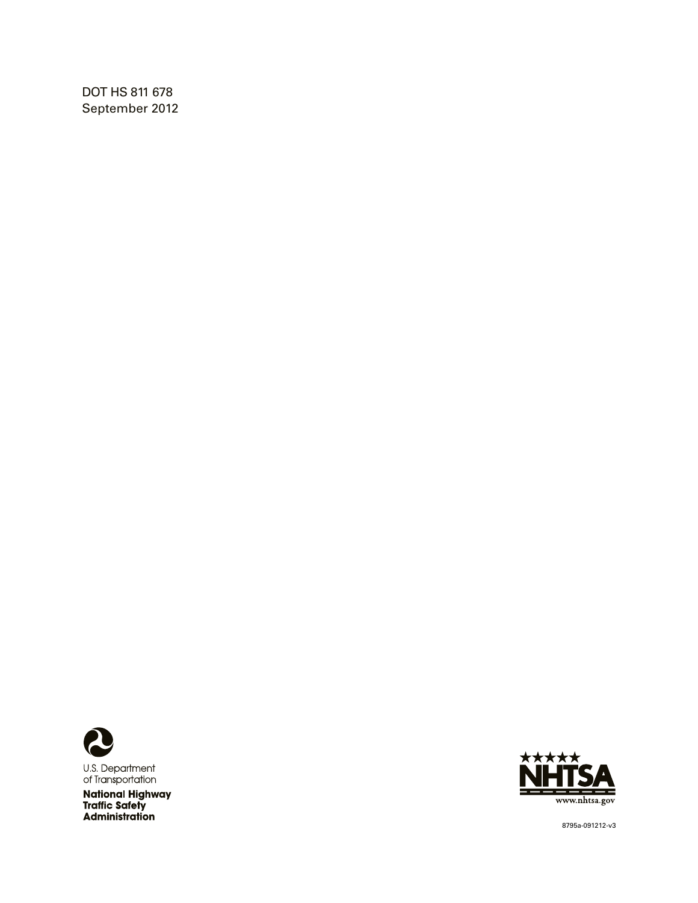DOT HS 811 678
September 2012

U.S. Department
of Transportation

**National Highway
Traffic Safety
Administration**

NHTSA
www.nhtsa.gov

8795a-091212-v3